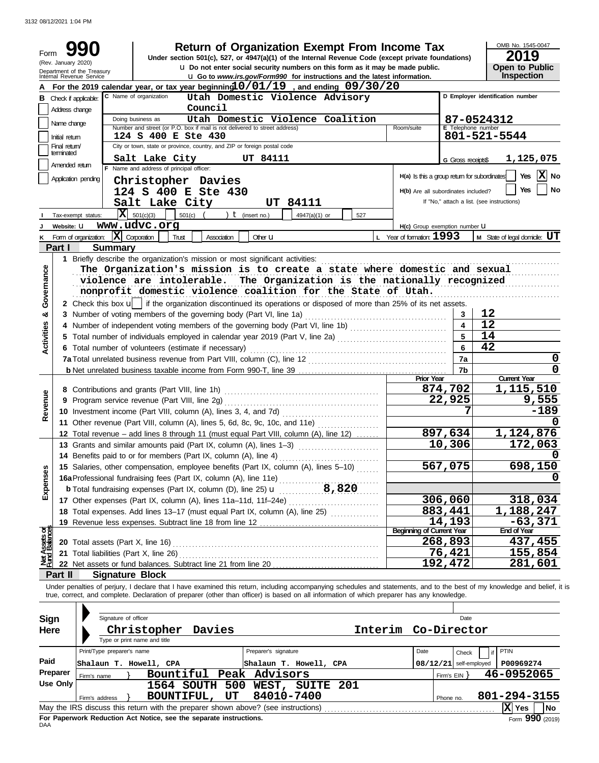3132 08/12/2021 1:04 PM

# Form 990

## Return of Organization Exempt From Income Tax

Under section 501(c), 527, or 4947(a)(1) of the Internal Revenue Code (except private foundations)

u Do not enter social security numbers on this form as it may be made public.

u Go to www.irs.gov/Form990 for instructions and the latest information.

(Rev. January 2020) Department of the Treasury Internal Revenue Service

OMB No. 1545-0047

**2019**

**Open to Public Inspection**

**A** For the 2019 calendar year, or tax year beginning 10/01/19, and ending 09/30/20

**B** Check if applicable: Address change / Name change / Initial return / Final return/terminated / Amended return / Application pending

**C** Name of organization: Utah Domestic Violence Advisory Council

Doing business as: Utah Domestic Violence Coalition

Number and street (or P.O. box if mail is not delivered to street address): 124 S 400 E Ste 430 — Room/suite

City or town, state or province, country, and ZIP or foreign postal code: Salt Lake City UT 84111

**D** Employer identification number: 87-0524312

**E** Telephone number: 801-521-5544

**G** Gross receipts $ 1,125,075

**F** Name and address of principal officer: Christopher Davies, 124 S 400 E Ste 430, Salt Lake City UT 84111

**H(a)** Is this a group return for subordinates? Yes [ ] No [X]

**H(b)** Are all subordinates included? Yes [ ] No [ ] If "No," attach a list. (see instructions)

**H(c)** Group exemption number u

**I** Tax-exempt status: [X] 501(c)(3) [ ] 501(c) ( ) t (insert no.) [ ] 4947(a)(1) or [ ] 527

**J** Website: u www.udvc.org

**K** Form of organization: [X] Corporation [ ] Trust [ ] Association [ ] Other u

**L** Year of formation: 1993

**M** State of legal domicile: UT

## Part I Summary

**Activities & Governance**

1 Briefly describe the organization's mission or most significant activities:
The Organization's mission is to create a state where domestic and sexual violence are intolerable. The Organization is the nationally recognized nonprofit domestic violence coalition for the State of Utah.

2 Check this box u [ ] if the organization discontinued its operations or disposed of more than 25% of its net assets.

| | | Line | Value |
|---|---|---|---|
| 3 | Number of voting members of the governing body (Part VI, line 1a) | 3 | 12 |
| 4 | Number of independent voting members of the governing body (Part VI, line 1b) | 4 | 12 |
| 5 | Total number of individuals employed in calendar year 2019 (Part V, line 2a) | 5 | 14 |
| 6 | Total number of volunteers (estimate if necessary) | 6 | 42 |
| 7a | Total unrelated business revenue from Part VIII, column (C), line 12 | 7a | 0 |
| b | Net unrelated business taxable income from Form 990-T, line 39 | 7b | 0 |

| | | Prior Year | Current Year |
|---|---|---|---|
| **Revenue** | | | |
| 8 | Contributions and grants (Part VIII, line 1h) | 874,702 | 1,115,510 |
| 9 | Program service revenue (Part VIII, line 2g) | 22,925 | 9,555 |
| 10 | Investment income (Part VIII, column (A), lines 3, 4, and 7d) | 7 | -189 |
| 11 | Other revenue (Part VIII, column (A), lines 5, 6d, 8c, 9c, 10c, and 11e) | | 0 |
| 12 | Total revenue – add lines 8 through 11 (must equal Part VIII, column (A), line 12) | 897,634 | 1,124,876 |
| **Expenses** | | | |
| 13 | Grants and similar amounts paid (Part IX, column (A), lines 1–3) | 10,306 | 172,063 |
| 14 | Benefits paid to or for members (Part IX, column (A), line 4) | | 0 |
| 15 | Salaries, other compensation, employee benefits (Part IX, column (A), lines 5–10) | 567,075 | 698,150 |
| 16a | Professional fundraising fees (Part IX, column (A), line 11e) | | 0 |
| b | Total fundraising expenses (Part IX, column (D), line 25) u 8,820 | | |
| 17 | Other expenses (Part IX, column (A), lines 11a–11d, 11f–24e) | 306,060 | 318,034 |
| 18 | Total expenses. Add lines 13–17 (must equal Part IX, column (A), line 25) | 883,441 | 1,188,247 |
| 19 | Revenue less expenses. Subtract line 18 from line 12 | 14,193 | -63,371 |

| **Net Assets or Fund Balances** | | Beginning of Current Year | End of Year |
|---|---|---|---|
| 20 | Total assets (Part X, line 16) | 268,893 | 437,455 |
| 21 | Total liabilities (Part X, line 26) | 76,421 | 155,854 |
| 22 | Net assets or fund balances. Subtract line 21 from line 20 | 192,472 | 281,601 |

## Part II Signature Block

Under penalties of perjury, I declare that I have examined this return, including accompanying schedules and statements, and to the best of my knowledge and belief, it is true, correct, and complete. Declaration of preparer (other than officer) is based on all information of which preparer has any knowledge.

**Sign Here**

Signature of officer — Date

Christopher Davies, Interim Co-Director
Type or print name and title

**Paid Preparer Use Only**

| Print/Type preparer's name | Preparer's signature | Date | Check [ ] if self-employed | PTIN |
|---|---|---|---|---|
| Shalaun T. Howell, CPA | Shalaun T. Howell, CPA | 08/12/21 | | P00969274 |

Firm's name } Bountiful Peak Advisors — Firm's EIN } 46-0952065

Firm's address } 1564 SOUTH 500 WEST, SUITE 201, BOUNTIFUL, UT 84010-7400 — Phone no. 801-294-3155

May the IRS discuss this return with the preparer shown above? (see instructions) [X] Yes [ ] No

**For Paperwork Reduction Act Notice, see the separate instructions.** Form **990** (2019)

DAA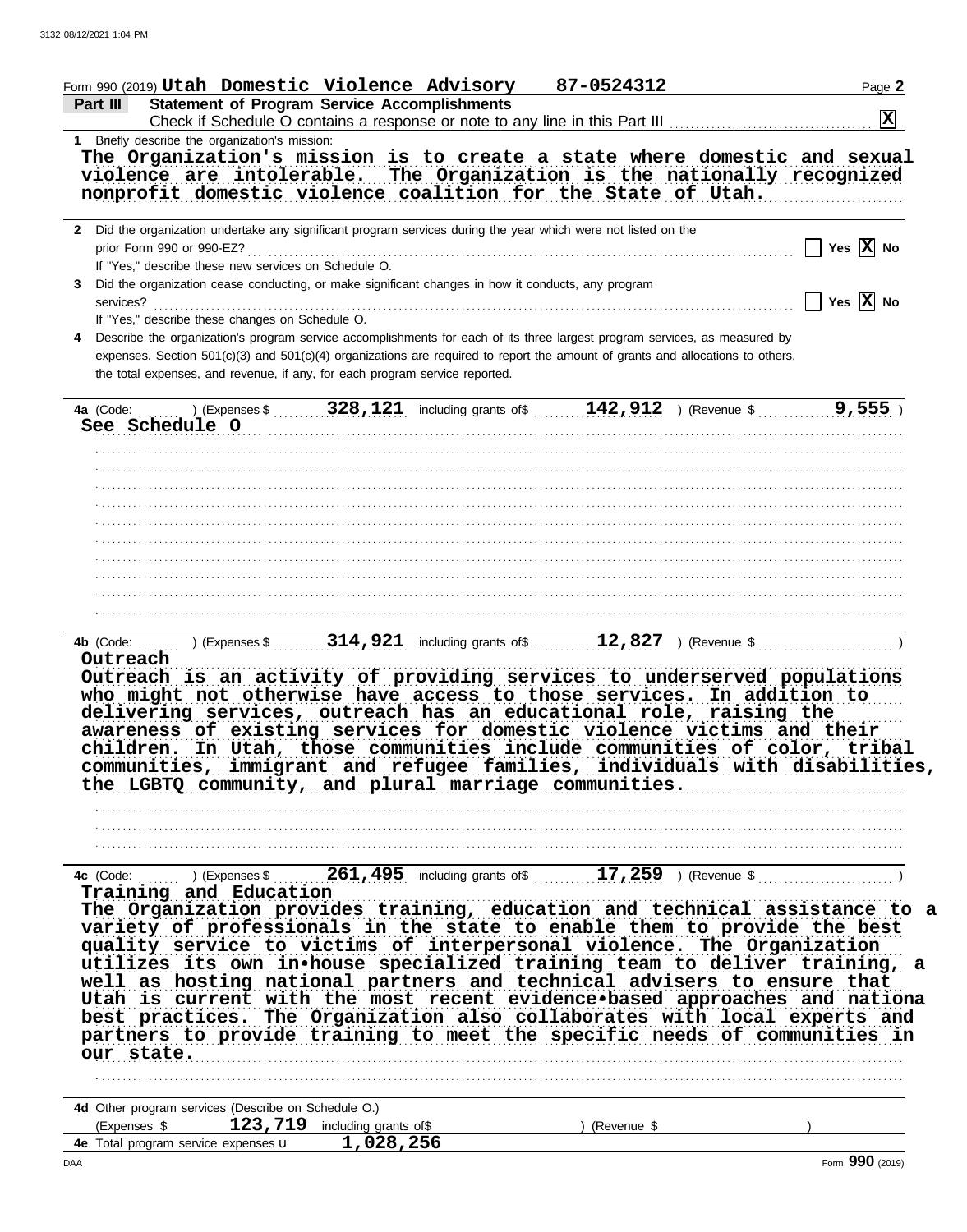Form 990 (2019) **Utah Domestic Violence Advisory** **87-0524312**

## Part III Statement of Program Service Accomplishments

Check if Schedule O contains a response or note to any line in this Part III ..... [X]

**1** Briefly describe the organization's mission:

**The Organization's mission is to create a state where domestic and sexual violence are intolerable. The Organization is the nationally recognized nonprofit domestic violence coalition for the State of Utah.**

**2** Did the organization undertake any significant program services during the year which were not listed on the prior Form 990 or 990-EZ? ..... [ ] Yes [X] No

If "Yes," describe these new services on Schedule O.

**3** Did the organization cease conducting, or make significant changes in how it conducts, any program services? ..... [ ] Yes [X] No

If "Yes," describe these changes on Schedule O.

**4** Describe the organization's program service accomplishments for each of its three largest program services, as measured by expenses. Section 501(c)(3) and 501(c)(4) organizations are required to report the amount of grants and allocations to others, the total expenses, and revenue, if any, for each program service reported.

**4a** (Code: ) (Expenses $ **328,121** including grants of$ **142,912** ) (Revenue $ **9,555** )

**See Schedule O**

**4b** (Code: ) (Expenses $ **314,921** including grants of$ **12,827** ) (Revenue $ )

**Outreach**

**Outreach is an activity of providing services to underserved populations who might not otherwise have access to those services. In addition to delivering services, outreach has an educational role, raising the awareness of existing services for domestic violence victims and their children. In Utah, those communities include communities of color, tribal communities, immigrant and refugee families, individuals with disabilities, the LGBTQ community, and plural marriage communities.**

**4c** (Code: ) (Expenses $ **261,495** including grants of$ **17,259** ) (Revenue $ )

**Training and Education**

**The Organization provides training, education and technical assistance to a variety of professionals in the state to enable them to provide the best quality service to victims of interpersonal violence. The Organization utilizes its own in•house specialized training team to deliver training, a well as hosting national partners and technical advisers to ensure that Utah is current with the most recent evidence•based approaches and nationa best practices. The Organization also collaborates with local experts and partners to provide training to meet the specific needs of communities in our state.**

**4d** Other program services (Describe on Schedule O.)

(Expenses $ **123,719** including grants of$ ) (Revenue $ )

**4e** Total program service expenses **1,028,256**

Form **990** (2019)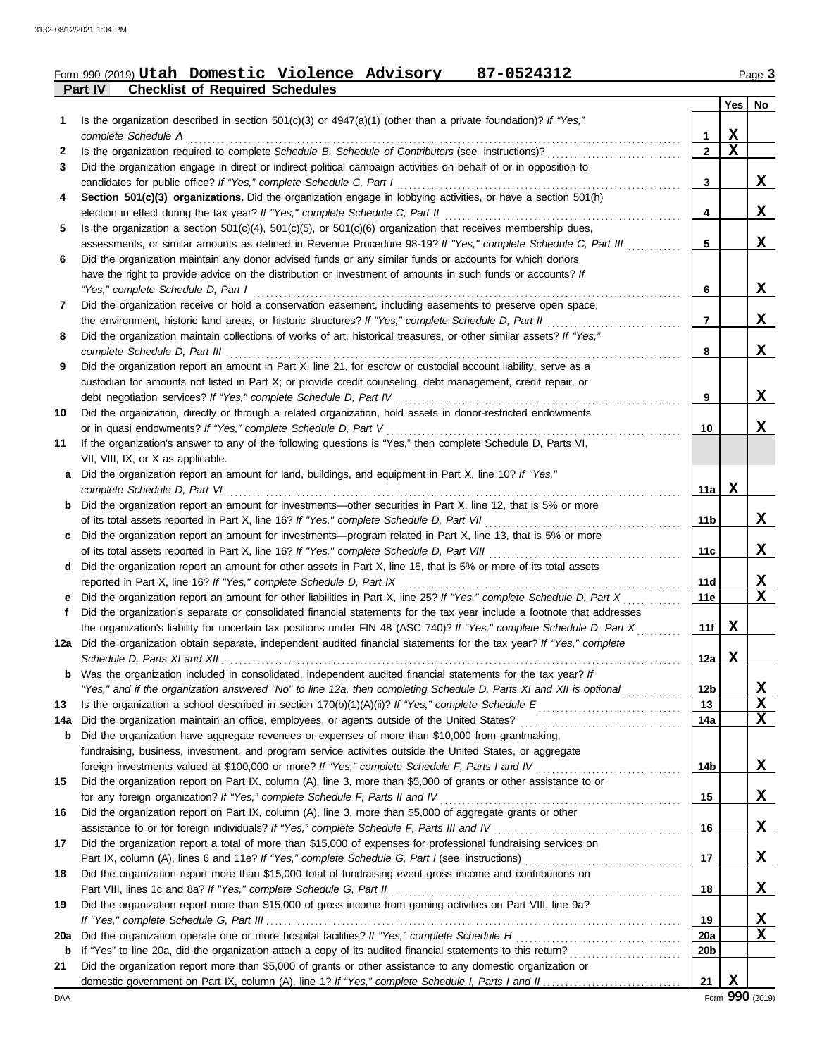Form 990 (2019) **Utah Domestic Violence Advisory 87-0524312**

## Part IV Checklist of Required Schedules

| | | | Yes | No |
|---|---|---|---|---|
| 1 | Is the organization described in section 501(c)(3) or 4947(a)(1) (other than a private foundation)? *If "Yes," complete Schedule A* | 1 | X | |
| 2 | Is the organization required to complete *Schedule B, Schedule of Contributors* (see instructions)? | 2 | X | |
| 3 | Did the organization engage in direct or indirect political campaign activities on behalf of or in opposition to candidates for public office? *If "Yes," complete Schedule C, Part I* | 3 | | X |
| 4 | **Section 501(c)(3) organizations.** Did the organization engage in lobbying activities, or have a section 501(h) election in effect during the tax year? *If "Yes," complete Schedule C, Part II* | 4 | | X |
| 5 | Is the organization a section 501(c)(4), 501(c)(5), or 501(c)(6) organization that receives membership dues, assessments, or similar amounts as defined in Revenue Procedure 98-19? *If "Yes," complete Schedule C, Part III* | 5 | | X |
| 6 | Did the organization maintain any donor advised funds or any similar funds or accounts for which donors have the right to provide advice on the distribution or investment of amounts in such funds or accounts? *If "Yes," complete Schedule D, Part I* | 6 | | X |
| 7 | Did the organization receive or hold a conservation easement, including easements to preserve open space, the environment, historic land areas, or historic structures? *If "Yes," complete Schedule D, Part II* | 7 | | X |
| 8 | Did the organization maintain collections of works of art, historical treasures, or other similar assets? *If "Yes," complete Schedule D, Part III* | 8 | | X |
| 9 | Did the organization report an amount in Part X, line 21, for escrow or custodial account liability, serve as a custodian for amounts not listed in Part X; or provide credit counseling, debt management, credit repair, or debt negotiation services? *If "Yes," complete Schedule D, Part IV* | 9 | | X |
| 10 | Did the organization, directly or through a related organization, hold assets in donor-restricted endowments or in quasi endowments? *If "Yes," complete Schedule D, Part V* | 10 | | X |
| 11 | If the organization's answer to any of the following questions is "Yes," then complete Schedule D, Parts VI, VII, VIII, IX, or X as applicable. | | | |
| a | Did the organization report an amount for land, buildings, and equipment in Part X, line 10? *If "Yes," complete Schedule D, Part VI* | 11a | X | |
| b | Did the organization report an amount for investments—other securities in Part X, line 12, that is 5% or more of its total assets reported in Part X, line 16? *If "Yes," complete Schedule D, Part VII* | 11b | | X |
| c | Did the organization report an amount for investments—program related in Part X, line 13, that is 5% or more of its total assets reported in Part X, line 16? *If "Yes," complete Schedule D, Part VIII* | 11c | | X |
| d | Did the organization report an amount for other assets in Part X, line 15, that is 5% or more of its total assets reported in Part X, line 16? *If "Yes," complete Schedule D, Part IX* | 11d | | X |
| e | Did the organization report an amount for other liabilities in Part X, line 25? *If "Yes," complete Schedule D, Part X* | 11e | | X |
| f | Did the organization's separate or consolidated financial statements for the tax year include a footnote that addresses the organization's liability for uncertain tax positions under FIN 48 (ASC 740)? *If "Yes," complete Schedule D, Part X* | 11f | X | |
| 12a | Did the organization obtain separate, independent audited financial statements for the tax year? *If "Yes," complete Schedule D, Parts XI and XII* | 12a | X | |
| b | Was the organization included in consolidated, independent audited financial statements for the tax year? *If "Yes," and if the organization answered "No" to line 12a, then completing Schedule D, Parts XI and XII is optional* | 12b | | X |
| 13 | Is the organization a school described in section 170(b)(1)(A)(ii)? *If "Yes," complete Schedule E* | 13 | | X |
| 14a | Did the organization maintain an office, employees, or agents outside of the United States? | 14a | | X |
| b | Did the organization have aggregate revenues or expenses of more than $10,000 from grantmaking, fundraising, business, investment, and program service activities outside the United States, or aggregate foreign investments valued at $100,000 or more? *If "Yes," complete Schedule F, Parts I and IV* | 14b | | X |
| 15 | Did the organization report on Part IX, column (A), line 3, more than $5,000 of grants or other assistance to or for any foreign organization? *If "Yes," complete Schedule F, Parts II and IV* | 15 | | X |
| 16 | Did the organization report on Part IX, column (A), line 3, more than $5,000 of aggregate grants or other assistance to or for foreign individuals? *If "Yes," complete Schedule F, Parts III and IV* | 16 | | X |
| 17 | Did the organization report a total of more than $15,000 of expenses for professional fundraising services on Part IX, column (A), lines 6 and 11e? *If "Yes," complete Schedule G, Part I* (see instructions) | 17 | | X |
| 18 | Did the organization report more than $15,000 total of fundraising event gross income and contributions on Part VIII, lines 1c and 8a? *If "Yes," complete Schedule G, Part II* | 18 | | X |
| 19 | Did the organization report more than $15,000 of gross income from gaming activities on Part VIII, line 9a? *If "Yes," complete Schedule G, Part III* | 19 | | X |
| 20a | Did the organization operate one or more hospital facilities? *If "Yes," complete Schedule H* | 20a | | X |
| b | If "Yes" to line 20a, did the organization attach a copy of its audited financial statements to this return? | 20b | | |
| 21 | Did the organization report more than $5,000 of grants or other assistance to any domestic organization or domestic government on Part IX, column (A), line 1? *If "Yes," complete Schedule I, Parts I and II* | 21 | X | |

Form **990** (2019)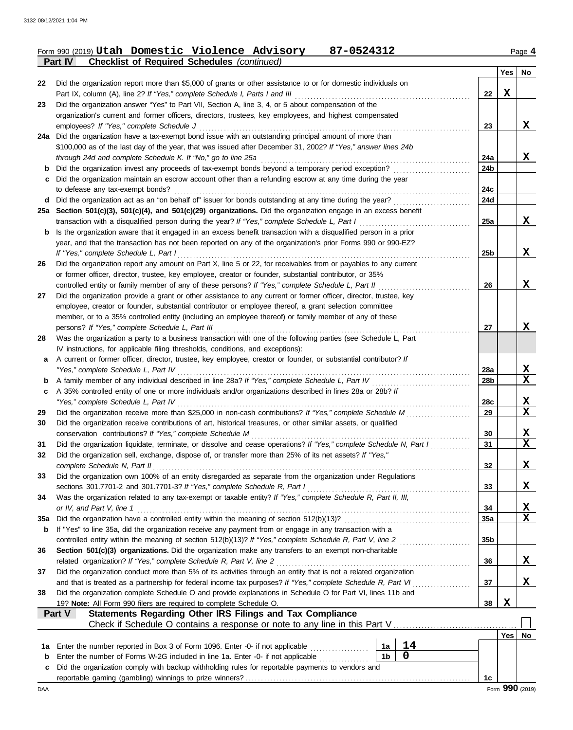Form 990 (2019) **Utah Domestic Violence Advisory 87-0524312** Page **4**

**Part IV — Checklist of Required Schedules** *(continued)*

| | | Line | Yes | No |
|---|---|---|---|---|
| 22 | Did the organization report more than $5,000 of grants or other assistance to or for domestic individuals on Part IX, column (A), line 2? *If "Yes," complete Schedule I, Parts I and III* | 22 | X | |
| 23 | Did the organization answer "Yes" to Part VII, Section A, line 3, 4, or 5 about compensation of the organization's current and former officers, directors, trustees, key employees, and highest compensated employees? *If "Yes," complete Schedule J* | 23 | | X |
| 24a | Did the organization have a tax-exempt bond issue with an outstanding principal amount of more than $100,000 as of the last day of the year, that was issued after December 31, 2002? *If "Yes," answer lines 24b through 24d and complete Schedule K. If "No," go to line 25a* | 24a | | X |
| b | Did the organization invest any proceeds of tax-exempt bonds beyond a temporary period exception? | 24b | | |
| c | Did the organization maintain an escrow account other than a refunding escrow at any time during the year to defease any tax-exempt bonds? | 24c | | |
| d | Did the organization act as an "on behalf of" issuer for bonds outstanding at any time during the year? | 24d | | |
| 25a | **Section 501(c)(3), 501(c)(4), and 501(c)(29) organizations.** Did the organization engage in an excess benefit transaction with a disqualified person during the year? *If "Yes," complete Schedule L, Part I* | 25a | | X |
| b | Is the organization aware that it engaged in an excess benefit transaction with a disqualified person in a prior year, and that the transaction has not been reported on any of the organization's prior Forms 990 or 990-EZ? *If "Yes," complete Schedule L, Part I* | 25b | | X |
| 26 | Did the organization report any amount on Part X, line 5 or 22, for receivables from or payables to any current or former officer, director, trustee, key employee, creator or founder, substantial contributor, or 35% controlled entity or family member of any of these persons? *If "Yes," complete Schedule L, Part II* | 26 | | X |
| 27 | Did the organization provide a grant or other assistance to any current or former officer, director, trustee, key employee, creator or founder, substantial contributor or employee thereof, a grant selection committee member, or to a 35% controlled entity (including an employee thereof) or family member of any of these persons? *If "Yes," complete Schedule L, Part III* | 27 | | X |
| 28 | Was the organization a party to a business transaction with one of the following parties (see Schedule L, Part IV instructions, for applicable filing thresholds, conditions, and exceptions): | | | |
| a | A current or former officer, director, trustee, key employee, creator or founder, or substantial contributor? *If "Yes," complete Schedule L, Part IV* | 28a | | X |
| b | A family member of any individual described in line 28a? *If "Yes," complete Schedule L, Part IV* | 28b | | X |
| c | A 35% controlled entity of one or more individuals and/or organizations described in lines 28a or 28b? *If "Yes," complete Schedule L, Part IV* | 28c | | X |
| 29 | Did the organization receive more than $25,000 in non-cash contributions? *If "Yes," complete Schedule M* | 29 | | X |
| 30 | Did the organization receive contributions of art, historical treasures, or other similar assets, or qualified conservation contributions? *If "Yes," complete Schedule M* | 30 | | X |
| 31 | Did the organization liquidate, terminate, or dissolve and cease operations? *If "Yes," complete Schedule N, Part I* | 31 | | X |
| 32 | Did the organization sell, exchange, dispose of, or transfer more than 25% of its net assets? *If "Yes," complete Schedule N, Part II* | 32 | | X |
| 33 | Did the organization own 100% of an entity disregarded as separate from the organization under Regulations sections 301.7701-2 and 301.7701-3? *If "Yes," complete Schedule R, Part I* | 33 | | X |
| 34 | Was the organization related to any tax-exempt or taxable entity? *If "Yes," complete Schedule R, Part II, III, or IV, and Part V, line 1* | 34 | | X |
| 35a | Did the organization have a controlled entity within the meaning of section 512(b)(13)? | 35a | | X |
| b | If "Yes" to line 35a, did the organization receive any payment from or engage in any transaction with a controlled entity within the meaning of section 512(b)(13)? *If "Yes," complete Schedule R, Part V, line 2* | 35b | | |
| 36 | **Section 501(c)(3) organizations.** Did the organization make any transfers to an exempt non-charitable related organization? *If "Yes," complete Schedule R, Part V, line 2* | 36 | | X |
| 37 | Did the organization conduct more than 5% of its activities through an entity that is not a related organization and that is treated as a partnership for federal income tax purposes? *If "Yes," complete Schedule R, Part VI* | 37 | | X |
| 38 | Did the organization complete Schedule O and provide explanations in Schedule O for Part VI, lines 11b and 19? **Note:** All Form 990 filers are required to complete Schedule O. | 38 | X | |

**Part V — Statements Regarding Other IRS Filings and Tax Compliance**

Check if Schedule O contains a response or note to any line in this Part V ☐

| | | | | Line | Yes | No |
|---|---|---|---|---|---|---|
| 1a | Enter the number reported in Box 3 of Form 1096. Enter -0- if not applicable | 1a | 14 | | | |
| b | Enter the number of Forms W-2G included in line 1a. Enter -0- if not applicable | 1b | 0 | | | |
| c | Did the organization comply with backup withholding rules for reportable payments to vendors and reportable gaming (gambling) winnings to prize winners? | | | 1c | | |

Form **990** (2019)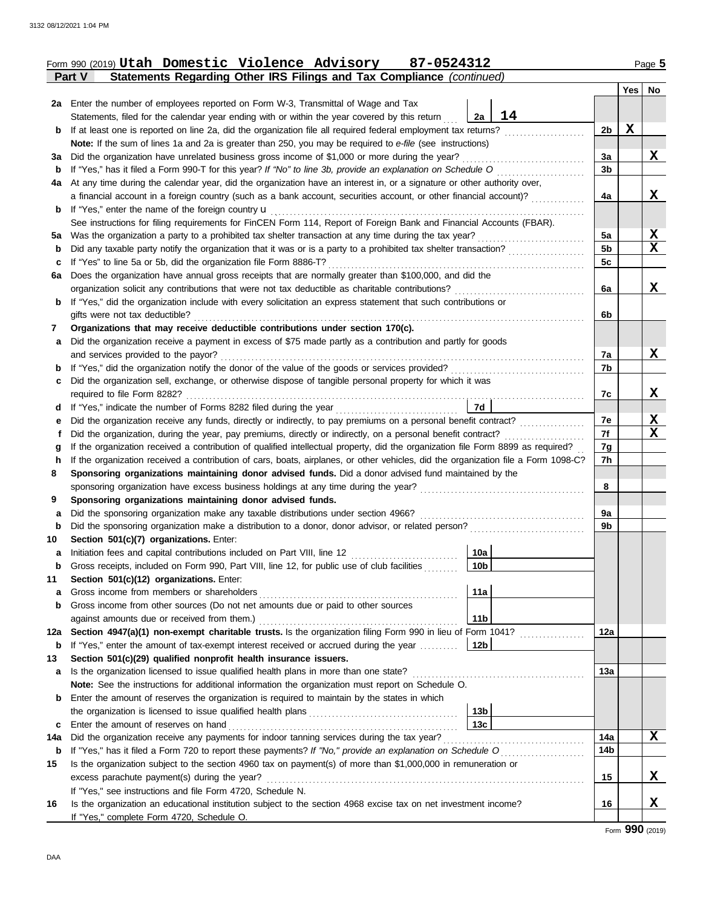Form 990 (2019) **Utah Domestic Violence Advisory 87-0524312** Page **5**

**Part V — Statements Regarding Other IRS Filings and Tax Compliance** *(continued)*

| | | | | | Yes | No |
|---|---|---|---|---|---|---|
| **2a** | Enter the number of employees reported on Form W-3, Transmittal of Wage and Tax Statements, filed for the calendar year ending with or within the year covered by this return | 2a | 14 | | | |
| **b** | If at least one is reported on line 2a, did the organization file all required federal employment tax returns? | | | 2b | X | |
| | **Note:** If the sum of lines 1a and 2a is greater than 250, you may be required to *e-file* (see instructions) | | | | | |
| **3a** | Did the organization have unrelated business gross income of $1,000 or more during the year? | | | 3a | | X |
| **b** | If "Yes," has it filed a Form 990-T for this year? *If "No" to line 3b, provide an explanation on Schedule O* | | | 3b | | |
| **4a** | At any time during the calendar year, did the organization have an interest in, or a signature or other authority over, a financial account in a foreign country (such as a bank account, securities account, or other financial account)? | | | 4a | | X |
| **b** | If "Yes," enter the name of the foreign country u | | | | | |
| | See instructions for filing requirements for FinCEN Form 114, Report of Foreign Bank and Financial Accounts (FBAR). | | | | | |
| **5a** | Was the organization a party to a prohibited tax shelter transaction at any time during the tax year? | | | 5a | | X |
| **b** | Did any taxable party notify the organization that it was or is a party to a prohibited tax shelter transaction? | | | 5b | | X |
| **c** | If "Yes" to line 5a or 5b, did the organization file Form 8886-T? | | | 5c | | |
| **6a** | Does the organization have annual gross receipts that are normally greater than $100,000, and did the organization solicit any contributions that were not tax deductible as charitable contributions? | | | 6a | | X |
| **b** | If "Yes," did the organization include with every solicitation an express statement that such contributions or gifts were not tax deductible? | | | 6b | | |
| **7** | **Organizations that may receive deductible contributions under section 170(c).** | | | | | |
| **a** | Did the organization receive a payment in excess of $75 made partly as a contribution and partly for goods and services provided to the payor? | | | 7a | | X |
| **b** | If "Yes," did the organization notify the donor of the value of the goods or services provided? | | | 7b | | |
| **c** | Did the organization sell, exchange, or otherwise dispose of tangible personal property for which it was required to file Form 8282? | | | 7c | | X |
| **d** | If "Yes," indicate the number of Forms 8282 filed during the year | 7d | | | | |
| **e** | Did the organization receive any funds, directly or indirectly, to pay premiums on a personal benefit contract? | | | 7e | | X |
| **f** | Did the organization, during the year, pay premiums, directly or indirectly, on a personal benefit contract? | | | 7f | | X |
| **g** | If the organization received a contribution of qualified intellectual property, did the organization file Form 8899 as required? | | | 7g | | |
| **h** | If the organization received a contribution of cars, boats, airplanes, or other vehicles, did the organization file a Form 1098-C? | | | 7h | | |
| **8** | **Sponsoring organizations maintaining donor advised funds.** Did a donor advised fund maintained by the sponsoring organization have excess business holdings at any time during the year? | | | 8 | | |
| **9** | **Sponsoring organizations maintaining donor advised funds.** | | | | | |
| **a** | Did the sponsoring organization make any taxable distributions under section 4966? | | | 9a | | |
| **b** | Did the sponsoring organization make a distribution to a donor, donor advisor, or related person? | | | 9b | | |
| **10** | **Section 501(c)(7) organizations.** Enter: | | | | | |
| **a** | Initiation fees and capital contributions included on Part VIII, line 12 | 10a | | | | |
| **b** | Gross receipts, included on Form 990, Part VIII, line 12, for public use of club facilities | 10b | | | | |
| **11** | **Section 501(c)(12) organizations.** Enter: | | | | | |
| **a** | Gross income from members or shareholders | 11a | | | | |
| **b** | Gross income from other sources (Do not net amounts due or paid to other sources against amounts due or received from them.) | 11b | | | | |
| **12a** | **Section 4947(a)(1) non-exempt charitable trusts.** Is the organization filing Form 990 in lieu of Form 1041? | | | 12a | | |
| **b** | If "Yes," enter the amount of tax-exempt interest received or accrued during the year | 12b | | | | |
| **13** | **Section 501(c)(29) qualified nonprofit health insurance issuers.** | | | | | |
| **a** | Is the organization licensed to issue qualified health plans in more than one state? | | | 13a | | |
| | **Note:** See the instructions for additional information the organization must report on Schedule O. | | | | | |
| **b** | Enter the amount of reserves the organization is required to maintain by the states in which the organization is licensed to issue qualified health plans | 13b | | | | |
| **c** | Enter the amount of reserves on hand | 13c | | | | |
| **14a** | Did the organization receive any payments for indoor tanning services during the tax year? | | | 14a | | X |
| **b** | If "Yes," has it filed a Form 720 to report these payments? *If "No," provide an explanation on Schedule O* | | | 14b | | |
| **15** | Is the organization subject to the section 4960 tax on payment(s) of more than $1,000,000 in remuneration or excess parachute payment(s) during the year? | | | 15 | | X |
| | If "Yes," see instructions and file Form 4720, Schedule N. | | | | | |
| **16** | Is the organization an educational institution subject to the section 4968 excise tax on net investment income? | | | 16 | | X |
| | If "Yes," complete Form 4720, Schedule O. | | | | | |

Form **990** (2019)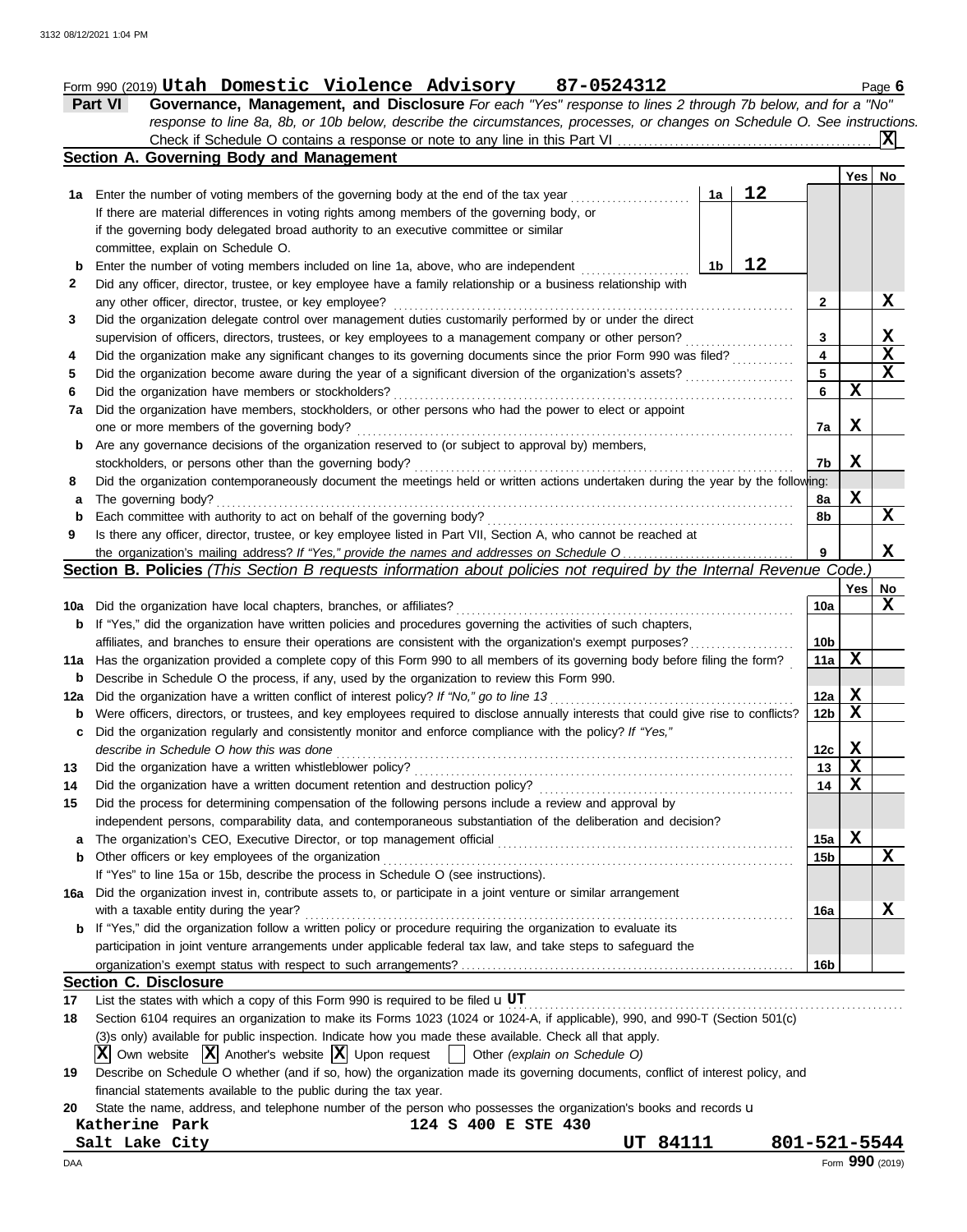Form 990 (2019) **Utah Domestic Violence Advisory 87-0524312** Page **6**

**Part VI Governance, Management, and Disclosure** *For each "Yes" response to lines 2 through 7b below, and for a "No" response to line 8a, 8b, or 10b below, describe the circumstances, processes, or changes on Schedule O. See instructions.*

Check if Schedule O contains a response or note to any line in this Part VI .......... **X**

## Section A. Governing Body and Management

| | | | | Yes | No |
|---|---|---|---|---|---|
| **1a** | Enter the number of voting members of the governing body at the end of the tax year ..... **1a** **12**<br>If there are material differences in voting rights among members of the governing body, or if the governing body delegated broad authority to an executive committee or similar committee, explain on Schedule O. | | | | |
| **b** | Enter the number of voting members included on line 1a, above, who are independent ..... **1b** **12** | | | | |
| **2** | Did any officer, director, trustee, or key employee have a family relationship or a business relationship with any other officer, director, trustee, or key employee? | | 2 | | X |
| **3** | Did the organization delegate control over management duties customarily performed by or under the direct supervision of officers, directors, trustees, or key employees to a management company or other person? | | 3 | | X |
| **4** | Did the organization make any significant changes to its governing documents since the prior Form 990 was filed? | | 4 | | X |
| **5** | Did the organization become aware during the year of a significant diversion of the organization's assets? | | 5 | | X |
| **6** | Did the organization have members or stockholders? | | 6 | X | |
| **7a** | Did the organization have members, stockholders, or other persons who had the power to elect or appoint one or more members of the governing body? | | 7a | X | |
| **b** | Are any governance decisions of the organization reserved to (or subject to approval by) members, stockholders, or persons other than the governing body? | | 7b | X | |
| **8** | Did the organization contemporaneously document the meetings held or written actions undertaken during the year by the following: | | | | |
| **a** | The governing body? | | 8a | X | |
| **b** | Each committee with authority to act on behalf of the governing body? | | 8b | | X |
| **9** | Is there any officer, director, trustee, or key employee listed in Part VII, Section A, who cannot be reached at the organization's mailing address? *If "Yes," provide the names and addresses on Schedule O* | | 9 | | X |

## Section B. Policies *(This Section B requests information about policies not required by the Internal Revenue Code.)*

| | | | Yes | No |
|---|---|---|---|---|
| **10a** | Did the organization have local chapters, branches, or affiliates? | 10a | | X |
| **b** | If "Yes," did the organization have written policies and procedures governing the activities of such chapters, affiliates, and branches to ensure their operations are consistent with the organization's exempt purposes? | 10b | | |
| **11a** | Has the organization provided a complete copy of this Form 990 to all members of its governing body before filing the form? | 11a | X | |
| **b** | Describe in Schedule O the process, if any, used by the organization to review this Form 990. | | | |
| **12a** | Did the organization have a written conflict of interest policy? *If "No," go to line 13* | 12a | X | |
| **b** | Were officers, directors, or trustees, and key employees required to disclose annually interests that could give rise to conflicts? | 12b | X | |
| **c** | Did the organization regularly and consistently monitor and enforce compliance with the policy? *If "Yes," describe in Schedule O how this was done* | 12c | X | |
| **13** | Did the organization have a written whistleblower policy? | 13 | X | |
| **14** | Did the organization have a written document retention and destruction policy? | 14 | X | |
| **15** | Did the process for determining compensation of the following persons include a review and approval by independent persons, comparability data, and contemporaneous substantiation of the deliberation and decision? | | | |
| **a** | The organization's CEO, Executive Director, or top management official | 15a | X | |
| **b** | Other officers or key employees of the organization | 15b | | X |
| | If "Yes" to line 15a or 15b, describe the process in Schedule O (see instructions). | | | |
| **16a** | Did the organization invest in, contribute assets to, or participate in a joint venture or similar arrangement with a taxable entity during the year? | 16a | | X |
| **b** | If "Yes," did the organization follow a written policy or procedure requiring the organization to evaluate its participation in joint venture arrangements under applicable federal tax law, and take steps to safeguard the organization's exempt status with respect to such arrangements? | 16b | | |

## Section C. Disclosure

**17** List the states with which a copy of this Form 990 is required to be filed u **UT**

**18** Section 6104 requires an organization to make its Forms 1023 (1024 or 1024-A, if applicable), 990, and 990-T (Section 501(c)(3)s only) available for public inspection. Indicate how you made these available. Check all that apply.

**X** Own website **X** Another's website **X** Upon request ☐ Other *(explain on Schedule O)*

**19** Describe on Schedule O whether (and if so, how) the organization made its governing documents, conflict of interest policy, and financial statements available to the public during the tax year.

**20** State the name, address, and telephone number of the person who possesses the organization's books and records u

**Katherine Park** **124 S 400 E STE 430**
**Salt Lake City** **UT 84111** **801-521-5544**

Form **990** (2019)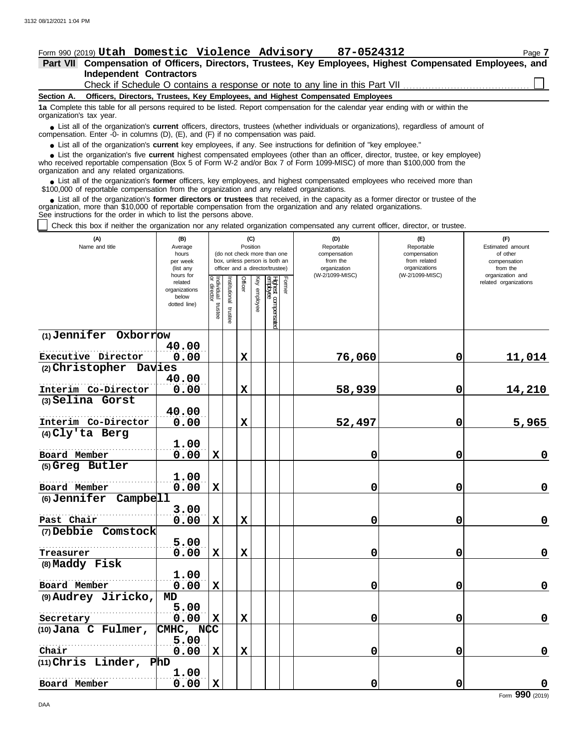Form 990 (2019) **Utah Domestic Violence Advisory 87-0524312** Page **7**

**Part VII Compensation of Officers, Directors, Trustees, Key Employees, Highest Compensated Employees, and Independent Contractors**

Check if Schedule O contains a response or note to any line in this Part VII ☐

**Section A. Officers, Directors, Trustees, Key Employees, and Highest Compensated Employees**

**1a** Complete this table for all persons required to be listed. Report compensation for the calendar year ending with or within the organization's tax year.

- List all of the organization's **current** officers, directors, trustees (whether individuals or organizations), regardless of amount of compensation. Enter -0- in columns (D), (E), and (F) if no compensation was paid.
- List all of the organization's **current** key employees, if any. See instructions for definition of "key employee."
- List the organization's five **current** highest compensated employees (other than an officer, director, trustee, or key employee) who received reportable compensation (Box 5 of Form W-2 and/or Box 7 of Form 1099-MISC) of more than $100,000 from the organization and any related organizations.
- List all of the organization's **former** officers, key employees, and highest compensated employees who received more than $100,000 of reportable compensation from the organization and any related organizations.
- List all of the organization's **former directors or trustees** that received, in the capacity as a former director or trustee of the organization, more than $10,000 of reportable compensation from the organization and any related organizations.

See instructions for the order in which to list the persons above.

☐ Check this box if neither the organization nor any related organization compensated any current officer, director, or trustee.

| (A) Name and title | (B) Average hours per week (list any hours for related organizations below dotted line) | (C) Position: Individual trustee or director | Institutional trustee | Officer | Key employee | Highest compensated employee | Former | (D) Reportable compensation from the organization (W-2/1099-MISC) | (E) Reportable compensation from related organizations (W-2/1099-MISC) | (F) Estimated amount of other compensation from the organization and related organizations |
|---|---|---|---|---|---|---|---|---|---|---|
| (1) Jennifer Oxborrow<br>Executive Director | 40.00<br>0.00 | | | X | | | | 76,060 | 0 | 11,014 |
| (2) Christopher Davies<br>Interim Co-Director | 40.00<br>0.00 | | | X | | | | 58,939 | 0 | 14,210 |
| (3) Selina Gorst<br>Interim Co-Director | 40.00<br>0.00 | | | X | | | | 52,497 | 0 | 5,965 |
| (4) Cly'ta Berg<br>Board Member | 1.00<br>0.00 | X | | | | | | 0 | 0 | 0 |
| (5) Greg Butler<br>Board Member | 1.00<br>0.00 | X | | | | | | 0 | 0 | 0 |
| (6) Jennifer Campbell<br>Past Chair | 3.00<br>0.00 | X | | X | | | | 0 | 0 | 0 |
| (7) Debbie Comstock<br>Treasurer | 5.00<br>0.00 | X | | X | | | | 0 | 0 | 0 |
| (8) Maddy Fisk<br>Board Member | 1.00<br>0.00 | X | | | | | | 0 | 0 | 0 |
| (9) Audrey Jiricko, MD<br>Secretary | 5.00<br>0.00 | X | | X | | | | 0 | 0 | 0 |
| (10) Jana C Fulmer, CMHC, NCC<br>Chair | 5.00<br>0.00 | X | | X | | | | 0 | 0 | 0 |
| (11) Chris Linder, PhD<br>Board Member | 1.00<br>0.00 | X | | | | | | 0 | 0 | 0 |

Form **990** (2019)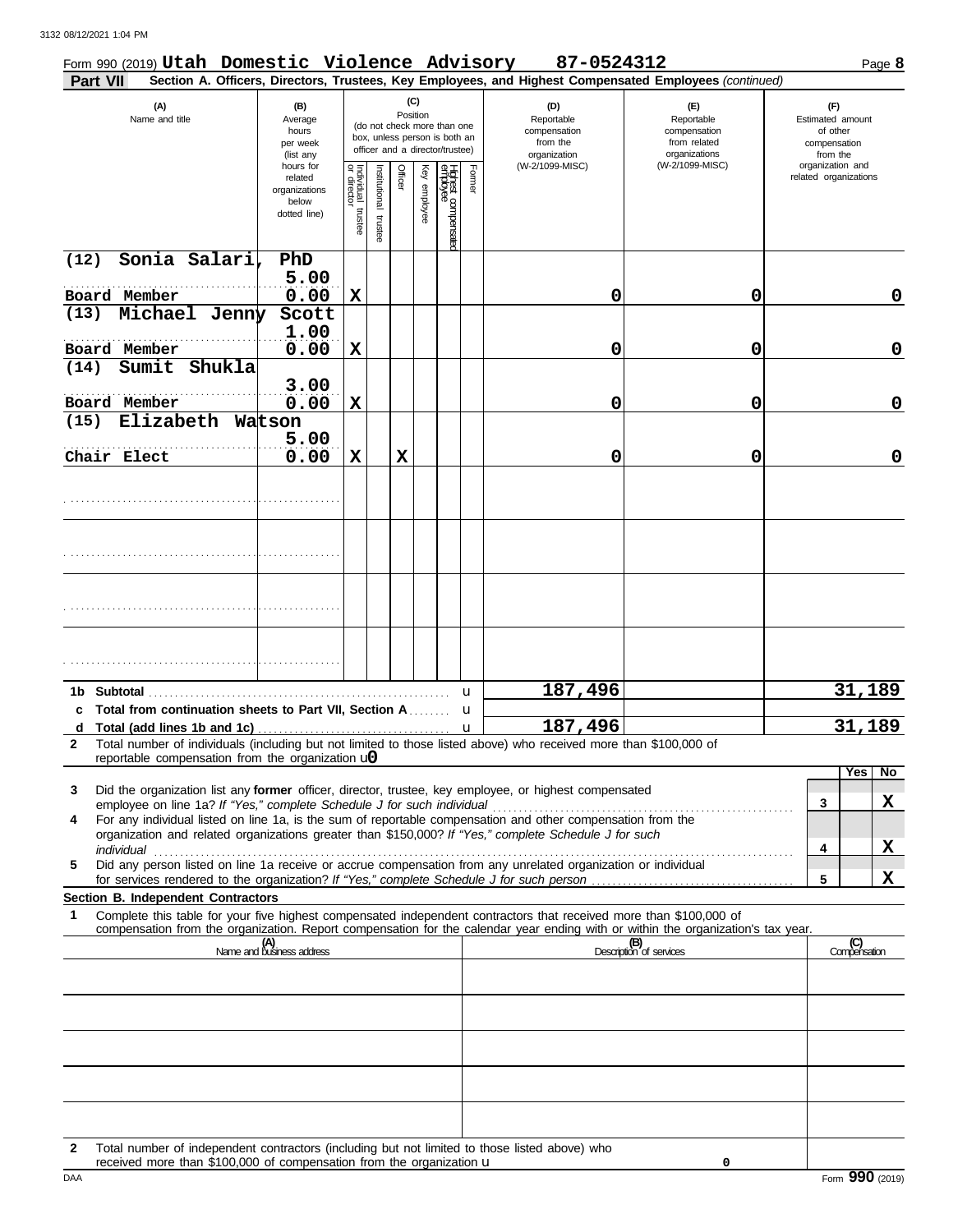Form 990 (2019) **Utah Domestic Violence Advisory** **87-0524312** Page **8**

**Part VII** **Section A. Officers, Directors, Trustees, Key Employees, and Highest Compensated Employees** *(continued)*

| (A) Name and title | (B) Average hours per week (list any hours for related organizations below dotted line) | (C) Position: Individual trustee or director | Institutional trustee | Officer | Key employee | Highest compensated employee | Former | (D) Reportable compensation from the organization (W-2/1099-MISC) | (E) Reportable compensation from related organizations (W-2/1099-MISC) | (F) Estimated amount of other compensation from the organization and related organizations |
|---|---|---|---|---|---|---|---|---|---|---|
| (12) Sonia Salari, PhD<br>Board Member | 5.00<br>0.00 | X | | | | | | 0 | 0 | 0 |
| (13) Michael Jenny Scott<br>Board Member | 1.00<br>0.00 | X | | | | | | 0 | 0 | 0 |
| (14) Sumit Shukla<br>Board Member | 3.00<br>0.00 | X | | | | | | 0 | 0 | 0 |
| (15) Elizabeth Watson<br>Chair Elect | 5.00<br>0.00 | X | | X | | | | 0 | 0 | 0 |

| | | (D) | (E) | (F) |
|---|---|---|---|---|
| **1b** | **Subtotal** | 187,496 | | 31,189 |
| **c** | **Total from continuation sheets to Part VII, Section A** | | | |
| **d** | **Total (add lines 1b and 1c)** | 187,496 | | 31,189 |

**2** Total number of individuals (including but not limited to those listed above) who received more than $100,000 of reportable compensation from the organization u 0

| | | | Yes | No |
|---|---|---|---|---|
| **3** | Did the organization list any **former** officer, director, trustee, key employee, or highest compensated employee on line 1a? *If "Yes," complete Schedule J for such individual* | 3 | | X |
| **4** | For any individual listed on line 1a, is the sum of reportable compensation and other compensation from the organization and related organizations greater than $150,000? *If "Yes," complete Schedule J for such individual* | 4 | | X |
| **5** | Did any person listed on line 1a receive or accrue compensation from any unrelated organization or individual for services rendered to the organization? *If "Yes," complete Schedule J for such person* | 5 | | X |

**Section B. Independent Contractors**

**1** Complete this table for your five highest compensated independent contractors that received more than $100,000 of compensation from the organization. Report compensation for the calendar year ending with or within the organization's tax year.

| (A) Name and business address | (B) Description of services | (C) Compensation |
|---|---|---|
| | | |
| | | |
| | | |
| | | |
| | | |

**2** Total number of independent contractors (including but not limited to those listed above) who received more than $100,000 of compensation from the organization u 0

DAA Form **990** (2019)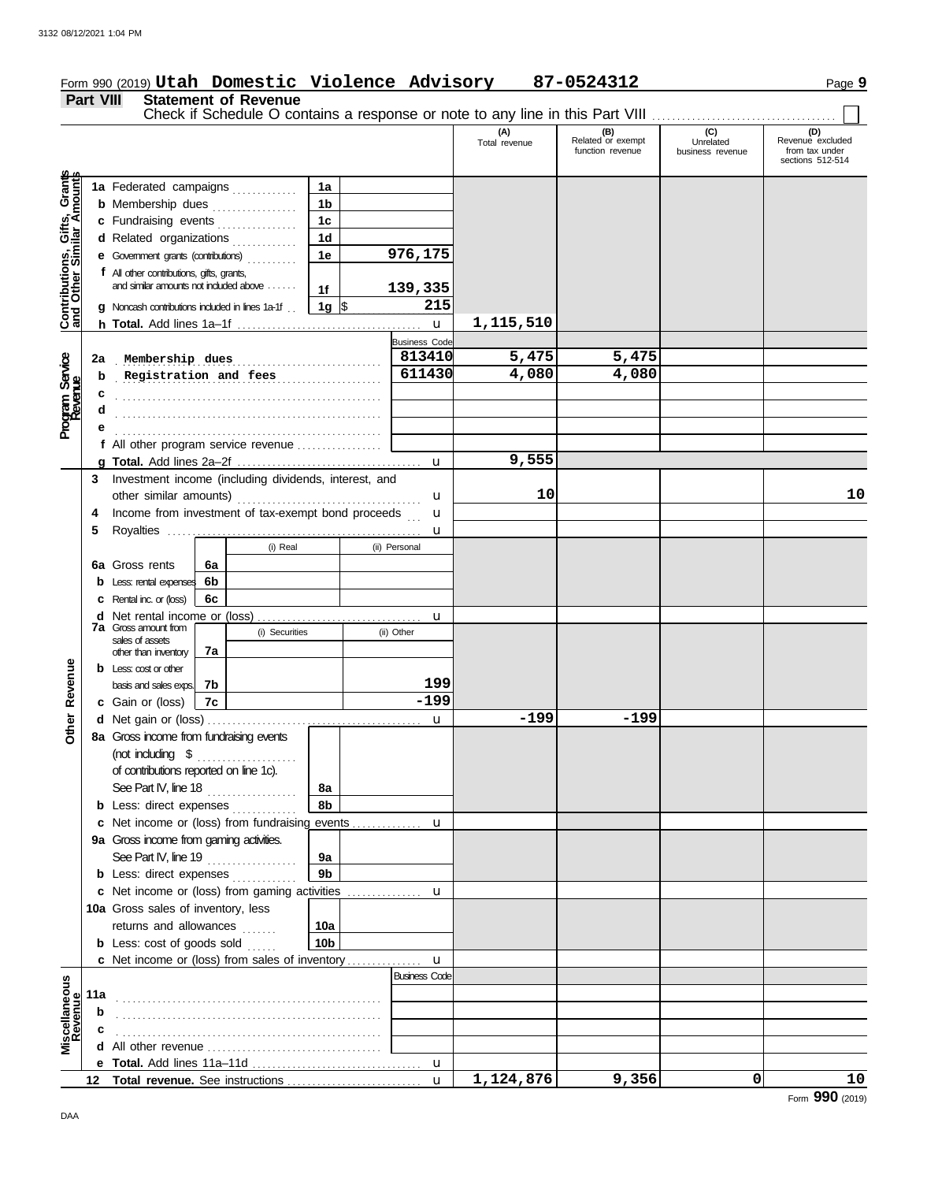Form 990 (2019) **Utah Domestic Violence Advisory 87-0524312** Page **9**

**Part VIII Statement of Revenue**

Check if Schedule O contains a response or note to any line in this Part VIII ☐

| | | | (A) Total revenue | (B) Related or exempt function revenue | (C) Unrelated business revenue | (D) Revenue excluded from tax under sections 512-514 |
|---|---|---|---|---|---|---|
| **Contributions, Gifts, Grants and Other Similar Amounts** | 1a Federated campaigns | 1a | | | | |
| | b Membership dues | 1b | | | | |
| | c Fundraising events | 1c | | | | |
| | d Related organizations | 1d | | | | |
| | e Government grants (contributions) | 1e 976,175 | | | | |
| | f All other contributions, gifts, grants, and similar amounts not included above | 1f 139,335 | | | | |
| | g Noncash contributions included in lines 1a-1f | 1g $ 215 | | | | |
| | h **Total.** Add lines 1a–1f | | 1,115,510 | | | |
| **Program Service Revenue** | | Business Code | | | | |
| | 2a Membership dues | 813410 | 5,475 | 5,475 | | |
| | b Registration and fees | 611430 | 4,080 | 4,080 | | |
| | c | | | | | |
| | d | | | | | |
| | e | | | | | |
| | f All other program service revenue | | | | | |
| | g **Total.** Add lines 2a–2f | | 9,555 | | | |
| **Other Revenue** | 3 Investment income (including dividends, interest, and other similar amounts) | | 10 | | | 10 |
| | 4 Income from investment of tax-exempt bond proceeds | | | | | |
| | 5 Royalties | | | | | |
| | | (i) Real / (ii) Personal | | | | |
| | 6a Gross rents | 6a | | | | |
| | b Less: rental expenses | 6b | | | | |
| | c Rental inc. or (loss) | 6c | | | | |
| | d Net rental income or (loss) | | | | | |
| | 7a Gross amount from sales of assets other than inventory | 7a (i) Securities / (ii) Other | | | | |
| | b Less: cost or other basis and sales exps. | 7b (ii) 199 | | | | |
| | c Gain or (loss) | 7c (ii) -199 | | | | |
| | d Net gain or (loss) | | -199 | -199 | | |
| | 8a Gross income from fundraising events (not including $ of contributions reported on line 1c). See Part IV, line 18 | 8a | | | | |
| | b Less: direct expenses | 8b | | | | |
| | c Net income or (loss) from fundraising events | | | | | |
| | 9a Gross income from gaming activities. See Part IV, line 19 | 9a | | | | |
| | b Less: direct expenses | 9b | | | | |
| | c Net income or (loss) from gaming activities | | | | | |
| | 10a Gross sales of inventory, less returns and allowances | 10a | | | | |
| | b Less: cost of goods sold | 10b | | | | |
| | c Net income or (loss) from sales of inventory | | | | | |
| **Miscellaneous Revenue** | | Business Code | | | | |
| | 11a | | | | | |
| | b | | | | | |
| | c | | | | | |
| | d All other revenue | | | | | |
| | e **Total.** Add lines 11a–11d | | | | | |
| | 12 **Total revenue.** See instructions | | 1,124,876 | 9,356 | 0 | 10 |

Form **990** (2019)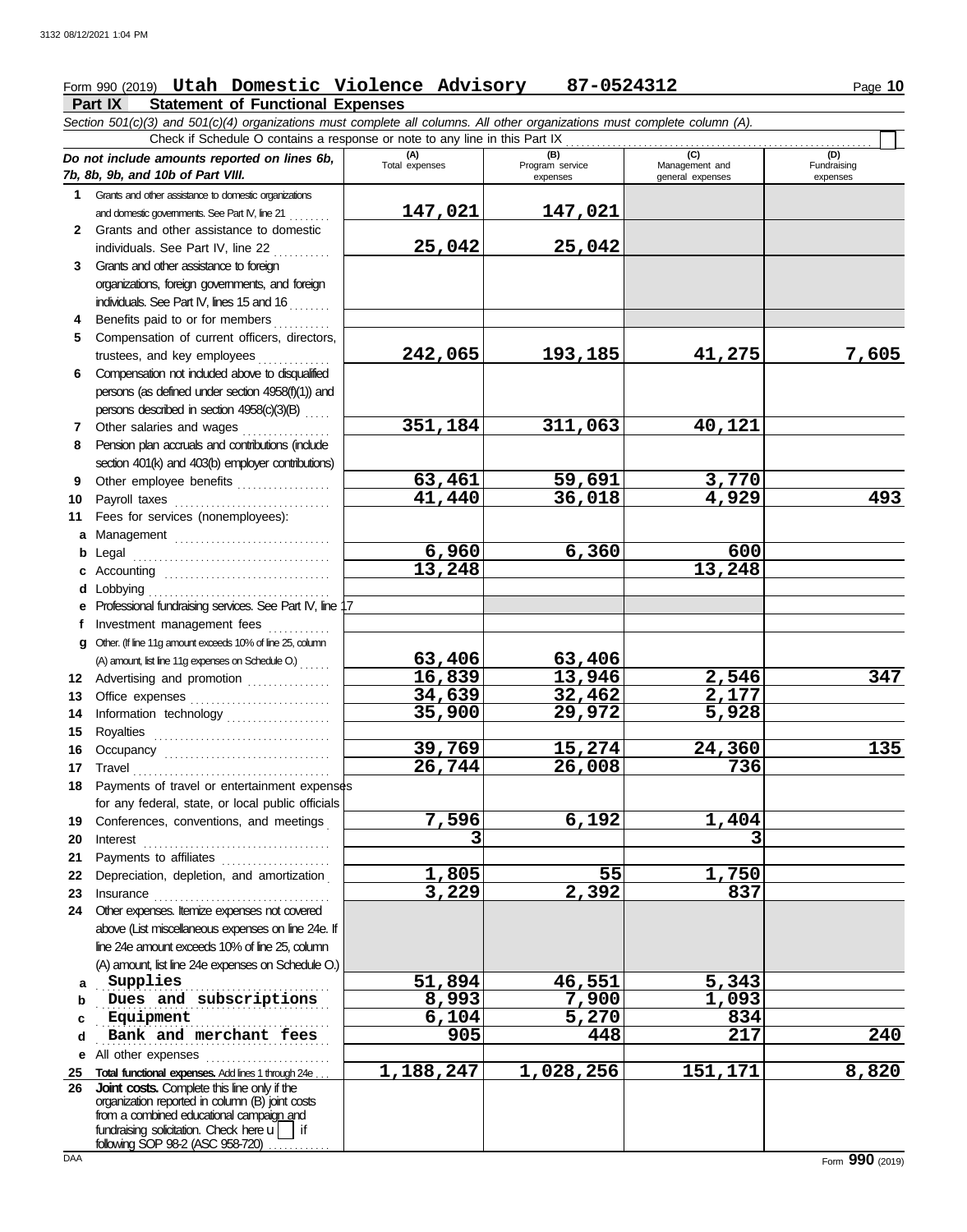Form 990 (2019) **Utah Domestic Violence Advisory** **87-0524312**

## Part IX Statement of Functional Expenses

*Section 501(c)(3) and 501(c)(4) organizations must complete all columns. All other organizations must complete column (A).*

Check if Schedule O contains a response or note to any line in this Part IX . . . . . . . . . . . . . . . . . . . . . . . . . . . . . . . . . . . . . . . . . . . . . . . . . . . . . . ☐

| *Do not include amounts reported on lines 6b, 7b, 8b, 9b, and 10b of Part VIII.* | (A) Total expenses | (B) Program service expenses | (C) Management and general expenses | (D) Fundraising expenses |
|---|---|---|---|---|
| **1** Grants and other assistance to domestic organizations and domestic governments. See Part IV, line 21 | 147,021 | 147,021 | | |
| **2** Grants and other assistance to domestic individuals. See Part IV, line 22 | 25,042 | 25,042 | | |
| **3** Grants and other assistance to foreign organizations, foreign governments, and foreign individuals. See Part IV, lines 15 and 16 | | | | |
| **4** Benefits paid to or for members | | | | |
| **5** Compensation of current officers, directors, trustees, and key employees | 242,065 | 193,185 | 41,275 | 7,605 |
| **6** Compensation not included above to disqualified persons (as defined under section 4958(f)(1)) and persons described in section 4958(c)(3)(B) | | | | |
| **7** Other salaries and wages | 351,184 | 311,063 | 40,121 | |
| **8** Pension plan accruals and contributions (include section 401(k) and 403(b) employer contributions) | | | | |
| **9** Other employee benefits | 63,461 | 59,691 | 3,770 | |
| **10** Payroll taxes | 41,440 | 36,018 | 4,929 | 493 |
| **11** Fees for services (nonemployees): | | | | |
| **a** Management | | | | |
| **b** Legal | 6,960 | 6,360 | 600 | |
| **c** Accounting | 13,248 | | 13,248 | |
| **d** Lobbying | | | | |
| **e** Professional fundraising services. See Part IV, line 17 | | | | |
| **f** Investment management fees | | | | |
| **g** Other. (If line 11g amount exceeds 10% of line 25, column (A) amount, list line 11g expenses on Schedule O.) | 63,406 | 63,406 | | |
| **12** Advertising and promotion | 16,839 | 13,946 | 2,546 | 347 |
| **13** Office expenses | 34,639 | 32,462 | 2,177 | |
| **14** Information technology | 35,900 | 29,972 | 5,928 | |
| **15** Royalties | | | | |
| **16** Occupancy | 39,769 | 15,274 | 24,360 | 135 |
| **17** Travel | 26,744 | 26,008 | 736 | |
| **18** Payments of travel or entertainment expenses for any federal, state, or local public officials | | | | |
| **19** Conferences, conventions, and meetings | 7,596 | 6,192 | 1,404 | |
| **20** Interest | 3 | | 3 | |
| **21** Payments to affiliates | | | | |
| **22** Depreciation, depletion, and amortization | 1,805 | 55 | 1,750 | |
| **23** Insurance | 3,229 | 2,392 | 837 | |
| **24** Other expenses. Itemize expenses not covered above (List miscellaneous expenses on line 24e. If line 24e amount exceeds 10% of line 25, column (A) amount, list line 24e expenses on Schedule O.) | | | | |
| **a** Supplies | 51,894 | 46,551 | 5,343 | |
| **b** Dues and subscriptions | 8,993 | 7,900 | 1,093 | |
| **c** Equipment | 6,104 | 5,270 | 834 | |
| **d** Bank and merchant fees | 905 | 448 | 217 | 240 |
| **e** All other expenses | | | | |
| **25 Total functional expenses.** Add lines 1 through 24e | 1,188,247 | 1,028,256 | 151,171 | 8,820 |
| **26 Joint costs.** Complete this line only if the organization reported in column (B) joint costs from a combined educational campaign and fundraising solicitation. Check here ☐ if following SOP 98-2 (ASC 958-720) | | | | |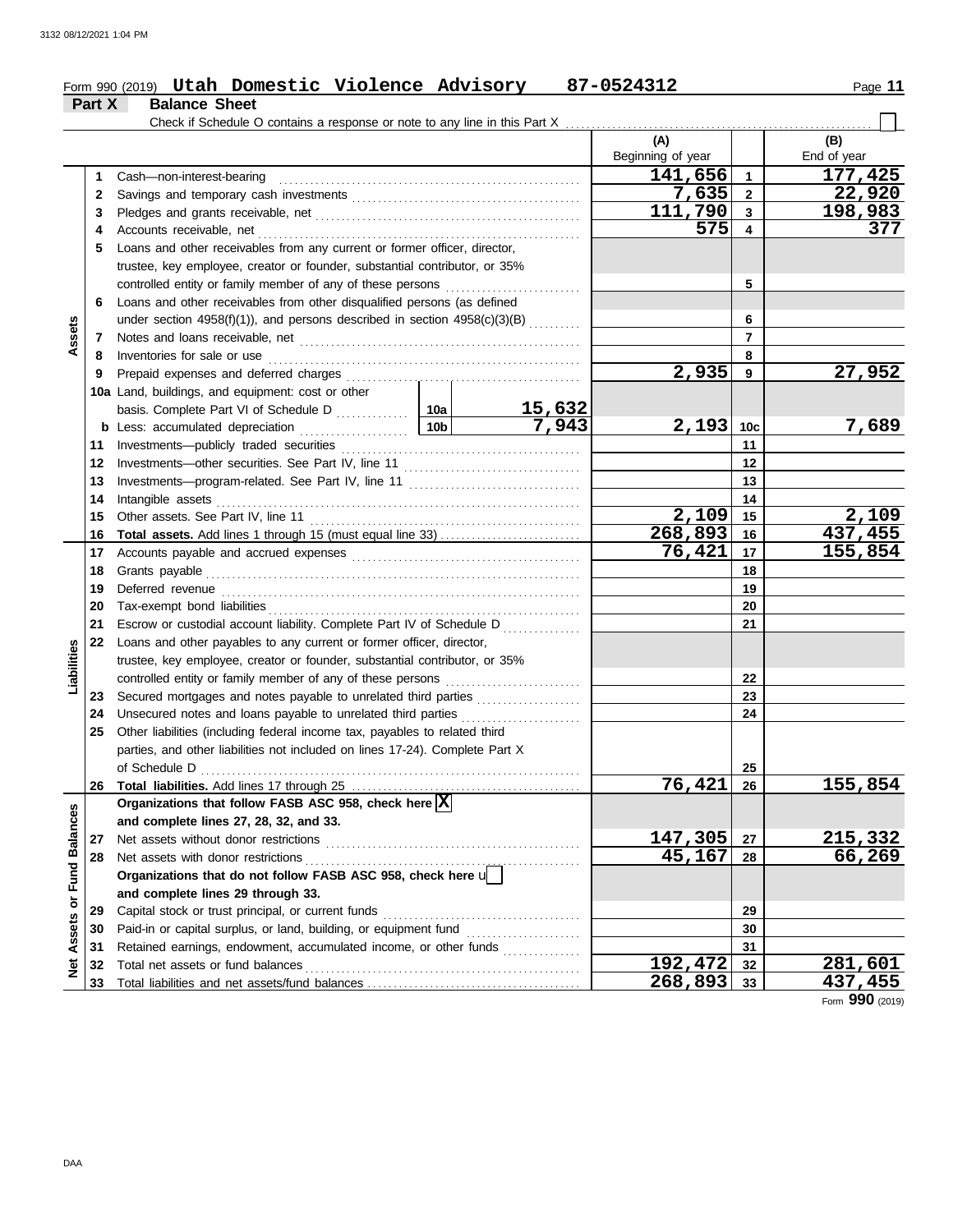Form 990 (2019) **Utah Domestic Violence Advisory** **87-0524312**

## Part X Balance Sheet

Check if Schedule O contains a response or note to any line in this Part X ☐

| | | | | (A) Beginning of year | | (B) End of year |
|---|---|---|---|---|---|---|
| **Assets** | 1 | Cash—non-interest-bearing | | 141,656 | 1 | 177,425 |
| | 2 | Savings and temporary cash investments | | 7,635 | 2 | 22,920 |
| | 3 | Pledges and grants receivable, net | | 111,790 | 3 | 198,983 |
| | 4 | Accounts receivable, net | | 575 | 4 | 377 |
| | 5 | Loans and other receivables from any current or former officer, director, trustee, key employee, creator or founder, substantial contributor, or 35% controlled entity or family member of any of these persons | | | 5 | |
| | 6 | Loans and other receivables from other disqualified persons (as defined under section 4958(f)(1)), and persons described in section 4958(c)(3)(B) | | | 6 | |
| | 7 | Notes and loans receivable, net | | | 7 | |
| | 8 | Inventories for sale or use | | | 8 | |
| | 9 | Prepaid expenses and deferred charges | | 2,935 | 9 | 27,952 |
| | 10a | Land, buildings, and equipment: cost or other basis. Complete Part VI of Schedule D | 10a 15,632 | | | |
| | b | Less: accumulated depreciation | 10b 7,943 | 2,193 | 10c | 7,689 |
| | 11 | Investments—publicly traded securities | | | 11 | |
| | 12 | Investments—other securities. See Part IV, line 11 | | | 12 | |
| | 13 | Investments—program-related. See Part IV, line 11 | | | 13 | |
| | 14 | Intangible assets | | | 14 | |
| | 15 | Other assets. See Part IV, line 11 | | 2,109 | 15 | 2,109 |
| | 16 | **Total assets.** Add lines 1 through 15 (must equal line 33) | | 268,893 | 16 | 437,455 |
| **Liabilities** | 17 | Accounts payable and accrued expenses | | 76,421 | 17 | 155,854 |
| | 18 | Grants payable | | | 18 | |
| | 19 | Deferred revenue | | | 19 | |
| | 20 | Tax-exempt bond liabilities | | | 20 | |
| | 21 | Escrow or custodial account liability. Complete Part IV of Schedule D | | | 21 | |
| | 22 | Loans and other payables to any current or former officer, director, trustee, key employee, creator or founder, substantial contributor, or 35% controlled entity or family member of any of these persons | | | 22 | |
| | 23 | Secured mortgages and notes payable to unrelated third parties | | | 23 | |
| | 24 | Unsecured notes and loans payable to unrelated third parties | | | 24 | |
| | 25 | Other liabilities (including federal income tax, payables to related third parties, and other liabilities not included on lines 17-24). Complete Part X of Schedule D | | | 25 | |
| | 26 | **Total liabilities.** Add lines 17 through 25 | | 76,421 | 26 | 155,854 |
| **Net Assets or Fund Balances** | | **Organizations that follow FASB ASC 958, check here** ☒ **and complete lines 27, 28, 32, and 33.** | | | | |
| | 27 | Net assets without donor restrictions | | 147,305 | 27 | 215,332 |
| | 28 | Net assets with donor restrictions | | 45,167 | 28 | 66,269 |
| | | **Organizations that do not follow FASB ASC 958, check here** ☐ **and complete lines 29 through 33.** | | | | |
| | 29 | Capital stock or trust principal, or current funds | | | 29 | |
| | 30 | Paid-in or capital surplus, or land, building, or equipment fund | | | 30 | |
| | 31 | Retained earnings, endowment, accumulated income, or other funds | | | 31 | |
| | 32 | Total net assets or fund balances | | 192,472 | 32 | 281,601 |
| | 33 | Total liabilities and net assets/fund balances | | 268,893 | 33 | 437,455 |

Form **990** (2019)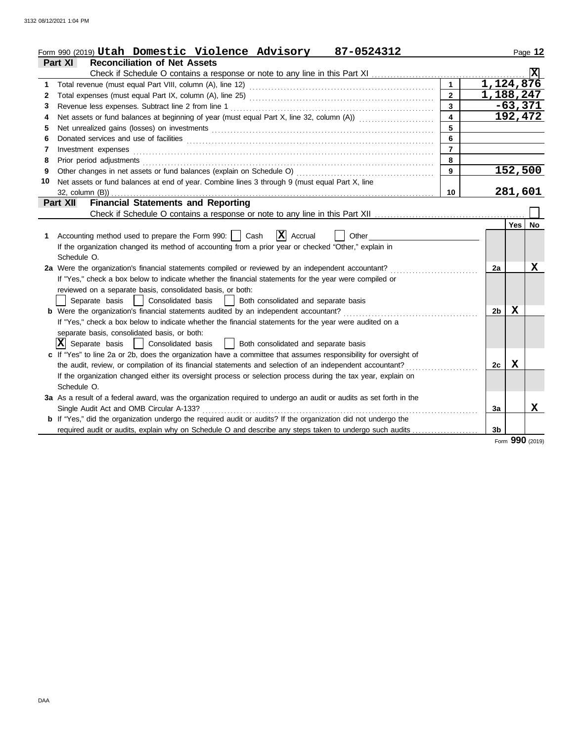Form 990 (2019) **Utah Domestic Violence Advisory 87-0524312**

## Part XI Reconciliation of Net Assets

Check if Schedule O contains a response or note to any line in this Part XI . . . . . [X]

| | | | |
|---|---|---|---|
| 1 | Total revenue (must equal Part VIII, column (A), line 12) | 1 | 1,124,876 |
| 2 | Total expenses (must equal Part IX, column (A), line 25) | 2 | 1,188,247 |
| 3 | Revenue less expenses. Subtract line 2 from line 1 | 3 | -63,371 |
| 4 | Net assets or fund balances at beginning of year (must equal Part X, line 32, column (A)) | 4 | 192,472 |
| 5 | Net unrealized gains (losses) on investments | 5 | |
| 6 | Donated services and use of facilities | 6 | |
| 7 | Investment expenses | 7 | |
| 8 | Prior period adjustments | 8 | |
| 9 | Other changes in net assets or fund balances (explain on Schedule O) | 9 | 152,500 |
| 10 | Net assets or fund balances at end of year. Combine lines 3 through 9 (must equal Part X, line 32, column (B)) | 10 | 281,601 |

## Part XII Financial Statements and Reporting

Check if Schedule O contains a response or note to any line in this Part XII . . . . . [ ]

| | | | Yes | No |
|---|---|---|---|---|
| 1 | Accounting method used to prepare the Form 990: [ ] Cash [X] Accrual [ ] Other<br>If the organization changed its method of accounting from a prior year or checked "Other," explain in Schedule O. | | | |
| 2a | Were the organization's financial statements compiled or reviewed by an independent accountant?<br>If "Yes," check a box below to indicate whether the financial statements for the year were compiled or reviewed on a separate basis, consolidated basis, or both:<br>[ ] Separate basis [ ] Consolidated basis [ ] Both consolidated and separate basis | 2a | | X |
| b | Were the organization's financial statements audited by an independent accountant?<br>If "Yes," check a box below to indicate whether the financial statements for the year were audited on a separate basis, consolidated basis, or both:<br>[X] Separate basis [ ] Consolidated basis [ ] Both consolidated and separate basis | 2b | X | |
| c | If "Yes" to line 2a or 2b, does the organization have a committee that assumes responsibility for oversight of the audit, review, or compilation of its financial statements and selection of an independent accountant?<br>If the organization changed either its oversight process or selection process during the tax year, explain on Schedule O. | 2c | X | |
| 3a | As a result of a federal award, was the organization required to undergo an audit or audits as set forth in the Single Audit Act and OMB Circular A-133? | 3a | | X |
| b | If "Yes," did the organization undergo the required audit or audits? If the organization did not undergo the required audit or audits, explain why on Schedule O and describe any steps taken to undergo such audits | 3b | | |

Form **990** (2019)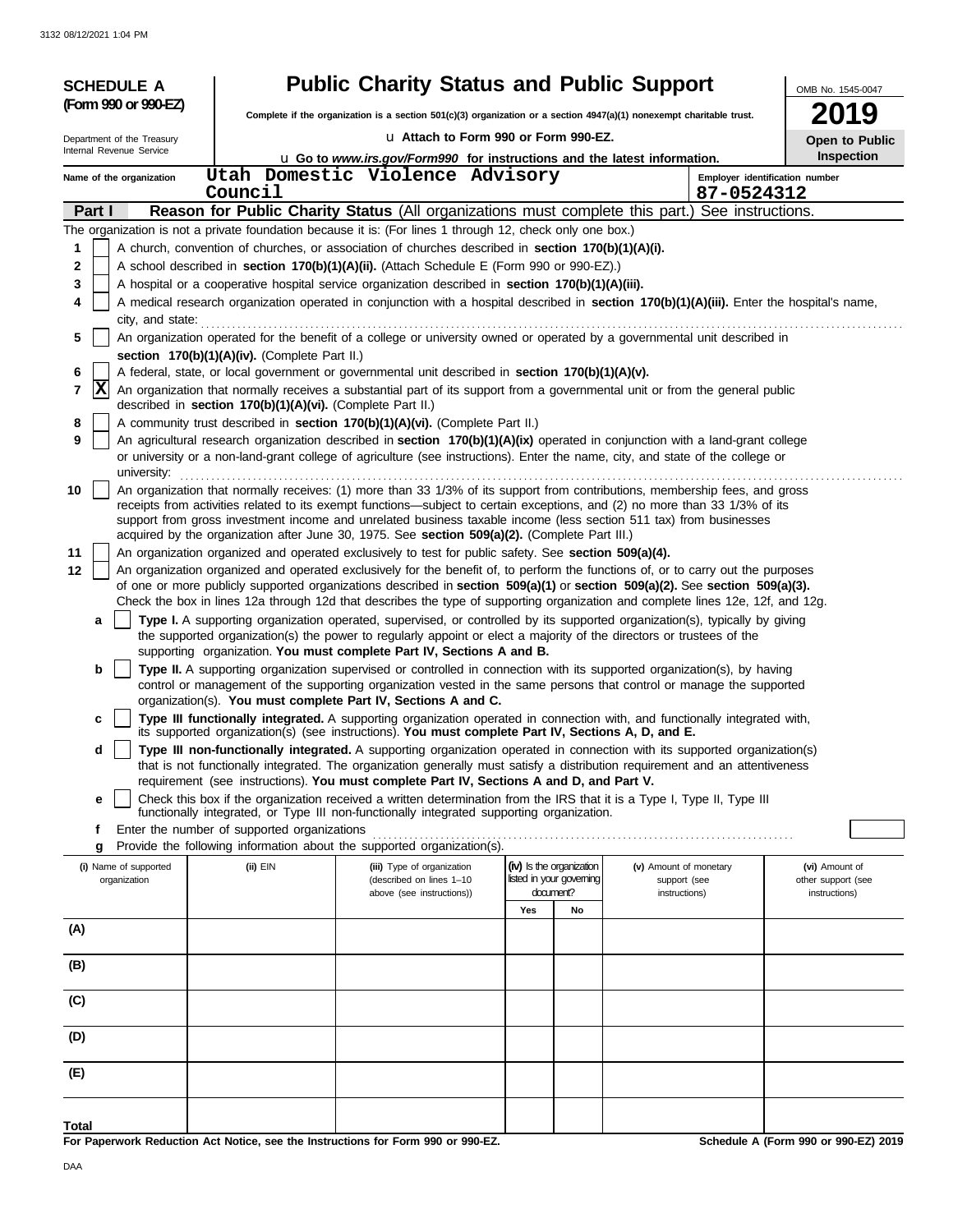**SCHEDULE A**
**(Form 990 or 990-EZ)**

Department of the Treasury
Internal Revenue Service

# Public Charity Status and Public Support

**Complete if the organization is a section 501(c)(3) organization or a section 4947(a)(1) nonexempt charitable trust.**

u Attach to Form 990 or Form 990-EZ.

u Go to *www.irs.gov/Form990* for instructions and the latest information.

OMB No. 1545-0047

**2019**

**Open to Public Inspection**

Name of the organization: Utah Domestic Violence Advisory Council

Employer identification number: 87-0524312

**Part I** **Reason for Public Charity Status** (All organizations must complete this part.) See instructions.

The organization is not a private foundation because it is: (For lines 1 through 12, check only one box.)

1 [ ] A church, convention of churches, or association of churches described in **section 170(b)(1)(A)(i).**

2 [ ] A school described in **section 170(b)(1)(A)(ii).** (Attach Schedule E (Form 990 or 990-EZ).)

3 [ ] A hospital or a cooperative hospital service organization described in **section 170(b)(1)(A)(iii).**

4 [ ] A medical research organization operated in conjunction with a hospital described in **section 170(b)(1)(A)(iii).** Enter the hospital's name, city, and state:

5 [ ] An organization operated for the benefit of a college or university owned or operated by a governmental unit described in **section 170(b)(1)(A)(iv).** (Complete Part II.)

6 [ ] A federal, state, or local government or governmental unit described in **section 170(b)(1)(A)(v).**

7 [X] An organization that normally receives a substantial part of its support from a governmental unit or from the general public described in **section 170(b)(1)(A)(vi).** (Complete Part II.)

8 [ ] A community trust described in **section 170(b)(1)(A)(vi).** (Complete Part II.)

9 [ ] An agricultural research organization described in **section 170(b)(1)(A)(ix)** operated in conjunction with a land-grant college or university or a non-land-grant college of agriculture (see instructions). Enter the name, city, and state of the college or university:

10 [ ] An organization that normally receives: (1) more than 33 1/3% of its support from contributions, membership fees, and gross receipts from activities related to its exempt functions—subject to certain exceptions, and (2) no more than 33 1/3% of its support from gross investment income and unrelated business taxable income (less section 511 tax) from businesses acquired by the organization after June 30, 1975. See **section 509(a)(2).** (Complete Part III.)

11 [ ] An organization organized and operated exclusively to test for public safety. See **section 509(a)(4).**

12 [ ] An organization organized and operated exclusively for the benefit of, to perform the functions of, or to carry out the purposes of one or more publicly supported organizations described in **section 509(a)(1)** or **section 509(a)(2).** See **section 509(a)(3).** Check the box in lines 12a through 12d that describes the type of supporting organization and complete lines 12e, 12f, and 12g.

a [ ] **Type I.** A supporting organization operated, supervised, or controlled by its supported organization(s), typically by giving the supported organization(s) the power to regularly appoint or elect a majority of the directors or trustees of the supporting organization. **You must complete Part IV, Sections A and B.**

b [ ] **Type II.** A supporting organization supervised or controlled in connection with its supported organization(s), by having control or management of the supporting organization vested in the same persons that control or manage the supported organization(s). **You must complete Part IV, Sections A and C.**

c [ ] **Type III functionally integrated.** A supporting organization operated in connection with, and functionally integrated with, its supported organization(s) (see instructions). **You must complete Part IV, Sections A, D, and E.**

d [ ] **Type III non-functionally integrated.** A supporting organization operated in connection with its supported organization(s) that is not functionally integrated. The organization generally must satisfy a distribution requirement and an attentiveness requirement (see instructions). **You must complete Part IV, Sections A and D, and Part V.**

e [ ] Check this box if the organization received a written determination from the IRS that it is a Type I, Type II, Type III functionally integrated, or Type III non-functionally integrated supporting organization.

f Enter the number of supported organizations

g Provide the following information about the supported organization(s).

| (i) Name of supported organization | (ii) EIN | (iii) Type of organization (described on lines 1–10 above (see instructions)) | (iv) Is the organization listed in your governing document? Yes | No | (v) Amount of monetary support (see instructions) | (vi) Amount of other support (see instructions) |
|---|---|---|---|---|---|---|
| (A) | | | | | | |
| (B) | | | | | | |
| (C) | | | | | | |
| (D) | | | | | | |
| (E) | | | | | | |
| Total | | | | | | |

**For Paperwork Reduction Act Notice, see the Instructions for Form 990 or 990-EZ.**

**Schedule A (Form 990 or 990-EZ) 2019**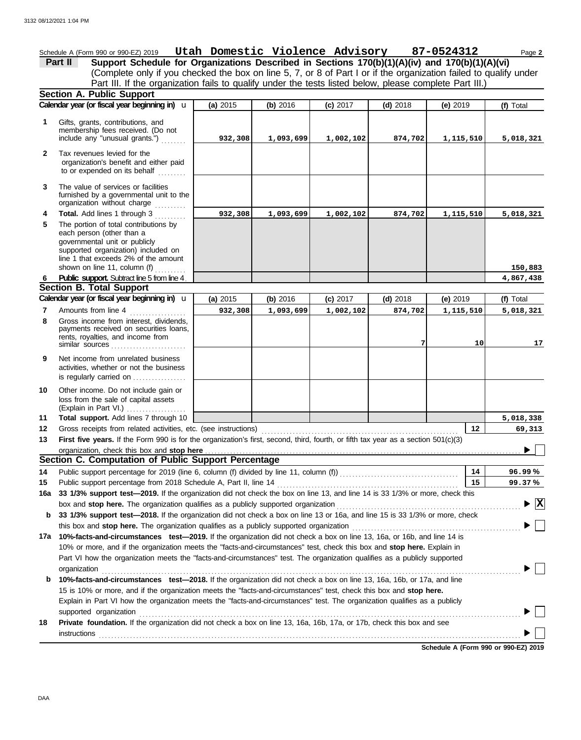Schedule A (Form 990 or 990-EZ) 2019 **Utah Domestic Violence Advisory 87-0524312** Page **2**

## Part II Support Schedule for Organizations Described in Sections 170(b)(1)(A)(iv) and 170(b)(1)(A)(vi)

(Complete only if you checked the box on line 5, 7, or 8 of Part I or if the organization failed to qualify under Part III. If the organization fails to qualify under the tests listed below, please complete Part III.)

### Section A. Public Support

| | Calendar year (or fiscal year beginning in) | (a) 2015 | (b) 2016 | (c) 2017 | (d) 2018 | (e) 2019 | (f) Total |
|---|---|---|---|---|---|---|---|
| 1 | Gifts, grants, contributions, and membership fees received. (Do not include any "unusual grants.") | 932,308 | 1,093,699 | 1,002,102 | 874,702 | 1,115,510 | 5,018,321 |
| 2 | Tax revenues levied for the organization's benefit and either paid to or expended on its behalf | | | | | | |
| 3 | The value of services or facilities furnished by a governmental unit to the organization without charge | | | | | | |
| 4 | **Total.** Add lines 1 through 3 | 932,308 | 1,093,699 | 1,002,102 | 874,702 | 1,115,510 | 5,018,321 |
| 5 | The portion of total contributions by each person (other than a governmental unit or publicly supported organization) included on line 1 that exceeds 2% of the amount shown on line 11, column (f) | | | | | | 150,883 |
| 6 | **Public support.** Subtract line 5 from line 4. | | | | | | 4,867,438 |

### Section B. Total Support

| | Calendar year (or fiscal year beginning in) | (a) 2015 | (b) 2016 | (c) 2017 | (d) 2018 | (e) 2019 | (f) Total |
|---|---|---|---|---|---|---|---|
| 7 | Amounts from line 4 | 932,308 | 1,093,699 | 1,002,102 | 874,702 | 1,115,510 | 5,018,321 |
| 8 | Gross income from interest, dividends, payments received on securities loans, rents, royalties, and income from similar sources | | | | 7 | 10 | 17 |
| 9 | Net income from unrelated business activities, whether or not the business is regularly carried on | | | | | | |
| 10 | Other income. Do not include gain or loss from the sale of capital assets (Explain in Part VI.) | | | | | | |
| 11 | **Total support.** Add lines 7 through 10 | | | | | | 5,018,338 |

**12** Gross receipts from related activities, etc. (see instructions) — **12** — **69,313**

**13** **First five years.** If the Form 990 is for the organization's first, second, third, fourth, or fifth tax year as a section 501(c)(3) organization, check this box and **stop here** ☐

### Section C. Computation of Public Support Percentage

**14** Public support percentage for 2019 (line 6, column (f) divided by line 11, column (f)) — **14** — **96.99 %**

**15** Public support percentage from 2018 Schedule A, Part II, line 14 — **15** — **99.37 %**

**16a** **33 1/3% support test—2019.** If the organization did not check the box on line 13, and line 14 is 33 1/3% or more, check this box and **stop here.** The organization qualifies as a publicly supported organization ☒

**b** **33 1/3% support test—2018.** If the organization did not check a box on line 13 or 16a, and line 15 is 33 1/3% or more, check this box and **stop here.** The organization qualifies as a publicly supported organization ☐

**17a** **10%-facts-and-circumstances test—2019.** If the organization did not check a box on line 13, 16a, or 16b, and line 14 is 10% or more, and if the organization meets the "facts-and-circumstances" test, check this box and **stop here.** Explain in Part VI how the organization meets the "facts-and-circumstances" test. The organization qualifies as a publicly supported organization ☐

**b** **10%-facts-and-circumstances test—2018.** If the organization did not check a box on line 13, 16a, 16b, or 17a, and line 15 is 10% or more, and if the organization meets the "facts-and-circumstances" test, check this box and **stop here.** Explain in Part VI how the organization meets the "facts-and-circumstances" test. The organization qualifies as a publicly supported organization ☐

**18** **Private foundation.** If the organization did not check a box on line 13, 16a, 16b, 17a, or 17b, check this box and see instructions ☐

**Schedule A (Form 990 or 990-EZ) 2019**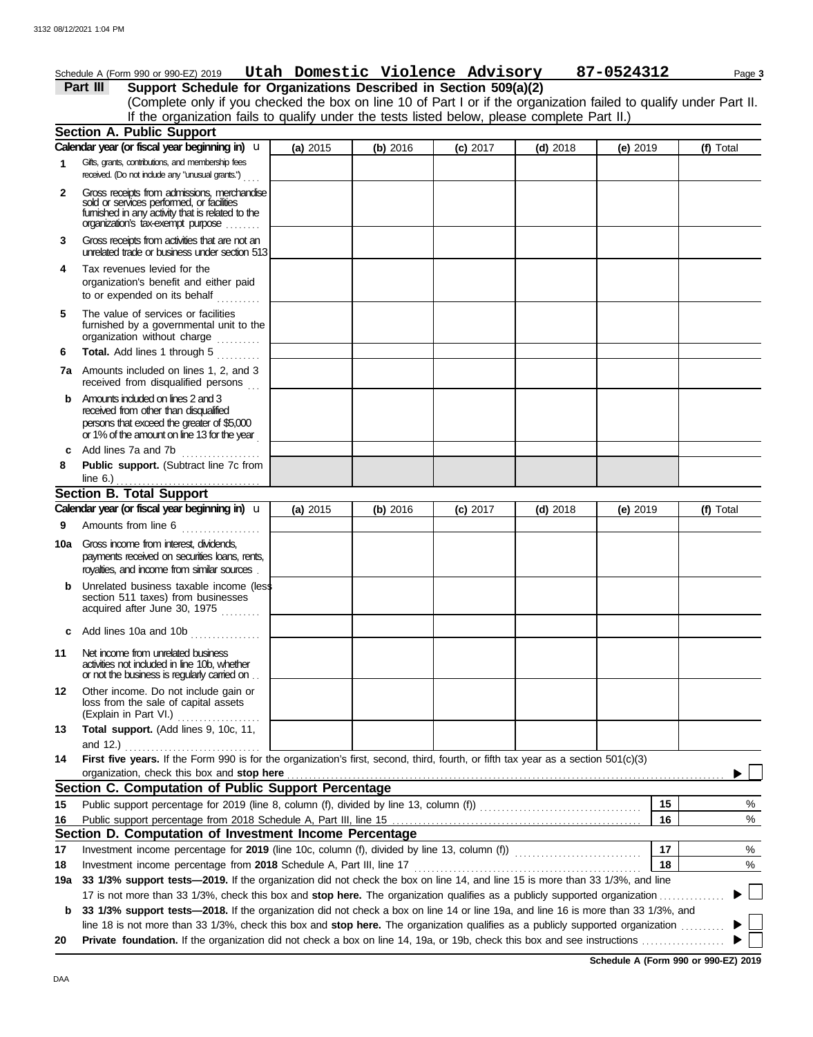Schedule A (Form 990 or 990-EZ) 2019 **Utah Domestic Violence Advisory 87-0524312**

## Part III Support Schedule for Organizations Described in Section 509(a)(2)

(Complete only if you checked the box on line 10 of Part I or if the organization failed to qualify under Part II. If the organization fails to qualify under the tests listed below, please complete Part II.)

### Section A. Public Support

| Calendar year (or fiscal year beginning in) | (a) 2015 | (b) 2016 | (c) 2017 | (d) 2018 | (e) 2019 | (f) Total |
|---|---|---|---|---|---|---|
| **1** Gifts, grants, contributions, and membership fees received. (Do not include any "unusual grants.") | | | | | | |
| **2** Gross receipts from admissions, merchandise sold or services performed, or facilities furnished in any activity that is related to the organization's tax-exempt purpose | | | | | | |
| **3** Gross receipts from activities that are not an unrelated trade or business under section 513 | | | | | | |
| **4** Tax revenues levied for the organization's benefit and either paid to or expended on its behalf | | | | | | |
| **5** The value of services or facilities furnished by a governmental unit to the organization without charge | | | | | | |
| **6** **Total.** Add lines 1 through 5 | | | | | | |
| **7a** Amounts included on lines 1, 2, and 3 received from disqualified persons | | | | | | |
| **b** Amounts included on lines 2 and 3 received from other than disqualified persons that exceed the greater of $5,000 or 1% of the amount on line 13 for the year | | | | | | |
| **c** Add lines 7a and 7b | | | | | | |
| **8** **Public support.** (Subtract line 7c from line 6.) | | | | | | |

### Section B. Total Support

| Calendar year (or fiscal year beginning in) | (a) 2015 | (b) 2016 | (c) 2017 | (d) 2018 | (e) 2019 | (f) Total |
|---|---|---|---|---|---|---|
| **9** Amounts from line 6 | | | | | | |
| **10a** Gross income from interest, dividends, payments received on securities loans, rents, royalties, and income from similar sources | | | | | | |
| **b** Unrelated business taxable income (less section 511 taxes) from businesses acquired after June 30, 1975 | | | | | | |
| **c** Add lines 10a and 10b | | | | | | |
| **11** Net income from unrelated business activities not included in line 10b, whether or not the business is regularly carried on | | | | | | |
| **12** Other income. Do not include gain or loss from the sale of capital assets (Explain in Part VI.) | | | | | | |
| **13** **Total support.** (Add lines 9, 10c, 11, and 12.) | | | | | | |

**14** **First five years.** If the Form 990 is for the organization's first, second, third, fourth, or fifth tax year as a section 501(c)(3) organization, check this box and **stop here** ☐

### Section C. Computation of Public Support Percentage

| | | | |
|---|---|---|---|
| **15** | Public support percentage for 2019 (line 8, column (f), divided by line 13, column (f)) | 15 | % |
| **16** | Public support percentage from 2018 Schedule A, Part III, line 15 | 16 | % |

### Section D. Computation of Investment Income Percentage

| | | | |
|---|---|---|---|
| **17** | Investment income percentage for **2019** (line 10c, column (f), divided by line 13, column (f)) | 17 | % |
| **18** | Investment income percentage from **2018** Schedule A, Part III, line 17 | 18 | % |

**19a** **33 1/3% support tests—2019.** If the organization did not check the box on line 14, and line 15 is more than 33 1/3%, and line 17 is not more than 33 1/3%, check this box and **stop here.** The organization qualifies as a publicly supported organization ☐

**b** **33 1/3% support tests—2018.** If the organization did not check a box on line 14 or line 19a, and line 16 is more than 33 1/3%, and line 18 is not more than 33 1/3%, check this box and **stop here.** The organization qualifies as a publicly supported organization ☐

**20** **Private foundation.** If the organization did not check a box on line 14, 19a, or 19b, check this box and see instructions ☐

**Schedule A (Form 990 or 990-EZ) 2019**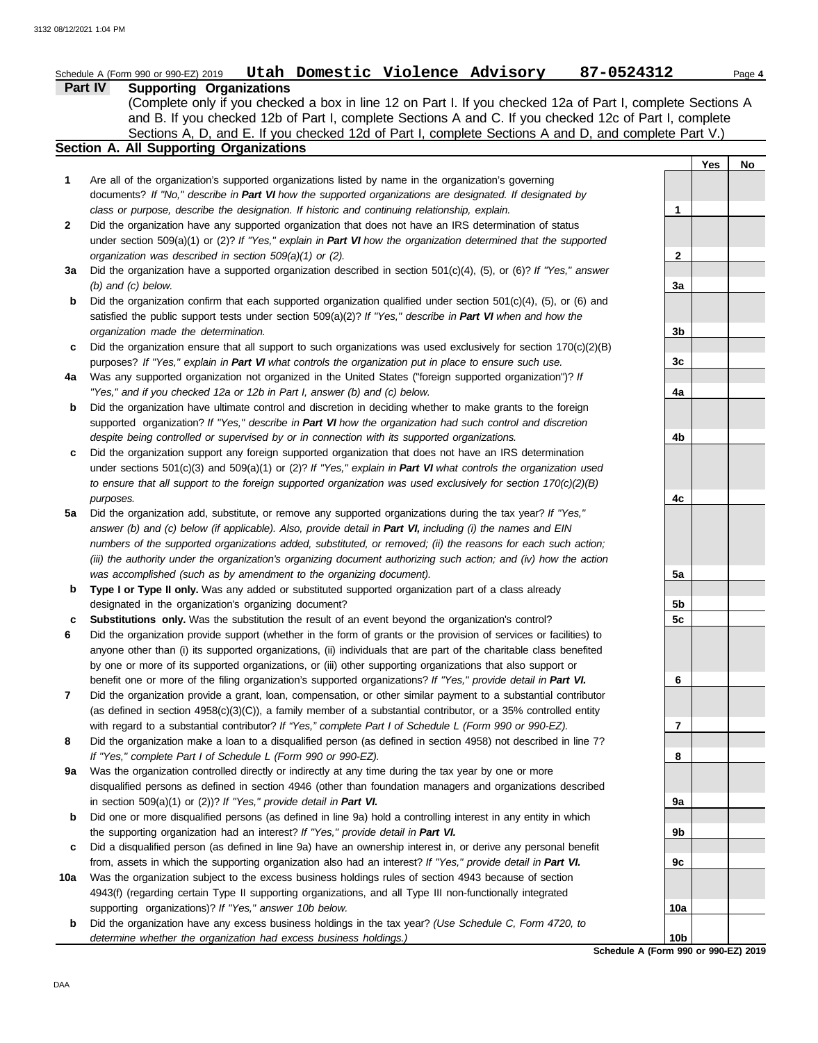Schedule A (Form 990 or 990-EZ) 2019 **Utah Domestic Violence Advisory 87-0524312** Page **4**

## Part IV Supporting Organizations

(Complete only if you checked a box in line 12 on Part I. If you checked 12a of Part I, complete Sections A and B. If you checked 12b of Part I, complete Sections A and C. If you checked 12c of Part I, complete Sections A, D, and E. If you checked 12d of Part I, complete Sections A and D, and complete Part V.)

### Section A. All Supporting Organizations

| | | | Yes | No |
|---|---|---|---|---|
| **1** | Are all of the organization's supported organizations listed by name in the organization's governing documents? *If "No," describe in **Part VI** how the supported organizations are designated. If designated by class or purpose, describe the designation. If historic and continuing relationship, explain.* | 1 | | |
| **2** | Did the organization have any supported organization that does not have an IRS determination of status under section 509(a)(1) or (2)? *If "Yes," explain in **Part VI** how the organization determined that the supported organization was described in section 509(a)(1) or (2).* | 2 | | |
| **3a** | Did the organization have a supported organization described in section 501(c)(4), (5), or (6)? *If "Yes," answer (b) and (c) below.* | 3a | | |
| **b** | Did the organization confirm that each supported organization qualified under section 501(c)(4), (5), or (6) and satisfied the public support tests under section 509(a)(2)? *If "Yes," describe in **Part VI** when and how the organization made the determination.* | 3b | | |
| **c** | Did the organization ensure that all support to such organizations was used exclusively for section 170(c)(2)(B) purposes? *If "Yes," explain in **Part VI** what controls the organization put in place to ensure such use.* | 3c | | |
| **4a** | Was any supported organization not organized in the United States ("foreign supported organization")? *If "Yes," and if you checked 12a or 12b in Part I, answer (b) and (c) below.* | 4a | | |
| **b** | Did the organization have ultimate control and discretion in deciding whether to make grants to the foreign supported organization? *If "Yes," describe in **Part VI** how the organization had such control and discretion despite being controlled or supervised by or in connection with its supported organizations.* | 4b | | |
| **c** | Did the organization support any foreign supported organization that does not have an IRS determination under sections 501(c)(3) and 509(a)(1) or (2)? *If "Yes," explain in **Part VI** what controls the organization used to ensure that all support to the foreign supported organization was used exclusively for section 170(c)(2)(B) purposes.* | 4c | | |
| **5a** | Did the organization add, substitute, or remove any supported organizations during the tax year? *If "Yes," answer (b) and (c) below (if applicable). Also, provide detail in **Part VI,** including (i) the names and EIN numbers of the supported organizations added, substituted, or removed; (ii) the reasons for each such action; (iii) the authority under the organization's organizing document authorizing such action; and (iv) how the action was accomplished (such as by amendment to the organizing document).* | 5a | | |
| **b** | **Type I or Type II only.** Was any added or substituted supported organization part of a class already designated in the organization's organizing document? | 5b | | |
| **c** | **Substitutions only.** Was the substitution the result of an event beyond the organization's control? | 5c | | |
| **6** | Did the organization provide support (whether in the form of grants or the provision of services or facilities) to anyone other than (i) its supported organizations, (ii) individuals that are part of the charitable class benefited by one or more of its supported organizations, or (iii) other supporting organizations that also support or benefit one or more of the filing organization's supported organizations? *If "Yes," provide detail in **Part VI.*** | 6 | | |
| **7** | Did the organization provide a grant, loan, compensation, or other similar payment to a substantial contributor (as defined in section 4958(c)(3)(C)), a family member of a substantial contributor, or a 35% controlled entity with regard to a substantial contributor? *If "Yes," complete Part I of Schedule L (Form 990 or 990-EZ).* | 7 | | |
| **8** | Did the organization make a loan to a disqualified person (as defined in section 4958) not described in line 7? *If "Yes," complete Part I of Schedule L (Form 990 or 990-EZ).* | 8 | | |
| **9a** | Was the organization controlled directly or indirectly at any time during the tax year by one or more disqualified persons as defined in section 4946 (other than foundation managers and organizations described in section 509(a)(1) or (2))? *If "Yes," provide detail in **Part VI.*** | 9a | | |
| **b** | Did one or more disqualified persons (as defined in line 9a) hold a controlling interest in any entity in which the supporting organization had an interest? *If "Yes," provide detail in **Part VI.*** | 9b | | |
| **c** | Did a disqualified person (as defined in line 9a) have an ownership interest in, or derive any personal benefit from, assets in which the supporting organization also had an interest? *If "Yes," provide detail in **Part VI.*** | 9c | | |
| **10a** | Was the organization subject to the excess business holdings rules of section 4943 because of section 4943(f) (regarding certain Type II supporting organizations, and all Type III non-functionally integrated supporting organizations)? *If "Yes," answer 10b below.* | 10a | | |
| **b** | Did the organization have any excess business holdings in the tax year? *(Use Schedule C, Form 4720, to determine whether the organization had excess business holdings.)* | 10b | | |

**Schedule A (Form 990 or 990-EZ) 2019**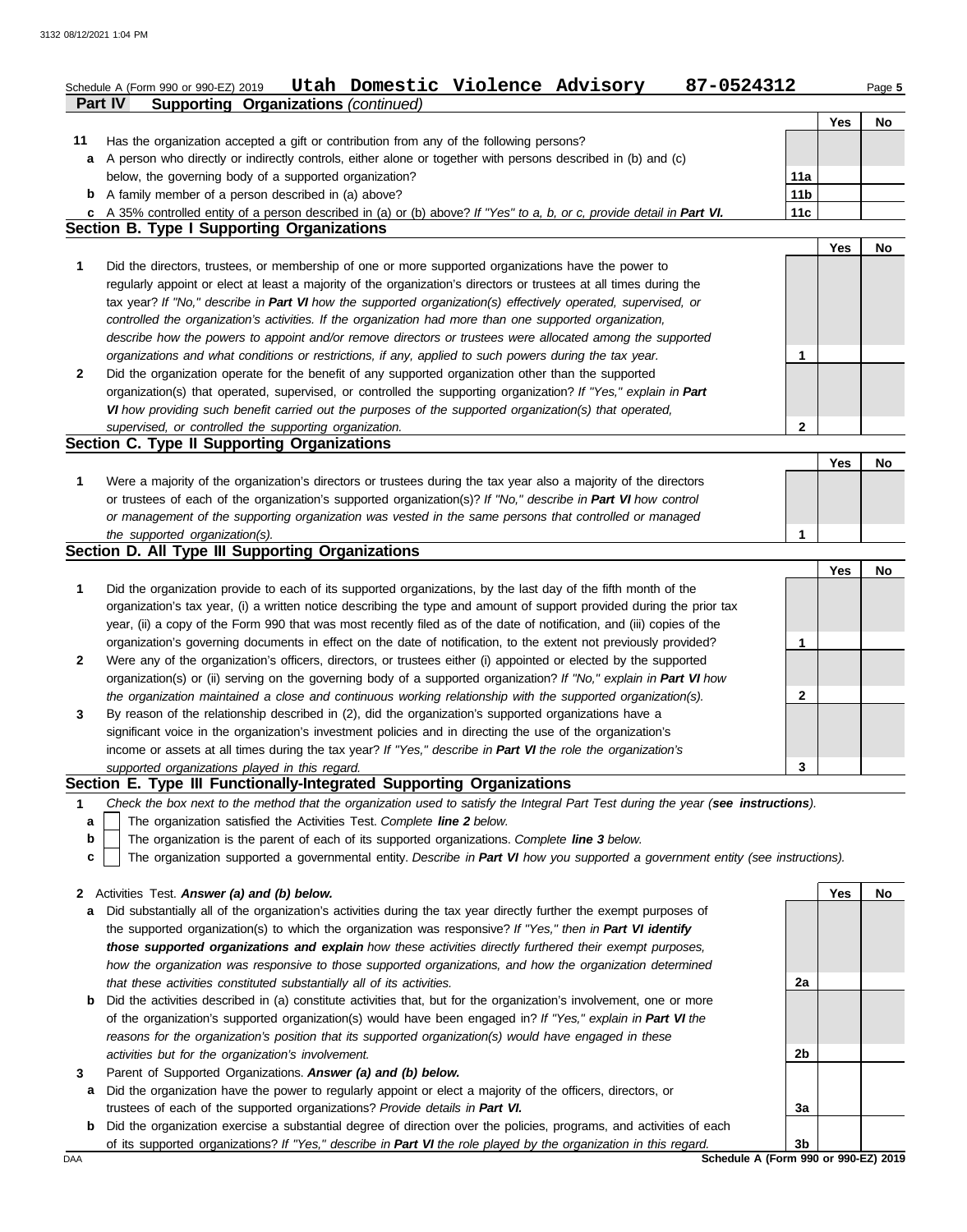Schedule A (Form 990 or 990-EZ) 2019 **Utah Domestic Violence Advisory** **87-0524312**

## Part IV Supporting Organizations *(continued)*

| | | | Yes | No |
|---|---|---|---|---|
| **11** | Has the organization accepted a gift or contribution from any of the following persons? | | | |
| **a** | A person who directly or indirectly controls, either alone or together with persons described in (b) and (c) below, the governing body of a supported organization? | **11a** | | |
| **b** | A family member of a person described in (a) above? | **11b** | | |
| **c** | A 35% controlled entity of a person described in (a) or (b) above? *If "Yes" to a, b, or c, provide detail in **Part VI.*** | **11c** | | |

### Section B. Type I Supporting Organizations

| | | | Yes | No |
|---|---|---|---|---|
| **1** | Did the directors, trustees, or membership of one or more supported organizations have the power to regularly appoint or elect at least a majority of the organization's directors or trustees at all times during the tax year? *If "No," describe in **Part VI** how the supported organization(s) effectively operated, supervised, or controlled the organization's activities. If the organization had more than one supported organization, describe how the powers to appoint and/or remove directors or trustees were allocated among the supported organizations and what conditions or restrictions, if any, applied to such powers during the tax year.* | **1** | | |
| **2** | Did the organization operate for the benefit of any supported organization other than the supported organization(s) that operated, supervised, or controlled the supporting organization? *If "Yes," explain in **Part VI** how providing such benefit carried out the purposes of the supported organization(s) that operated, supervised, or controlled the supporting organization.* | **2** | | |

### Section C. Type II Supporting Organizations

| | | | Yes | No |
|---|---|---|---|---|
| **1** | Were a majority of the organization's directors or trustees during the tax year also a majority of the directors or trustees of each of the organization's supported organization(s)? *If "No," describe in **Part VI** how control or management of the supporting organization was vested in the same persons that controlled or managed the supported organization(s).* | **1** | | |

### Section D. All Type III Supporting Organizations

| | | | Yes | No |
|---|---|---|---|---|
| **1** | Did the organization provide to each of its supported organizations, by the last day of the fifth month of the organization's tax year, (i) a written notice describing the type and amount of support provided during the prior tax year, (ii) a copy of the Form 990 that was most recently filed as of the date of notification, and (iii) copies of the organization's governing documents in effect on the date of notification, to the extent not previously provided? | **1** | | |
| **2** | Were any of the organization's officers, directors, or trustees either (i) appointed or elected by the supported organization(s) or (ii) serving on the governing body of a supported organization? *If "No," explain in **Part VI** how the organization maintained a close and continuous working relationship with the supported organization(s).* | **2** | | |
| **3** | By reason of the relationship described in (2), did the organization's supported organizations have a significant voice in the organization's investment policies and in directing the use of the organization's income or assets at all times during the tax year? *If "Yes," describe in **Part VI** the role the organization's supported organizations played in this regard.* | **3** | | |

### Section E. Type III Functionally-Integrated Supporting Organizations

**1** *Check the box next to the method that the organization used to satisfy the Integral Part Test during the year (**see instructions**).*

- **a** ☐ The organization satisfied the Activities Test. *Complete **line 2** below.*
- **b** ☐ The organization is the parent of each of its supported organizations. *Complete **line 3** below.*
- **c** ☐ The organization supported a governmental entity. *Describe in **Part VI** how you supported a government entity (see instructions).*

| | | | Yes | No |
|---|---|---|---|---|
| **2** | Activities Test. ***Answer (a) and (b) below.*** | | | |
| **a** | Did substantially all of the organization's activities during the tax year directly further the exempt purposes of the supported organization(s) to which the organization was responsive? *If "Yes," then in **Part VI identify those supported organizations and explain** how these activities directly furthered their exempt purposes, how the organization was responsive to those supported organizations, and how the organization determined that these activities constituted substantially all of its activities.* | **2a** | | |
| **b** | Did the activities described in (a) constitute activities that, but for the organization's involvement, one or more of the organization's supported organization(s) would have been engaged in? *If "Yes," explain in **Part VI** the reasons for the organization's position that its supported organization(s) would have engaged in these activities but for the organization's involvement.* | **2b** | | |
| **3** | Parent of Supported Organizations. ***Answer (a) and (b) below.*** | | | |
| **a** | Did the organization have the power to regularly appoint or elect a majority of the officers, directors, or trustees of each of the supported organizations? *Provide details in **Part VI.*** | **3a** | | |
| **b** | Did the organization exercise a substantial degree of direction over the policies, programs, and activities of each of its supported organizations? *If "Yes," describe in **Part VI** the role played by the organization in this regard.* | **3b** | | |

**Schedule A (Form 990 or 990-EZ) 2019**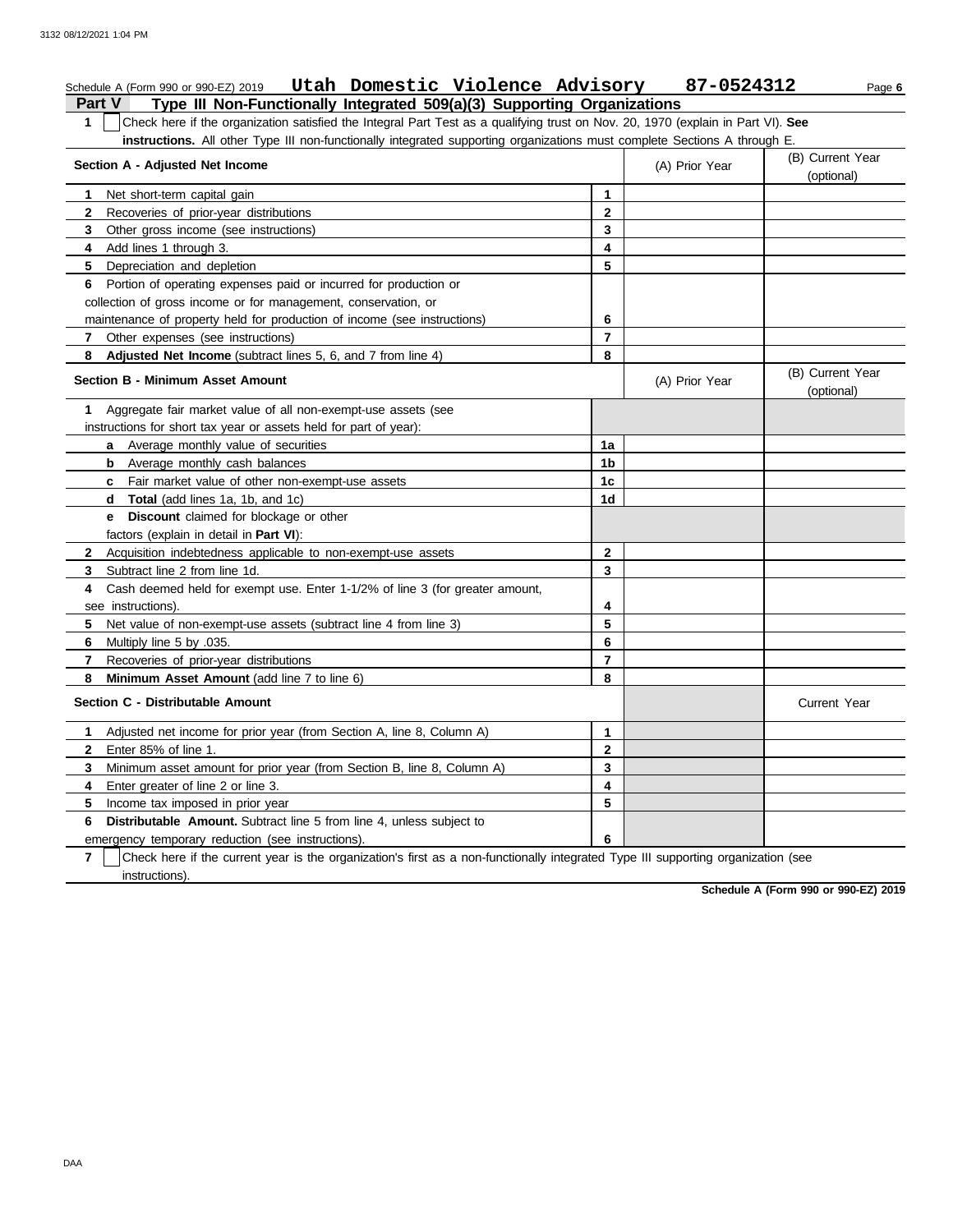Schedule A (Form 990 or 990-EZ) 2019 **Utah Domestic Violence Advisory** **87-0524312**

## Part V Type III Non-Functionally Integrated 509(a)(3) Supporting Organizations

**1** ☐ Check here if the organization satisfied the Integral Part Test as a qualifying trust on Nov. 20, 1970 (explain in Part VI). **See instructions.** All other Type III non-functionally integrated supporting organizations must complete Sections A through E.

| Section A - Adjusted Net Income | | (A) Prior Year | (B) Current Year (optional) |
|---|---|---|---|
| **1** Net short-term capital gain | 1 | | |
| **2** Recoveries of prior-year distributions | 2 | | |
| **3** Other gross income (see instructions) | 3 | | |
| **4** Add lines 1 through 3. | 4 | | |
| **5** Depreciation and depletion | 5 | | |
| **6** Portion of operating expenses paid or incurred for production or collection of gross income or for management, conservation, or maintenance of property held for production of income (see instructions) | 6 | | |
| **7** Other expenses (see instructions) | 7 | | |
| **8 Adjusted Net Income** (subtract lines 5, 6, and 7 from line 4) | 8 | | |

| Section B - Minimum Asset Amount | | (A) Prior Year | (B) Current Year (optional) |
|---|---|---|---|
| **1** Aggregate fair market value of all non-exempt-use assets (see instructions for short tax year or assets held for part of year): | | | |
| **a** Average monthly value of securities | 1a | | |
| **b** Average monthly cash balances | 1b | | |
| **c** Fair market value of other non-exempt-use assets | 1c | | |
| **d Total** (add lines 1a, 1b, and 1c) | 1d | | |
| **e Discount** claimed for blockage or other factors (explain in detail in **Part VI**): | | | |
| **2** Acquisition indebtedness applicable to non-exempt-use assets | 2 | | |
| **3** Subtract line 2 from line 1d. | 3 | | |
| **4** Cash deemed held for exempt use. Enter 1-1/2% of line 3 (for greater amount, see instructions). | 4 | | |
| **5** Net value of non-exempt-use assets (subtract line 4 from line 3) | 5 | | |
| **6** Multiply line 5 by .035. | 6 | | |
| **7** Recoveries of prior-year distributions | 7 | | |
| **8 Minimum Asset Amount** (add line 7 to line 6) | 8 | | |

| Section C - Distributable Amount | | | Current Year |
|---|---|---|---|
| **1** Adjusted net income for prior year (from Section A, line 8, Column A) | 1 | | |
| **2** Enter 85% of line 1. | 2 | | |
| **3** Minimum asset amount for prior year (from Section B, line 8, Column A) | 3 | | |
| **4** Enter greater of line 2 or line 3. | 4 | | |
| **5** Income tax imposed in prior year | 5 | | |
| **6 Distributable Amount.** Subtract line 5 from line 4, unless subject to emergency temporary reduction (see instructions). | 6 | | |

**7** ☐ Check here if the current year is the organization's first as a non-functionally integrated Type III supporting organization (see instructions).

**Schedule A (Form 990 or 990-EZ) 2019**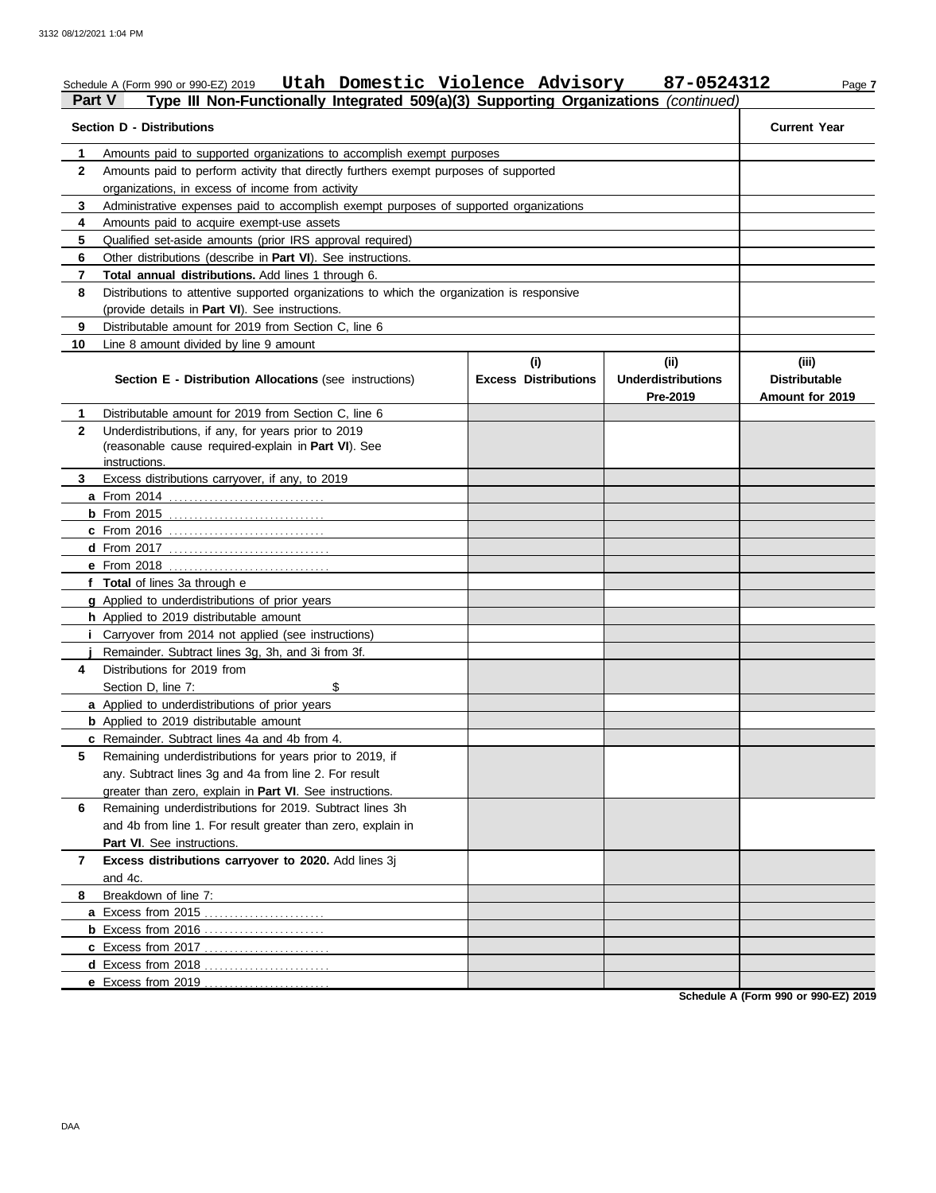Schedule A (Form 990 or 990-EZ) 2019 **Utah Domestic Violence Advisory 87-0524312** Page **7**

**Part V Type III Non-Functionally Integrated 509(a)(3) Supporting Organizations** *(continued)*

| **Section D - Distributions** | **Current Year** |
|---|---|
| **1** Amounts paid to supported organizations to accomplish exempt purposes | |
| **2** Amounts paid to perform activity that directly furthers exempt purposes of supported organizations, in excess of income from activity | |
| **3** Administrative expenses paid to accomplish exempt purposes of supported organizations | |
| **4** Amounts paid to acquire exempt-use assets | |
| **5** Qualified set-aside amounts (prior IRS approval required) | |
| **6** Other distributions (describe in **Part VI**). See instructions. | |
| **7** **Total annual distributions.** Add lines 1 through 6. | |
| **8** Distributions to attentive supported organizations to which the organization is responsive (provide details in **Part VI**). See instructions. | |
| **9** Distributable amount for 2019 from Section C, line 6 | |
| **10** Line 8 amount divided by line 9 amount | |

| **Section E - Distribution Allocations** (see instructions) | **(i) Excess Distributions** | **(ii) Underdistributions Pre-2019** | **(iii) Distributable Amount for 2019** |
|---|---|---|---|
| **1** Distributable amount for 2019 from Section C, line 6 | | | |
| **2** Underdistributions, if any, for years prior to 2019 (reasonable cause required-explain in **Part VI**). See instructions. | | | |
| **3** Excess distributions carryover, if any, to 2019 | | | |
| **a** From 2014 | | | |
| **b** From 2015 | | | |
| **c** From 2016 | | | |
| **d** From 2017 | | | |
| **e** From 2018 | | | |
| **f** **Total** of lines 3a through e | | | |
| **g** Applied to underdistributions of prior years | | | |
| **h** Applied to 2019 distributable amount | | | |
| **i** Carryover from 2014 not applied (see instructions) | | | |
| **j** Remainder. Subtract lines 3g, 3h, and 3i from 3f. | | | |
| **4** Distributions for 2019 from Section D, line 7: $ | | | |
| **a** Applied to underdistributions of prior years | | | |
| **b** Applied to 2019 distributable amount | | | |
| **c** Remainder. Subtract lines 4a and 4b from 4. | | | |
| **5** Remaining underdistributions for years prior to 2019, if any. Subtract lines 3g and 4a from line 2. For result greater than zero, explain in **Part VI**. See instructions. | | | |
| **6** Remaining underdistributions for 2019. Subtract lines 3h and 4b from line 1. For result greater than zero, explain in **Part VI**. See instructions. | | | |
| **7** **Excess distributions carryover to 2020.** Add lines 3j and 4c. | | | |
| **8** Breakdown of line 7: | | | |
| **a** Excess from 2015 | | | |
| **b** Excess from 2016 | | | |
| **c** Excess from 2017 | | | |
| **d** Excess from 2018 | | | |
| **e** Excess from 2019 | | | |

**Schedule A (Form 990 or 990-EZ) 2019**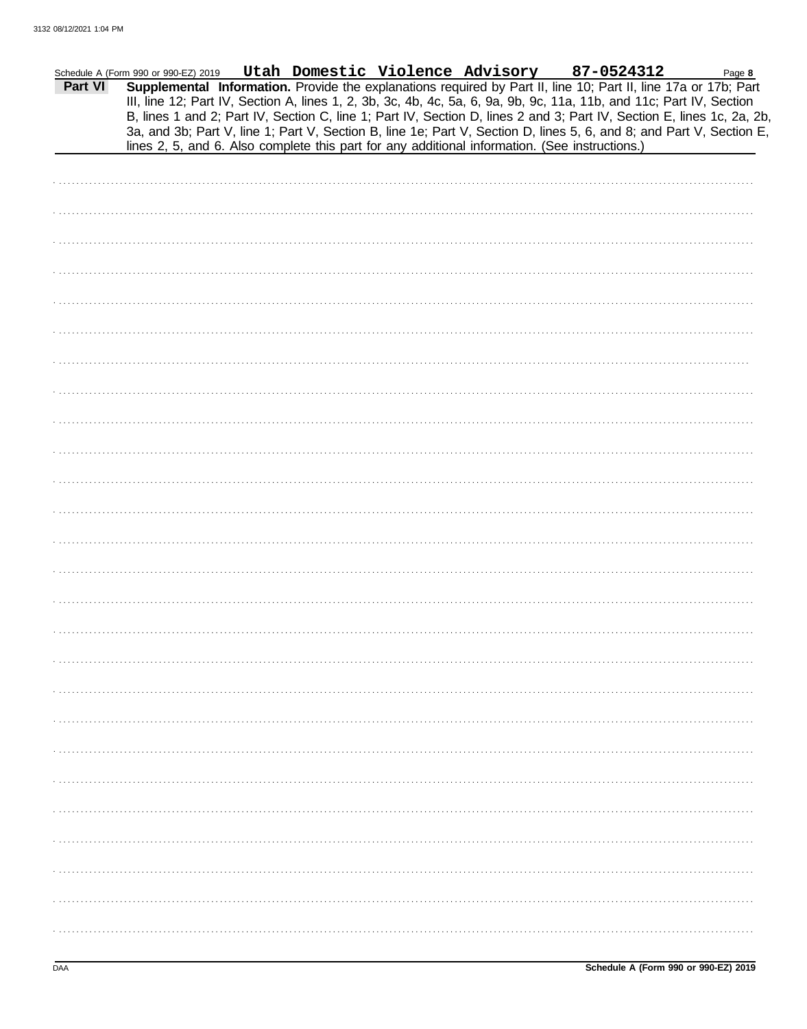Schedule A (Form 990 or 990-EZ) 2019 **Utah Domestic Violence Advisory 87-0524312**

**Part VI** **Supplemental Information.** Provide the explanations required by Part II, line 10; Part II, line 17a or 17b; Part III, line 12; Part IV, Section A, lines 1, 2, 3b, 3c, 4b, 4c, 5a, 6, 9a, 9b, 9c, 11a, 11b, and 11c; Part IV, Section B, lines 1 and 2; Part IV, Section C, line 1; Part IV, Section D, lines 2 and 3; Part IV, Section E, lines 1c, 2a, 2b, 3a, and 3b; Part V, line 1; Part V, Section B, line 1e; Part V, Section D, lines 5, 6, and 8; and Part V, Section E, lines 2, 5, and 6. Also complete this part for any additional information. (See instructions.)

DAA **Schedule A (Form 990 or 990-EZ) 2019**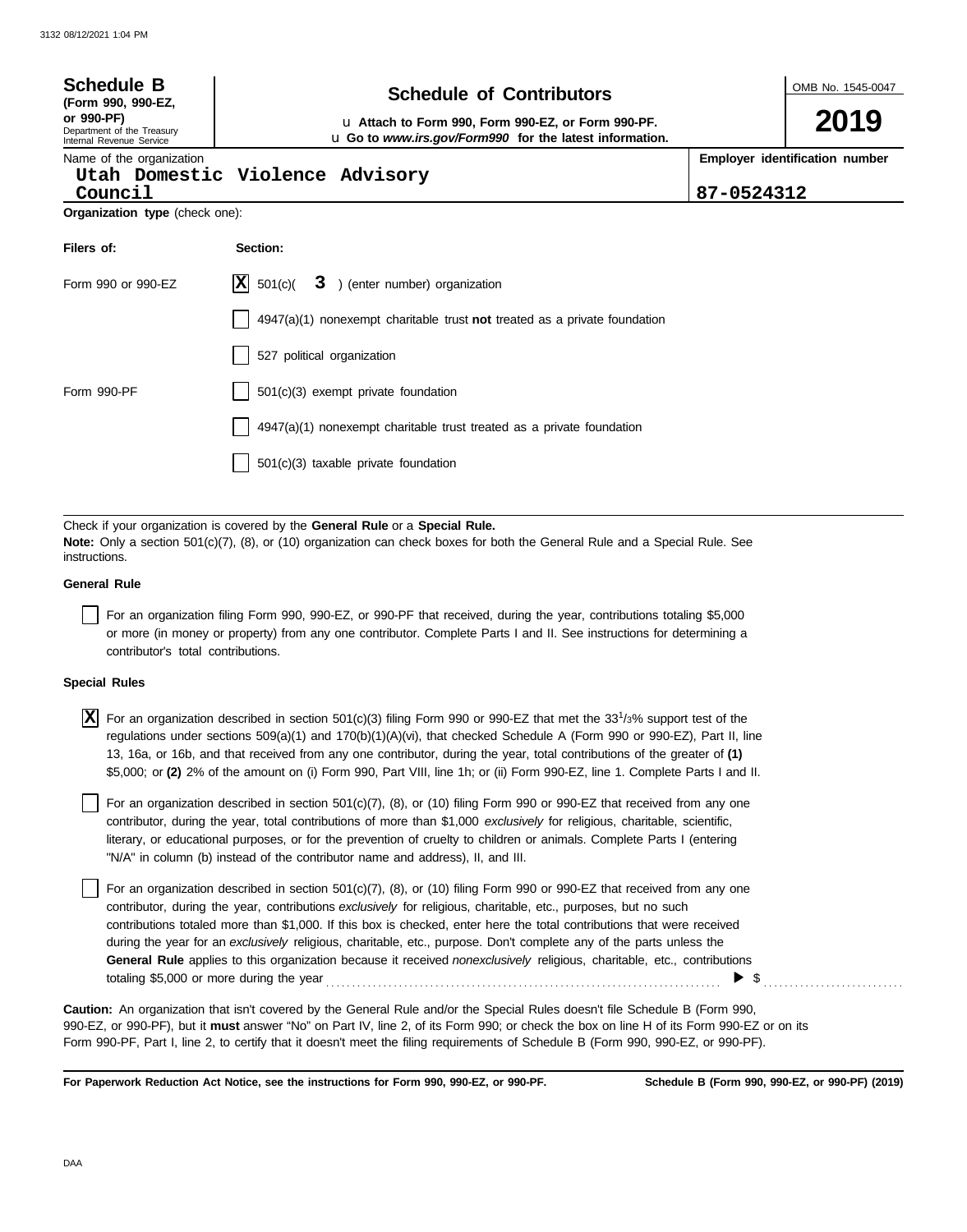**Schedule B**
**(Form 990, 990-EZ, or 990-PF)**
Department of the Treasury
Internal Revenue Service

# Schedule of Contributors

u **Attach to Form 990, Form 990-EZ, or Form 990-PF.**
u **Go to *www.irs.gov/Form990* for the latest information.**

OMB No. 1545-0047

**2019**

| Name of the organization | Employer identification number |
|---|---|
| Utah Domestic Violence Advisory Council | 87-0524312 |

**Organization type** (check one):

| Filers of: | Section: |
|---|---|
| Form 990 or 990-EZ | [X] 501(c)( **3** ) (enter number) organization |
| | [ ] 4947(a)(1) nonexempt charitable trust **not** treated as a private foundation |
| | [ ] 527 political organization |
| Form 990-PF | [ ] 501(c)(3) exempt private foundation |
| | [ ] 4947(a)(1) nonexempt charitable trust treated as a private foundation |
| | [ ] 501(c)(3) taxable private foundation |

Check if your organization is covered by the **General Rule** or a **Special Rule.**
**Note:** Only a section 501(c)(7), (8), or (10) organization can check boxes for both the General Rule and a Special Rule. See instructions.

**General Rule**

[ ] For an organization filing Form 990, 990-EZ, or 990-PF that received, during the year, contributions totaling $5,000 or more (in money or property) from any one contributor. Complete Parts I and II. See instructions for determining a contributor's total contributions.

**Special Rules**

[X] For an organization described in section 501(c)(3) filing Form 990 or 990-EZ that met the $33\frac{1}{3}$% support test of the regulations under sections 509(a)(1) and 170(b)(1)(A)(vi), that checked Schedule A (Form 990 or 990-EZ), Part II, line 13, 16a, or 16b, and that received from any one contributor, during the year, total contributions of the greater of **(1)** $5,000; or **(2)** 2% of the amount on (i) Form 990, Part VIII, line 1h; or (ii) Form 990-EZ, line 1. Complete Parts I and II.

[ ] For an organization described in section 501(c)(7), (8), or (10) filing Form 990 or 990-EZ that received from any one contributor, during the year, total contributions of more than $1,000 *exclusively* for religious, charitable, scientific, literary, or educational purposes, or for the prevention of cruelty to children or animals. Complete Parts I (entering "N/A" in column (b) instead of the contributor name and address), II, and III.

[ ] For an organization described in section 501(c)(7), (8), or (10) filing Form 990 or 990-EZ that received from any one contributor, during the year, contributions *exclusively* for religious, charitable, etc., purposes, but no such contributions totaled more than $1,000. If this box is checked, enter here the total contributions that were received during the year for an *exclusively* religious, charitable, etc., purpose. Don't complete any of the parts unless the **General Rule** applies to this organization because it received *nonexclusively* religious, charitable, etc., contributions totaling $5,000 or more during the year ▶ $

**Caution:** An organization that isn't covered by the General Rule and/or the Special Rules doesn't file Schedule B (Form 990, 990-EZ, or 990-PF), but it **must** answer "No" on Part IV, line 2, of its Form 990; or check the box on line H of its Form 990-EZ or on its Form 990-PF, Part I, line 2, to certify that it doesn't meet the filing requirements of Schedule B (Form 990, 990-EZ, or 990-PF).

**For Paperwork Reduction Act Notice, see the instructions for Form 990, 990-EZ, or 990-PF.** **Schedule B (Form 990, 990-EZ, or 990-PF) (2019)**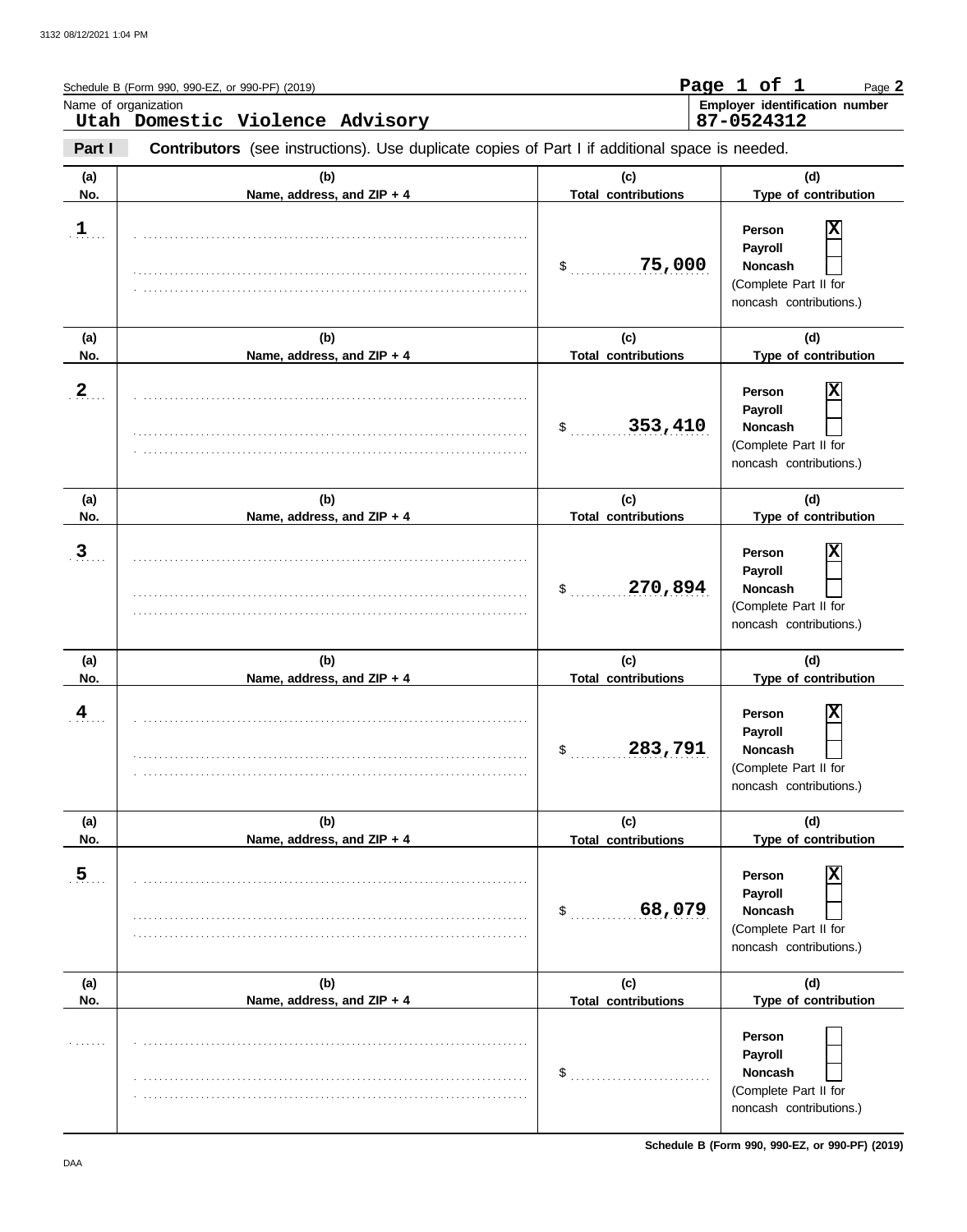Schedule B (Form 990, 990-EZ, or 990-PF) (2019)

Page 1 of 1

Name of organization: Utah Domestic Violence Advisory

Employer identification number: 87-0524312

**Part I** **Contributors** (see instructions). Use duplicate copies of Part I if additional space is needed.

| (a) No. | (b) Name, address, and ZIP + 4 | (c) Total contributions | (d) Type of contribution |
|---|---|---|---|
| 1 | | $ 75,000 | Person [X] Payroll [ ] Noncash [ ] (Complete Part II for noncash contributions.) |
| 2 | | $ 353,410 | Person [X] Payroll [ ] Noncash [ ] (Complete Part II for noncash contributions.) |
| 3 | | $ 270,894 | Person [X] Payroll [ ] Noncash [ ] (Complete Part II for noncash contributions.) |
| 4 | | $ 283,791 | Person [X] Payroll [ ] Noncash [ ] (Complete Part II for noncash contributions.) |
| 5 | | $ 68,079 | Person [X] Payroll [ ] Noncash [ ] (Complete Part II for noncash contributions.) |
| | | $ | Person [ ] Payroll [ ] Noncash [ ] (Complete Part II for noncash contributions.) |

Schedule B (Form 990, 990-EZ, or 990-PF) (2019)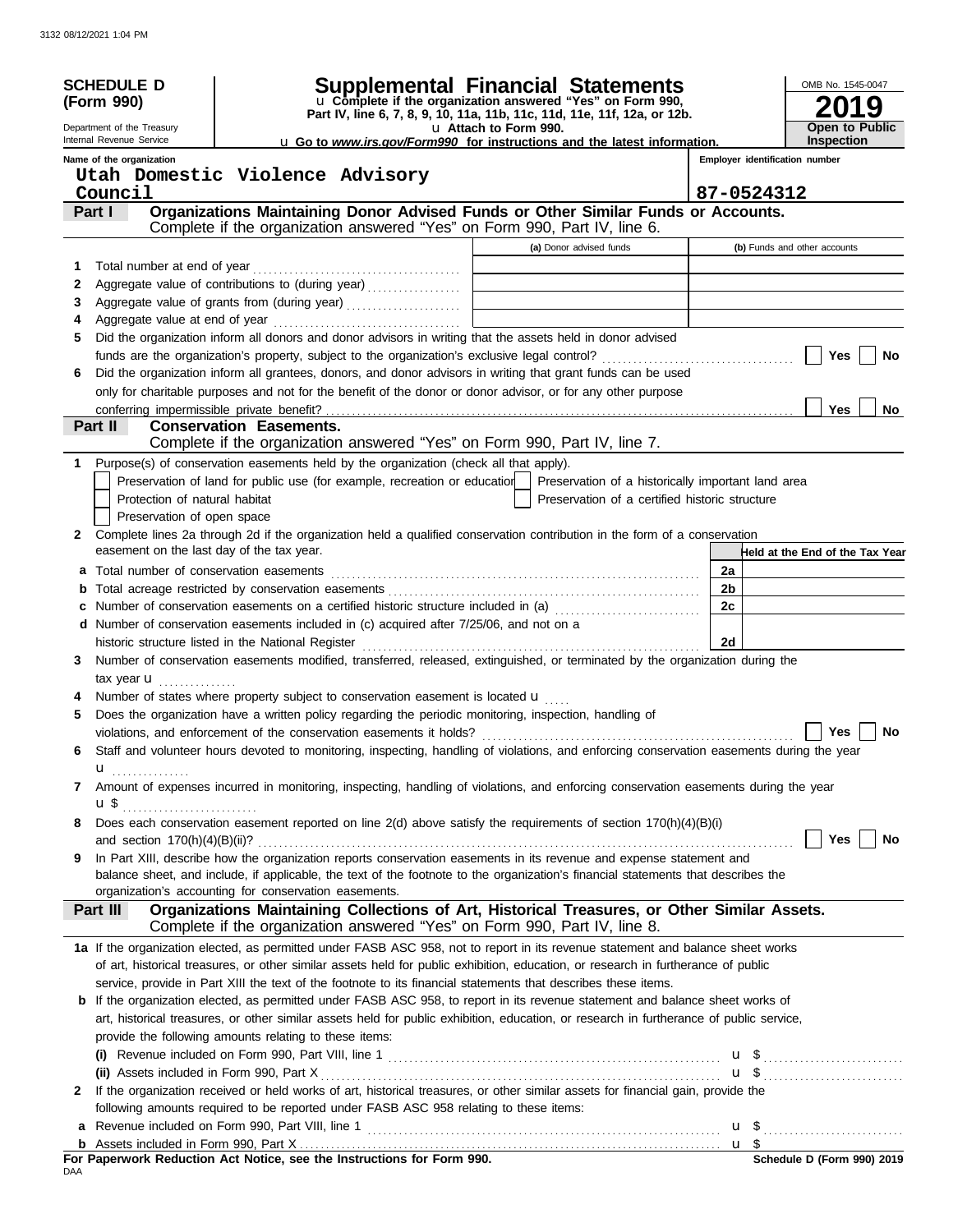**SCHEDULE D (Form 990)**

Department of the Treasury
Internal Revenue Service

# Supplemental Financial Statements

u Complete if the organization answered "Yes" on Form 990, Part IV, line 6, 7, 8, 9, 10, 11a, 11b, 11c, 11d, 11e, 11f, 12a, or 12b.
u Attach to Form 990.
u Go to *www.irs.gov/Form990* for instructions and the latest information.

OMB No. 1545-0047

**2019**

**Open to Public Inspection**

Name of the organization: Utah Domestic Violence Advisory Council

Employer identification number: 87-0524312

## Part I Organizations Maintaining Donor Advised Funds or Other Similar Funds or Accounts.

Complete if the organization answered "Yes" on Form 990, Part IV, line 6.

| | | (a) Donor advised funds | (b) Funds and other accounts |
|---|---|---|---|
| 1 | Total number at end of year | | |
| 2 | Aggregate value of contributions to (during year) | | |
| 3 | Aggregate value of grants from (during year) | | |
| 4 | Aggregate value at end of year | | |

5 Did the organization inform all donors and donor advisors in writing that the assets held in donor advised funds are the organization's property, subject to the organization's exclusive legal control? ☐ Yes ☐ No

6 Did the organization inform all grantees, donors, and donor advisors in writing that grant funds can be used only for charitable purposes and not for the benefit of the donor or donor advisor, or for any other purpose conferring impermissible private benefit? ☐ Yes ☐ No

## Part II Conservation Easements.

Complete if the organization answered "Yes" on Form 990, Part IV, line 7.

1 Purpose(s) of conservation easements held by the organization (check all that apply).

- ☐ Preservation of land for public use (for example, recreation or education)
- ☐ Protection of natural habitat
- ☐ Preservation of open space
- ☐ Preservation of a historically important land area
- ☐ Preservation of a certified historic structure

2 Complete lines 2a through 2d if the organization held a qualified conservation contribution in the form of a conservation easement on the last day of the tax year.

| | | | Held at the End of the Tax Year |
|---|---|---|---|
| a | Total number of conservation easements | 2a | |
| b | Total acreage restricted by conservation easements | 2b | |
| c | Number of conservation easements on a certified historic structure included in (a) | 2c | |
| d | Number of conservation easements included in (c) acquired after 7/25/06, and not on a historic structure listed in the National Register | 2d | |

3 Number of conservation easements modified, transferred, released, extinguished, or terminated by the organization during the tax year u

4 Number of states where property subject to conservation easement is located u

5 Does the organization have a written policy regarding the periodic monitoring, inspection, handling of violations, and enforcement of the conservation easements it holds? ☐ Yes ☐ No

6 Staff and volunteer hours devoted to monitoring, inspecting, handling of violations, and enforcing conservation easements during the year u

7 Amount of expenses incurred in monitoring, inspecting, handling of violations, and enforcing conservation easements during the year u $

8 Does each conservation easement reported on line 2(d) above satisfy the requirements of section 170(h)(4)(B)(i) and section 170(h)(4)(B)(ii)? ☐ Yes ☐ No

9 In Part XIII, describe how the organization reports conservation easements in its revenue and expense statement and balance sheet, and include, if applicable, the text of the footnote to the organization's financial statements that describes the organization's accounting for conservation easements.

## Part III Organizations Maintaining Collections of Art, Historical Treasures, or Other Similar Assets.

Complete if the organization answered "Yes" on Form 990, Part IV, line 8.

1a If the organization elected, as permitted under FASB ASC 958, not to report in its revenue statement and balance sheet works of art, historical treasures, or other similar assets held for public exhibition, education, or research in furtherance of public service, provide in Part XIII the text of the footnote to its financial statements that describes these items.

b If the organization elected, as permitted under FASB ASC 958, to report in its revenue statement and balance sheet works of art, historical treasures, or other similar assets held for public exhibition, education, or research in furtherance of public service, provide the following amounts relating to these items:

(i) Revenue included on Form 990, Part VIII, line 1 u $

(ii) Assets included in Form 990, Part X u $

2 If the organization received or held works of art, historical treasures, or other similar assets for financial gain, provide the following amounts required to be reported under FASB ASC 958 relating to these items:

a Revenue included on Form 990, Part VIII, line 1 u $

b Assets included in Form 990, Part X u $

**For Paperwork Reduction Act Notice, see the Instructions for Form 990.** Schedule D (Form 990) 2019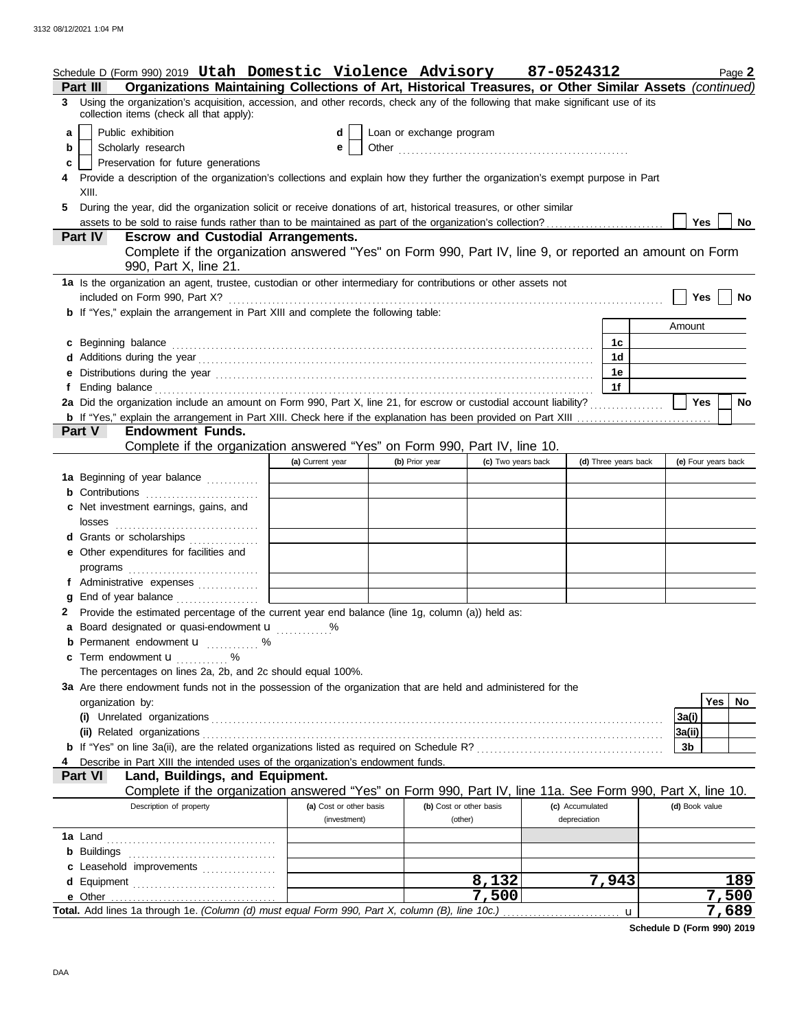Schedule D (Form 990) 2019 **Utah Domestic Violence Advisory** **87-0524312** Page **2**

## Part III Organizations Maintaining Collections of Art, Historical Treasures, or Other Similar Assets *(continued)*

**3** Using the organization's acquisition, accession, and other records, check any of the following that make significant use of its collection items (check all that apply):

- **a** ☐ Public exhibition
- **b** ☐ Scholarly research
- **c** ☐ Preservation for future generations
- **d** ☐ Loan or exchange program
- **e** ☐ Other

**4** Provide a description of the organization's collections and explain how they further the organization's exempt purpose in Part XIII.

**5** During the year, did the organization solicit or receive donations of art, historical treasures, or other similar assets to be sold to raise funds rather than to be maintained as part of the organization's collection? ☐ Yes ☐ No

## Part IV Escrow and Custodial Arrangements.

Complete if the organization answered "Yes" on Form 990, Part IV, line 9, or reported an amount on Form 990, Part X, line 21.

**1a** Is the organization an agent, trustee, custodian or other intermediary for contributions or other assets not included on Form 990, Part X? ☐ Yes ☐ No

**b** If "Yes," explain the arrangement in Part XIII and complete the following table:

| | | Amount |
|---|---|---|
| **c** Beginning balance | 1c | |
| **d** Additions during the year | 1d | |
| **e** Distributions during the year | 1e | |
| **f** Ending balance | 1f | |

**2a** Did the organization include an amount on Form 990, Part X, line 21, for escrow or custodial account liability? ☐ Yes ☐ No

**b** If "Yes," explain the arrangement in Part XIII. Check here if the explanation has been provided on Part XIII ☐

## Part V Endowment Funds.

Complete if the organization answered "Yes" on Form 990, Part IV, line 10.

| | (a) Current year | (b) Prior year | (c) Two years back | (d) Three years back | (e) Four years back |
|---|---|---|---|---|---|
| **1a** Beginning of year balance | | | | | |
| **b** Contributions | | | | | |
| **c** Net investment earnings, gains, and losses | | | | | |
| **d** Grants or scholarships | | | | | |
| **e** Other expenditures for facilities and programs | | | | | |
| **f** Administrative expenses | | | | | |
| **g** End of year balance | | | | | |

**2** Provide the estimated percentage of the current year end balance (line 1g, column (a)) held as:

- **a** Board designated or quasi-endowment ▶ ______ %
- **b** Permanent endowment ▶ ______ %
- **c** Term endowment ▶ ______ %

The percentages on lines 2a, 2b, and 2c should equal 100%.

**3a** Are there endowment funds not in the possession of the organization that are held and administered for the organization by:

| | | Yes | No |
|---|---|---|---|
| **(i)** Unrelated organizations | 3a(i) | | |
| **(ii)** Related organizations | 3a(ii) | | |
| **b** If "Yes" on line 3a(ii), are the related organizations listed as required on Schedule R? | 3b | | |

**4** Describe in Part XIII the intended uses of the organization's endowment funds.

## Part VI Land, Buildings, and Equipment.

Complete if the organization answered "Yes" on Form 990, Part IV, line 11a. See Form 990, Part X, line 10.

| Description of property | (a) Cost or other basis (investment) | (b) Cost or other basis (other) | (c) Accumulated depreciation | (d) Book value |
|---|---|---|---|---|
| **1a** Land | | | | |
| **b** Buildings | | | | |
| **c** Leasehold improvements | | | | |
| **d** Equipment | | 8,132 | 7,943 | 189 |
| **e** Other | | 7,500 | | 7,500 |
| **Total.** Add lines 1a through 1e. *(Column (d) must equal Form 990, Part X, column (B), line 10c.)* ▶ | | | | 7,689 |

**Schedule D (Form 990) 2019**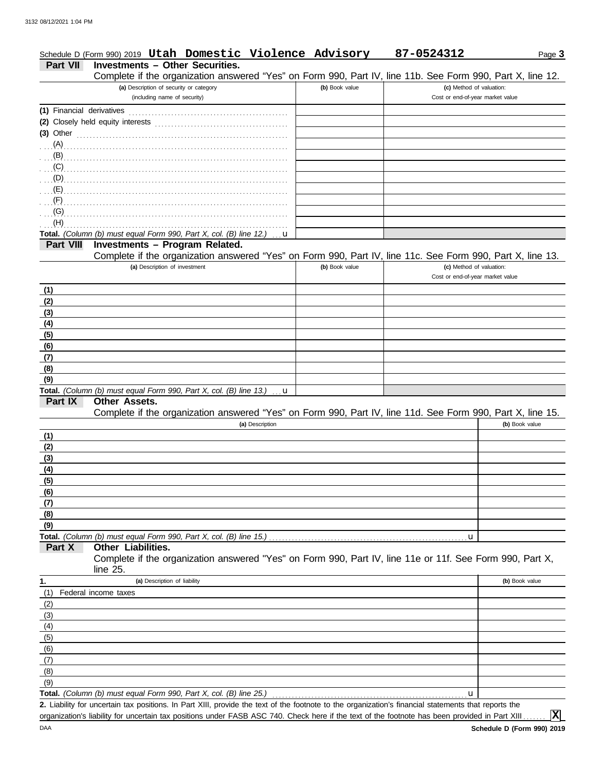Schedule D (Form 990) 2019 **Utah Domestic Violence Advisory** **87-0524312** Page **3**

## Part VII Investments – Other Securities.

Complete if the organization answered "Yes" on Form 990, Part IV, line 11b. See Form 990, Part X, line 12.

| (a) Description of security or category (including name of security) | (b) Book value | (c) Method of valuation: Cost or end-of-year market value |
|---|---|---|
| (1) Financial derivatives | | |
| (2) Closely held equity interests | | |
| (3) Other | | |
| (A) | | |
| (B) | | |
| (C) | | |
| (D) | | |
| (E) | | |
| (F) | | |
| (G) | | |
| (H) | | |
| **Total.** *(Column (b) must equal Form 990, Part X, col. (B) line 12.)* u | | |

## Part VIII Investments – Program Related.

Complete if the organization answered "Yes" on Form 990, Part IV, line 11c. See Form 990, Part X, line 13.

| (a) Description of investment | (b) Book value | (c) Method of valuation: Cost or end-of-year market value |
|---|---|---|
| (1) | | |
| (2) | | |
| (3) | | |
| (4) | | |
| (5) | | |
| (6) | | |
| (7) | | |
| (8) | | |
| (9) | | |
| **Total.** *(Column (b) must equal Form 990, Part X, col. (B) line 13.)* u | | |

## Part IX Other Assets.

Complete if the organization answered "Yes" on Form 990, Part IV, line 11d. See Form 990, Part X, line 15.

| (a) Description | (b) Book value |
|---|---|
| (1) | |
| (2) | |
| (3) | |
| (4) | |
| (5) | |
| (6) | |
| (7) | |
| (8) | |
| (9) | |
| **Total.** *(Column (b) must equal Form 990, Part X, col. (B) line 15.)* u | |

## Part X Other Liabilities.

Complete if the organization answered "Yes" on Form 990, Part IV, line 11e or 11f. See Form 990, Part X, line 25.

| 1. (a) Description of liability | (b) Book value |
|---|---|
| (1) Federal income taxes | |
| (2) | |
| (3) | |
| (4) | |
| (5) | |
| (6) | |
| (7) | |
| (8) | |
| (9) | |
| **Total.** *(Column (b) must equal Form 990, Part X, col. (B) line 25.)* u | |

**2.** Liability for uncertain tax positions. In Part XIII, provide the text of the footnote to the organization's financial statements that reports the organization's liability for uncertain tax positions under FASB ASC 740. Check here if the text of the footnote has been provided in Part XIII ....... **X**

DAA **Schedule D (Form 990) 2019**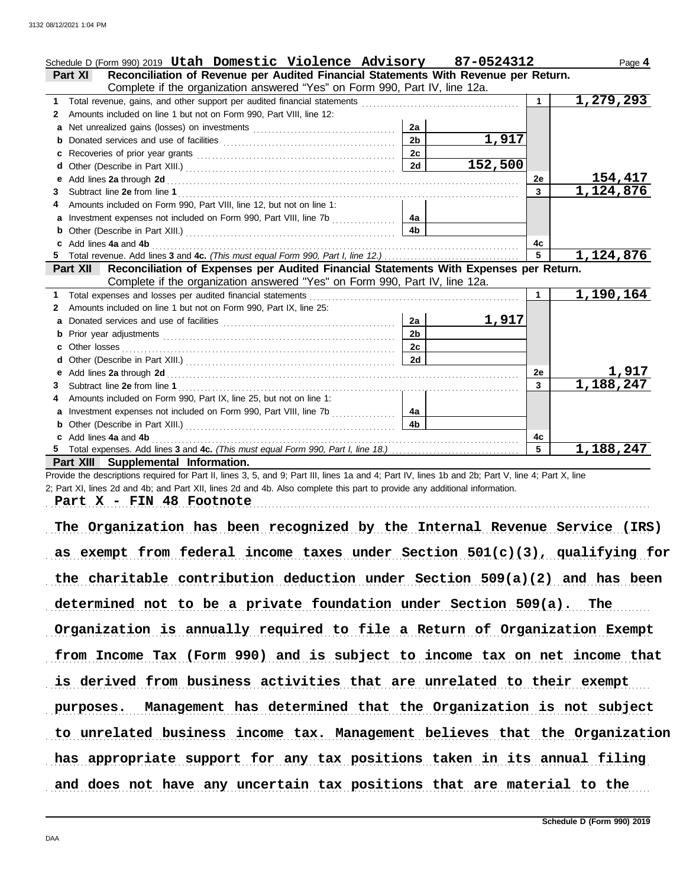3132 08/12/2021 1:04 PM

Schedule D (Form 990) 2019 **Utah Domestic Violence Advisory 87-0524312** Page **4**

**Part XI Reconciliation of Revenue per Audited Financial Statements With Revenue per Return.**
Complete if the organization answered "Yes" on Form 990, Part IV, line 12a.

| | | | | | |
|---|---|---|---|---|---|
| 1 | Total revenue, gains, and other support per audited financial statements | | | 1 | 1,279,293 |
| 2 | Amounts included on line 1 but not on Form 990, Part VIII, line 12: | | | | |
| a | Net unrealized gains (losses) on investments | 2a | | | |
| b | Donated services and use of facilities | 2b | 1,917 | | |
| c | Recoveries of prior year grants | 2c | | | |
| d | Other (Describe in Part XIII.) | 2d | 152,500 | | |
| e | Add lines **2a** through **2d** | | | 2e | 154,417 |
| 3 | Subtract line **2e** from line **1** | | | 3 | 1,124,876 |
| 4 | Amounts included on Form 990, Part VIII, line 12, but not on line 1: | | | | |
| a | Investment expenses not included on Form 990, Part VIII, line 7b | 4a | | | |
| b | Other (Describe in Part XIII.) | 4b | | | |
| c | Add lines **4a** and **4b** | | | 4c | |
| 5 | Total revenue. Add lines **3** and **4c.** *(This must equal Form 990, Part I, line 12.)* | | | 5 | 1,124,876 |

**Part XII Reconciliation of Expenses per Audited Financial Statements With Expenses per Return.**
Complete if the organization answered "Yes" on Form 990, Part IV, line 12a.

| | | | | | |
|---|---|---|---|---|---|
| 1 | Total expenses and losses per audited financial statements | | | 1 | 1,190,164 |
| 2 | Amounts included on line 1 but not on Form 990, Part IX, line 25: | | | | |
| a | Donated services and use of facilities | 2a | 1,917 | | |
| b | Prior year adjustments | 2b | | | |
| c | Other losses | 2c | | | |
| d | Other (Describe in Part XIII.) | 2d | | | |
| e | Add lines **2a** through **2d** | | | 2e | 1,917 |
| 3 | Subtract line **2e** from line **1** | | | 3 | 1,188,247 |
| 4 | Amounts included on Form 990, Part IX, line 25, but not on line 1: | | | | |
| a | Investment expenses not included on Form 990, Part VIII, line 7b | 4a | | | |
| b | Other (Describe in Part XIII.) | 4b | | | |
| c | Add lines **4a** and **4b** | | | 4c | |
| 5 | Total expenses. Add lines **3** and **4c.** *(This must equal Form 990, Part I, line 18.)* | | | 5 | 1,188,247 |

**Part XIII Supplemental Information.**

Provide the descriptions required for Part II, lines 3, 5, and 9; Part III, lines 1a and 4; Part IV, lines 1b and 2b; Part V, line 4; Part X, line 2; Part XI, lines 2d and 4b; and Part XII, lines 2d and 4b. Also complete this part to provide any additional information.

**Part X - FIN 48 Footnote**

**The Organization has been recognized by the Internal Revenue Service (IRS) as exempt from federal income taxes under Section 501(c)(3), qualifying for the charitable contribution deduction under Section 509(a)(2) and has been determined not to be a private foundation under Section 509(a). The Organization is annually required to file a Return of Organization Exempt from Income Tax (Form 990) and is subject to income tax on net income that is derived from business activities that are unrelated to their exempt purposes. Management has determined that the Organization is not subject to unrelated business income tax. Management believes that the Organization has appropriate support for any tax positions taken in its annual filing and does not have any uncertain tax positions that are material to the**

DAA **Schedule D (Form 990) 2019**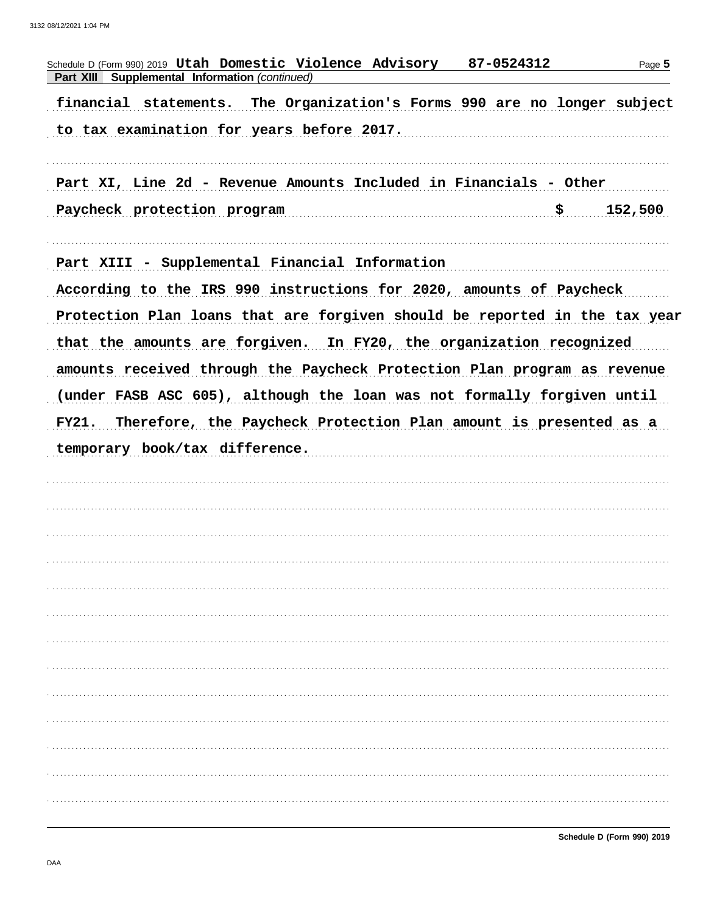Schedule D (Form 990) 2019 **Utah Domestic Violence Advisory** **87-0524312**

**Part XIII Supplemental Information** *(continued)*

financial statements. The Organization's Forms 990 are no longer subject to tax examination for years before 2017.

Part XI, Line 2d - Revenue Amounts Included in Financials - Other

Paycheck protection program $ 152,500

Part XIII - Supplemental Financial Information

According to the IRS 990 instructions for 2020, amounts of Paycheck Protection Plan loans that are forgiven should be reported in the tax year that the amounts are forgiven. In FY20, the organization recognized amounts received through the Paycheck Protection Plan program as revenue (under FASB ASC 605), although the loan was not formally forgiven until FY21. Therefore, the Paycheck Protection Plan amount is presented as a temporary book/tax difference.

**Schedule D (Form 990) 2019**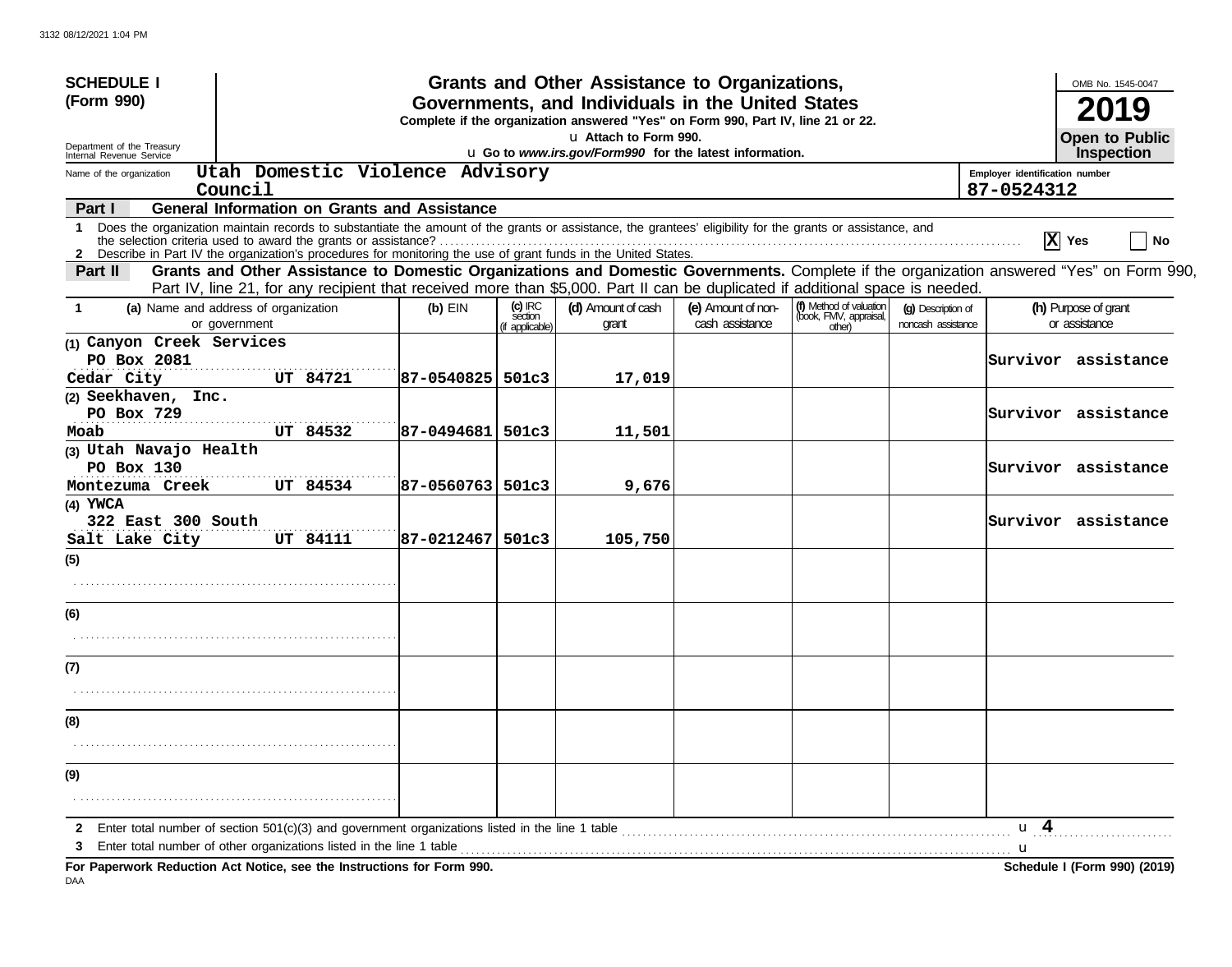3132 08/12/2021 1:04 PM

**SCHEDULE I (Form 990)**

Department of the Treasury
Internal Revenue Service

# Grants and Other Assistance to Organizations, Governments, and Individuals in the United States

**Complete if the organization answered "Yes" on Form 990, Part IV, line 21 or 22.**

u Attach to Form 990.

u Go to *www.irs.gov/Form990* for the latest information.

OMB No. 1545-0047

**2019**

**Open to Public Inspection**

Name of the organization: Utah Domestic Violence Advisory Council

Employer identification number: 87-0524312

## Part I General Information on Grants and Assistance

1 Does the organization maintain records to substantiate the amount of the grants or assistance, the grantees' eligibility for the grants or assistance, and the selection criteria used to award the grants or assistance? [X] Yes [ ] No

2 Describe in Part IV the organization's procedures for monitoring the use of grant funds in the United States.

## Part II Grants and Other Assistance to Domestic Organizations and Domestic Governments.

Complete if the organization answered "Yes" on Form 990, Part IV, line 21, for any recipient that received more than $5,000. Part II can be duplicated if additional space is needed.

| 1 (a) Name and address of organization or government | (b) EIN | (c) IRC section (if applicable) | (d) Amount of cash grant | (e) Amount of non-cash assistance | (f) Method of valuation (book, FMV, appraisal, other) | (g) Description of noncash assistance | (h) Purpose of grant or assistance |
|---|---|---|---|---|---|---|---|
| (1) Canyon Creek Services<br>PO Box 2081<br>Cedar City UT 84721 | 87-0540825 | 501c3 | 17,019 | | | | Survivor assistance |
| (2) Seekhaven, Inc.<br>PO Box 729<br>Moab UT 84532 | 87-0494681 | 501c3 | 11,501 | | | | Survivor assistance |
| (3) Utah Navajo Health<br>PO Box 130<br>Montezuma Creek UT 84534 | 87-0560763 | 501c3 | 9,676 | | | | Survivor assistance |
| (4) YWCA<br>322 East 300 South<br>Salt Lake City UT 84111 | 87-0212467 | 501c3 | 105,750 | | | | Survivor assistance |
| (5) | | | | | | | |
| (6) | | | | | | | |
| (7) | | | | | | | |
| (8) | | | | | | | |
| (9) | | | | | | | |

2 Enter total number of section 501(c)(3) and government organizations listed in the line 1 table u 4

3 Enter total number of other organizations listed in the line 1 table u

**For Paperwork Reduction Act Notice, see the Instructions for Form 990.** **Schedule I (Form 990) (2019)**

DAA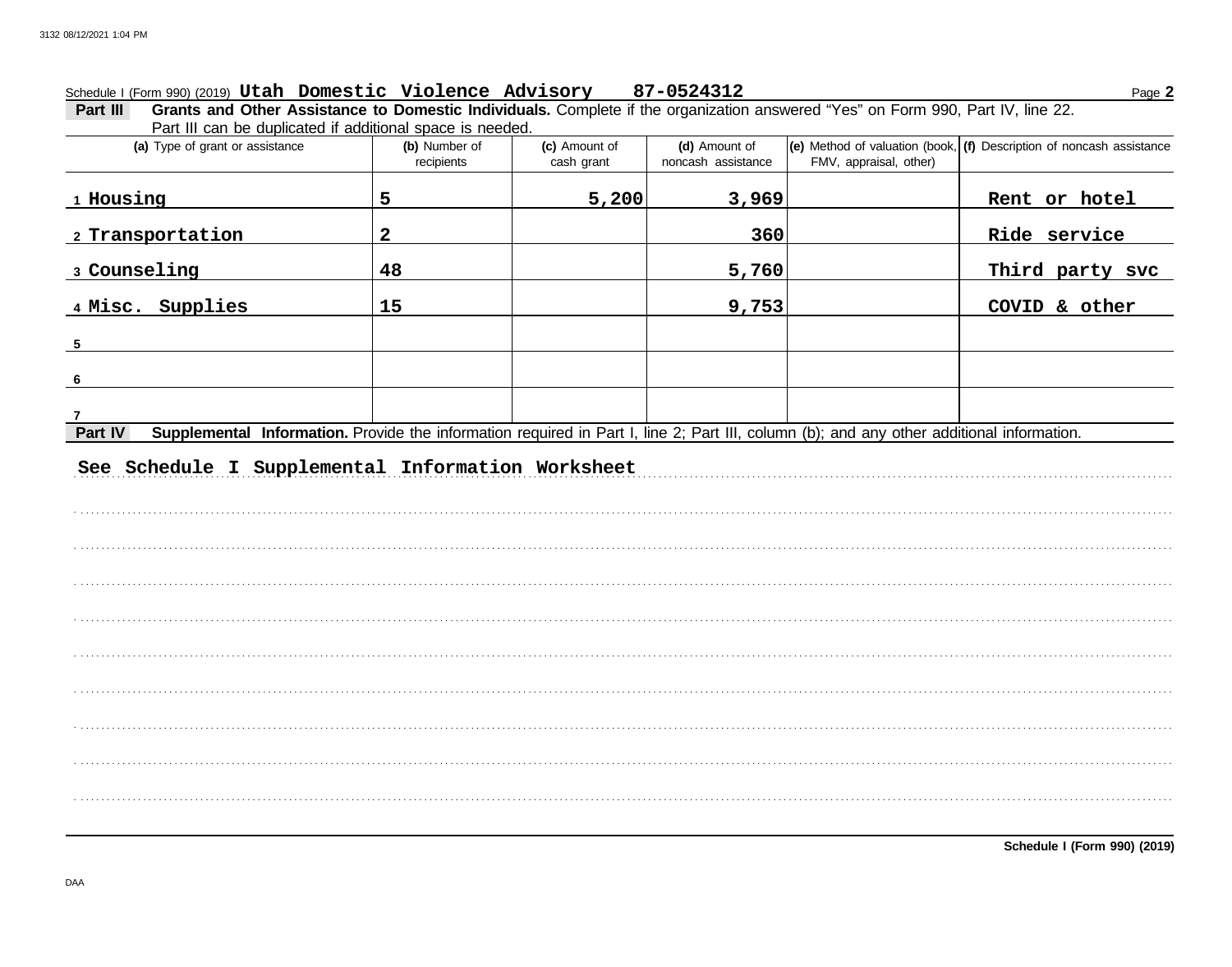Schedule I (Form 990) (2019) **Utah Domestic Violence Advisory 87-0524312**

**Part III Grants and Other Assistance to Domestic Individuals.** Complete if the organization answered "Yes" on Form 990, Part IV, line 22. Part III can be duplicated if additional space is needed.

| (a) Type of grant or assistance | (b) Number of recipients | (c) Amount of cash grant | (d) Amount of noncash assistance | (e) Method of valuation (book, FMV, appraisal, other) | (f) Description of noncash assistance |
|---|---|---|---|---|---|
| 1 Housing | 5 | 5,200 | 3,969 | | Rent or hotel |
| 2 Transportation | 2 | | 360 | | Ride service |
| 3 Counseling | 48 | | 5,760 | | Third party svc |
| 4 Misc. Supplies | 15 | | 9,753 | | COVID & other |
| 5 | | | | | |
| 6 | | | | | |
| 7 | | | | | |

**Part IV Supplemental Information.** Provide the information required in Part I, line 2; Part III, column (b); and any other additional information.

See Schedule I Supplemental Information Worksheet

**Schedule I (Form 990) (2019)**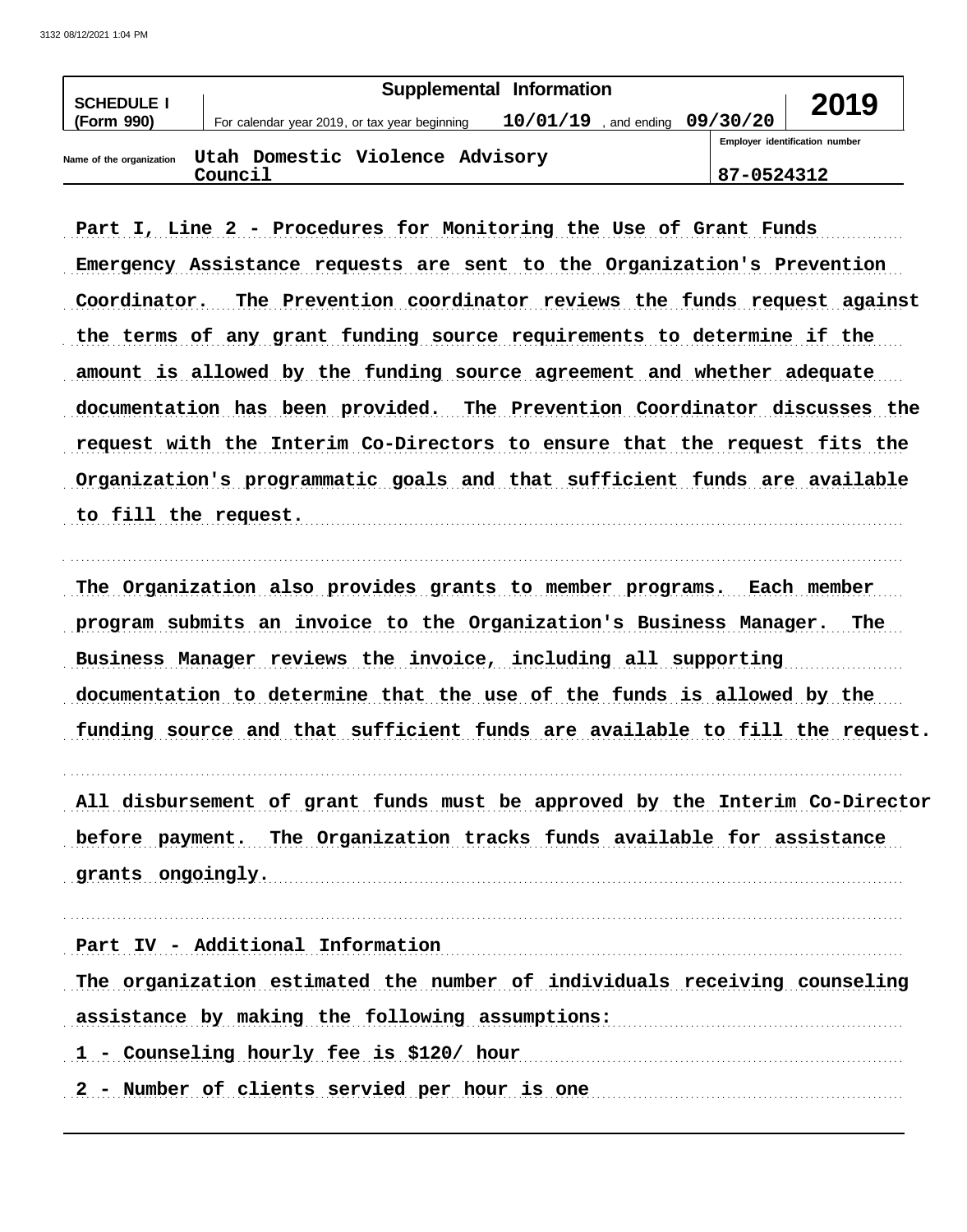| SCHEDULE I (Form 990) | Supplemental Information | | 2019 |
|---|---|---|---|
| | For calendar year 2019, or tax year beginning 10/01/19 , and ending 09/30/20 | | |
| Name of the organization | Utah Domestic Violence Advisory Council | Employer identification number 87-0524312 | |

**Part I, Line 2 - Procedures for Monitoring the Use of Grant Funds**

Emergency Assistance requests are sent to the Organization's Prevention Coordinator. The Prevention coordinator reviews the funds request against the terms of any grant funding source requirements to determine if the amount is allowed by the funding source agreement and whether adequate documentation has been provided. The Prevention Coordinator discusses the request with the Interim Co-Directors to ensure that the request fits the Organization's programmatic goals and that sufficient funds are available to fill the request.

The Organization also provides grants to member programs. Each member program submits an invoice to the Organization's Business Manager. The Business Manager reviews the invoice, including all supporting documentation to determine that the use of the funds is allowed by the funding source and that sufficient funds are available to fill the request.

All disbursement of grant funds must be approved by the Interim Co-Director before payment. The Organization tracks funds available for assistance grants ongoingly.

**Part IV - Additional Information**

The organization estimated the number of individuals receiving counseling assistance by making the following assumptions:

1 - Counseling hourly fee is $120/ hour

2 - Number of clients servied per hour is one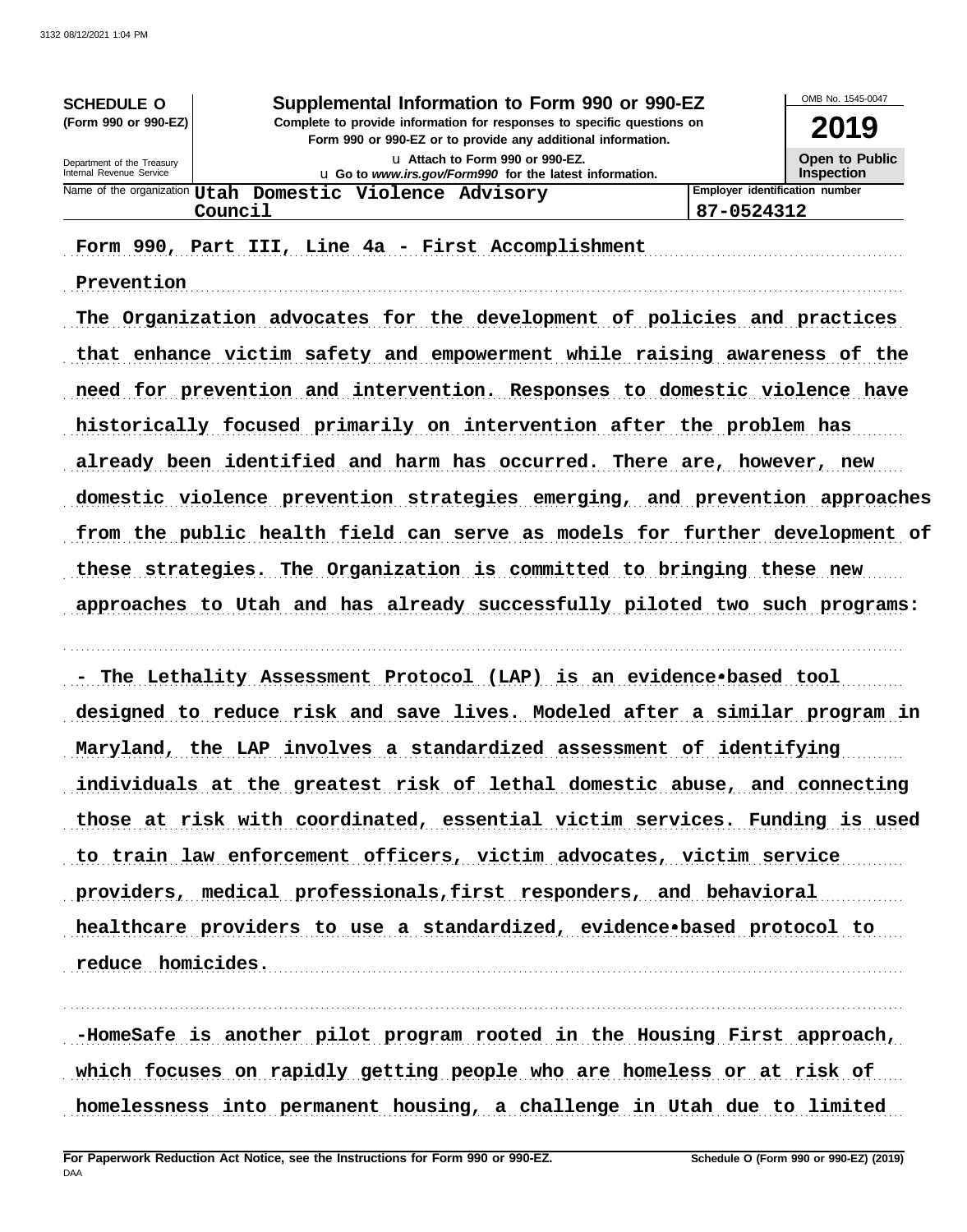**SCHEDULE O**
**(Form 990 or 990-EZ)**

Department of the Treasury
Internal Revenue Service

# Supplemental Information to Form 990 or 990-EZ

**Complete to provide information for responses to specific questions on Form 990 or 990-EZ or to provide any additional information.**

u Attach to Form 990 or 990-EZ.
u Go to *www.irs.gov/Form990* for the latest information.

OMB No. 1545-0047

**2019**

**Open to Public Inspection**

Name of the organization: **Utah Domestic Violence Advisory Council**

Employer identification number: **87-0524312**

Form 990, Part III, Line 4a - First Accomplishment

Prevention

The Organization advocates for the development of policies and practices that enhance victim safety and empowerment while raising awareness of the need for prevention and intervention. Responses to domestic violence have historically focused primarily on intervention after the problem has already been identified and harm has occurred. There are, however, new domestic violence prevention strategies emerging, and prevention approaches from the public health field can serve as models for further development of these strategies. The Organization is committed to bringing these new approaches to Utah and has already successfully piloted two such programs:

- The Lethality Assessment Protocol (LAP) is an evidence•based tool designed to reduce risk and save lives. Modeled after a similar program in Maryland, the LAP involves a standardized assessment of identifying individuals at the greatest risk of lethal domestic abuse, and connecting those at risk with coordinated, essential victim services. Funding is used to train law enforcement officers, victim advocates, victim service providers, medical professionals,first responders, and behavioral healthcare providers to use a standardized, evidence•based protocol to reduce homicides.

-HomeSafe is another pilot program rooted in the Housing First approach, which focuses on rapidly getting people who are homeless or at risk of homelessness into permanent housing, a challenge in Utah due to limited

**For Paperwork Reduction Act Notice, see the Instructions for Form 990 or 990-EZ.**
DAA
**Schedule O (Form 990 or 990-EZ) (2019)**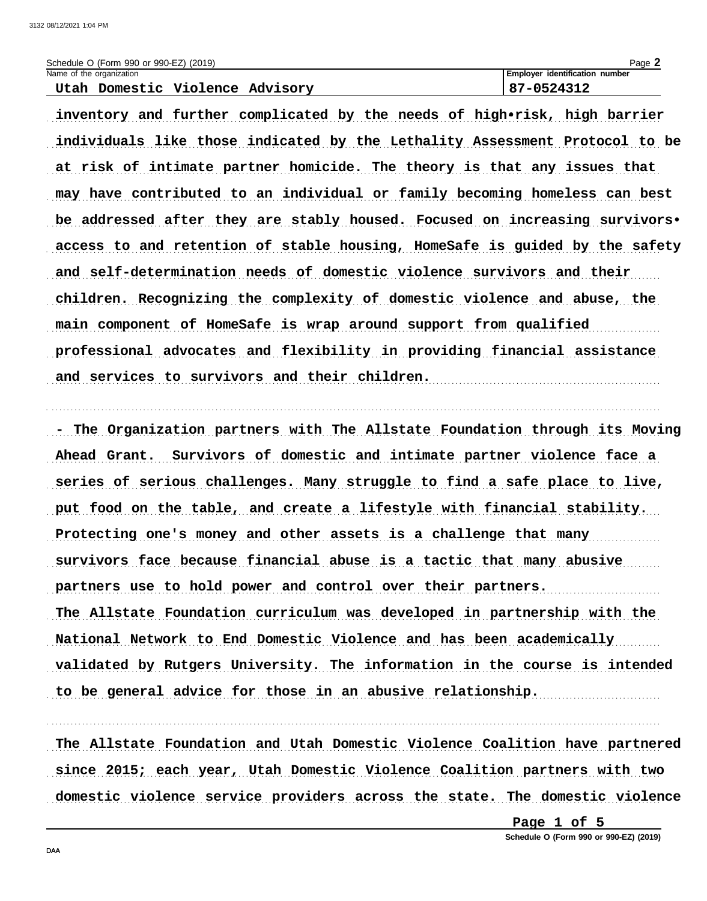Schedule O (Form 990 or 990-EZ) (2019)

Name of the organization: Utah Domestic Violence Advisory

Employer identification number: 87-0524312

inventory and further complicated by the needs of high•risk, high barrier individuals like those indicated by the Lethality Assessment Protocol to be at risk of intimate partner homicide. The theory is that any issues that may have contributed to an individual or family becoming homeless can best be addressed after they are stably housed. Focused on increasing survivors• access to and retention of stable housing, HomeSafe is guided by the safety and self-determination needs of domestic violence survivors and their children. Recognizing the complexity of domestic violence and abuse, the main component of HomeSafe is wrap around support from qualified professional advocates and flexibility in providing financial assistance and services to survivors and their children.

- The Organization partners with The Allstate Foundation through its Moving Ahead Grant. Survivors of domestic and intimate partner violence face a series of serious challenges. Many struggle to find a safe place to live, put food on the table, and create a lifestyle with financial stability. Protecting one's money and other assets is a challenge that many survivors face because financial abuse is a tactic that many abusive partners use to hold power and control over their partners.
The Allstate Foundation curriculum was developed in partnership with the National Network to End Domestic Violence and has been academically validated by Rutgers University. The information in the course is intended to be general advice for those in an abusive relationship.

The Allstate Foundation and Utah Domestic Violence Coalition have partnered since 2015; each year, Utah Domestic Violence Coalition partners with two domestic violence service providers across the state. The domestic violence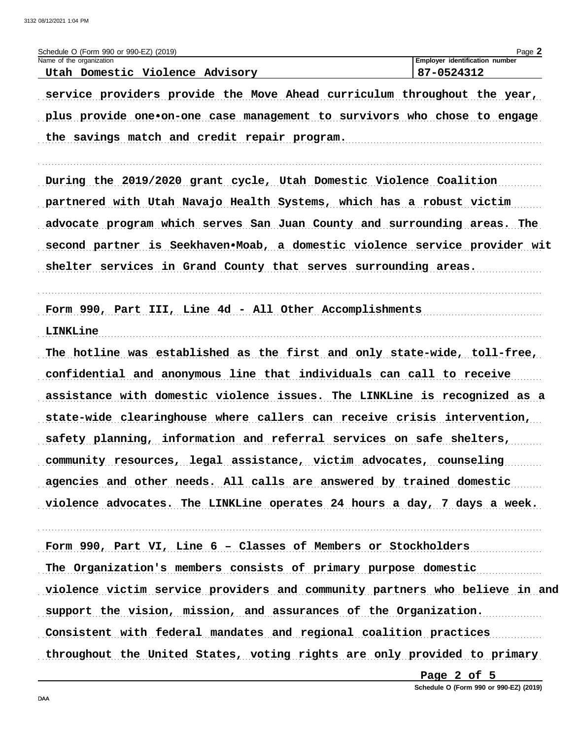Schedule O (Form 990 or 990-EZ) (2019)

| Name of the organization | Employer identification number |
| --- | --- |
| Utah Domestic Violence Advisory | 87-0524312 |

service providers provide the Move Ahead curriculum throughout the year, plus provide one•on-one case management to survivors who chose to engage the savings match and credit repair program.

During the 2019/2020 grant cycle, Utah Domestic Violence Coalition partnered with Utah Navajo Health Systems, which has a robust victim advocate program which serves San Juan County and surrounding areas. The second partner is Seekhaven•Moab, a domestic violence service provider wit shelter services in Grand County that serves surrounding areas.

Form 990, Part III, Line 4d - All Other Accomplishments

LINKLine

The hotline was established as the first and only state-wide, toll-free, confidential and anonymous line that individuals can call to receive assistance with domestic violence issues. The LINKLine is recognized as a state-wide clearinghouse where callers can receive crisis intervention, safety planning, information and referral services on safe shelters, community resources, legal assistance, victim advocates, counseling agencies and other needs. All calls are answered by trained domestic violence advocates. The LINKLine operates 24 hours a day, 7 days a week.

Form 990, Part VI, Line 6 – Classes of Members or Stockholders

The Organization's members consists of primary purpose domestic violence victim service providers and community partners who believe in and support the vision, mission, and assurances of the Organization. Consistent with federal mandates and regional coalition practices throughout the United States, voting rights are only provided to primary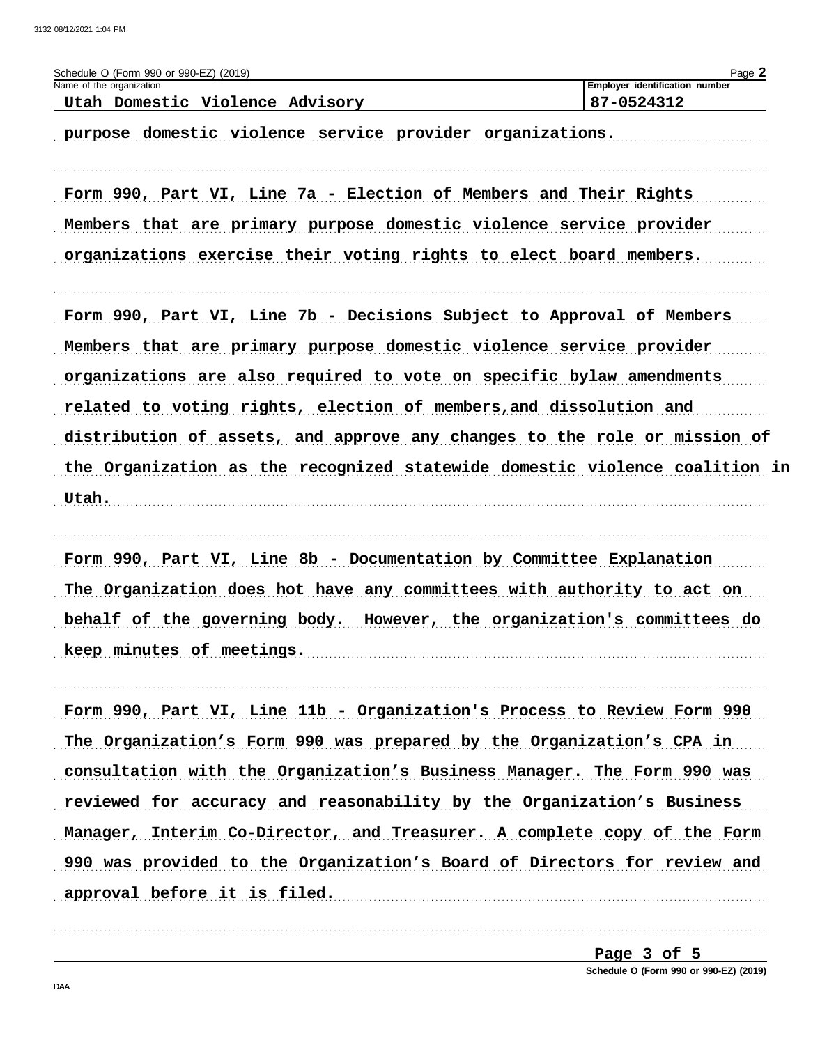Schedule O (Form 990 or 990-EZ) (2019)

Name of the organization: Utah Domestic Violence Advisory

Employer identification number: 87-0524312

purpose domestic violence service provider organizations.

Form 990, Part VI, Line 7a - Election of Members and Their Rights

Members that are primary purpose domestic violence service provider organizations exercise their voting rights to elect board members.

Form 990, Part VI, Line 7b - Decisions Subject to Approval of Members

Members that are primary purpose domestic violence service provider organizations are also required to vote on specific bylaw amendments related to voting rights, election of members,and dissolution and distribution of assets, and approve any changes to the role or mission of the Organization as the recognized statewide domestic violence coalition in Utah.

Form 990, Part VI, Line 8b - Documentation by Committee Explanation

The Organization does hot have any committees with authority to act on behalf of the governing body. However, the organization's committees do keep minutes of meetings.

Form 990, Part VI, Line 11b - Organization's Process to Review Form 990

The Organization’s Form 990 was prepared by the Organization’s CPA in consultation with the Organization’s Business Manager. The Form 990 was reviewed for accuracy and reasonability by the Organization’s Business Manager, Interim Co-Director, and Treasurer. A complete copy of the Form 990 was provided to the Organization’s Board of Directors for review and approval before it is filed.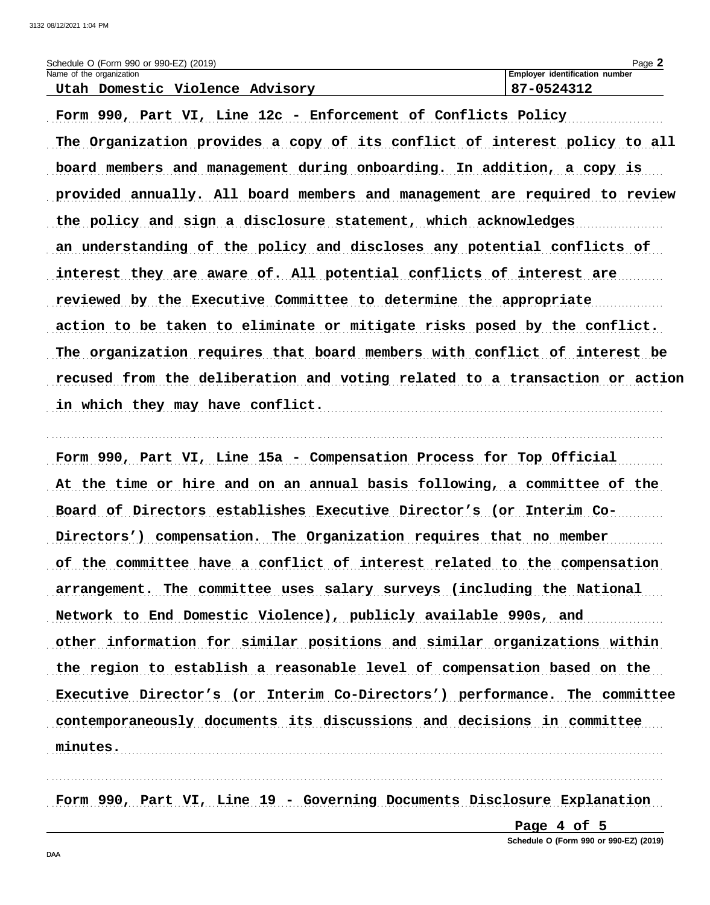Schedule O (Form 990 or 990-EZ) (2019)

| Name of the organization | Employer identification number |
| --- | --- |
| Utah Domestic Violence Advisory | 87-0524312 |

Form 990, Part VI, Line 12c - Enforcement of Conflicts Policy

The Organization provides a copy of its conflict of interest policy to all board members and management during onboarding. In addition, a copy is provided annually. All board members and management are required to review the policy and sign a disclosure statement, which acknowledges an understanding of the policy and discloses any potential conflicts of interest they are aware of. All potential conflicts of interest are reviewed by the Executive Committee to determine the appropriate action to be taken to eliminate or mitigate risks posed by the conflict. The organization requires that board members with conflict of interest be recused from the deliberation and voting related to a transaction or action in which they may have conflict.

Form 990, Part VI, Line 15a - Compensation Process for Top Official

At the time or hire and on an annual basis following, a committee of the Board of Directors establishes Executive Director's (or Interim Co-Directors') compensation. The Organization requires that no member of the committee have a conflict of interest related to the compensation arrangement. The committee uses salary surveys (including the National Network to End Domestic Violence), publicly available 990s, and other information for similar positions and similar organizations within the region to establish a reasonable level of compensation based on the Executive Director's (or Interim Co-Directors') performance. The committee contemporaneously documents its discussions and decisions in committee minutes.

Form 990, Part VI, Line 19 - Governing Documents Disclosure Explanation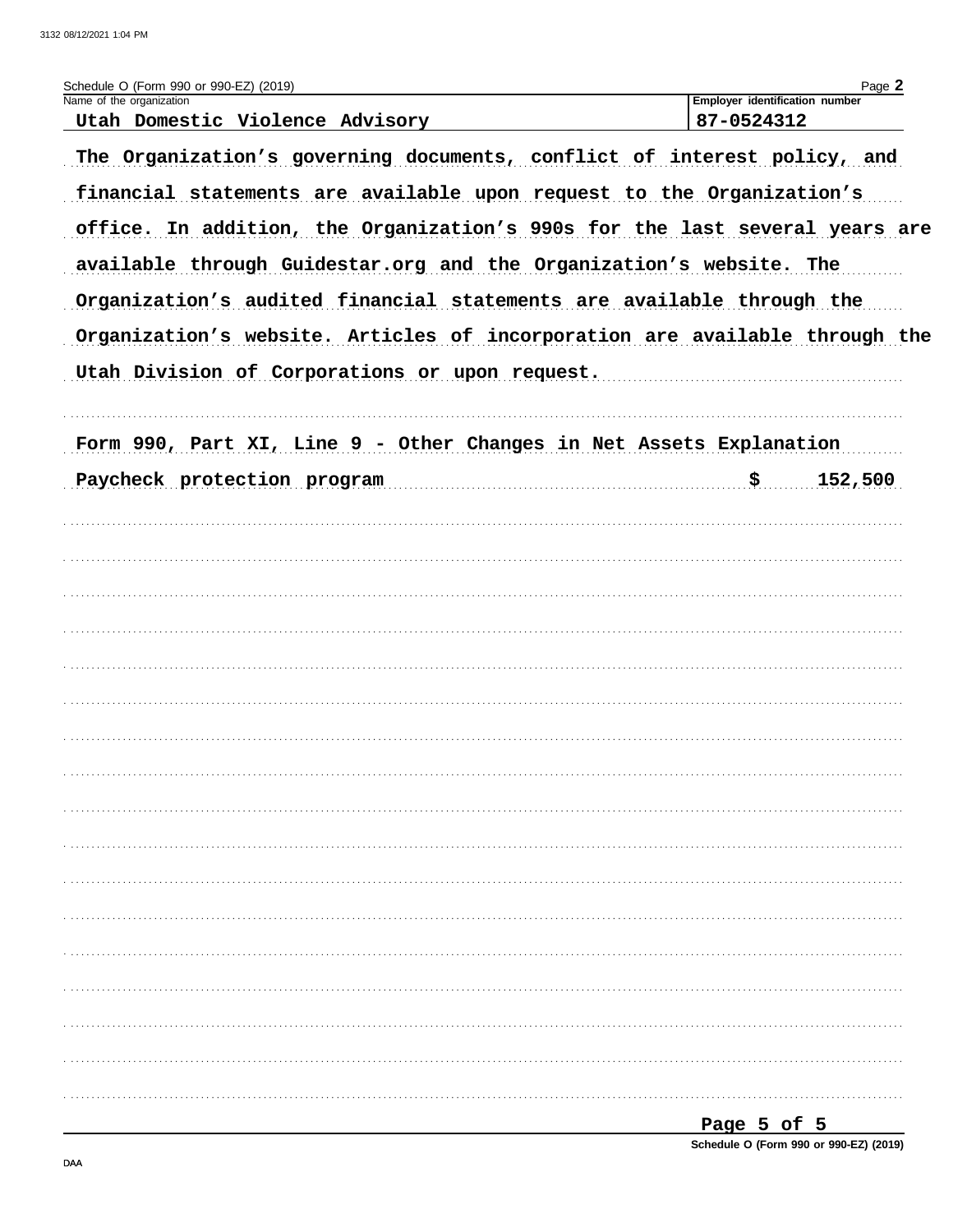Schedule O (Form 990 or 990-EZ) (2019)

| Name of the organization | Employer identification number |
|---|---|
| Utah Domestic Violence Advisory | 87-0524312 |

The Organization's governing documents, conflict of interest policy, and financial statements are available upon request to the Organization's office. In addition, the Organization's 990s for the last several years are available through Guidestar.org and the Organization's website. The Organization's audited financial statements are available through the Organization's website. Articles of incorporation are available through the Utah Division of Corporations or upon request.

Form 990, Part XI, Line 9 - Other Changes in Net Assets Explanation

Paycheck protection program $ 152,500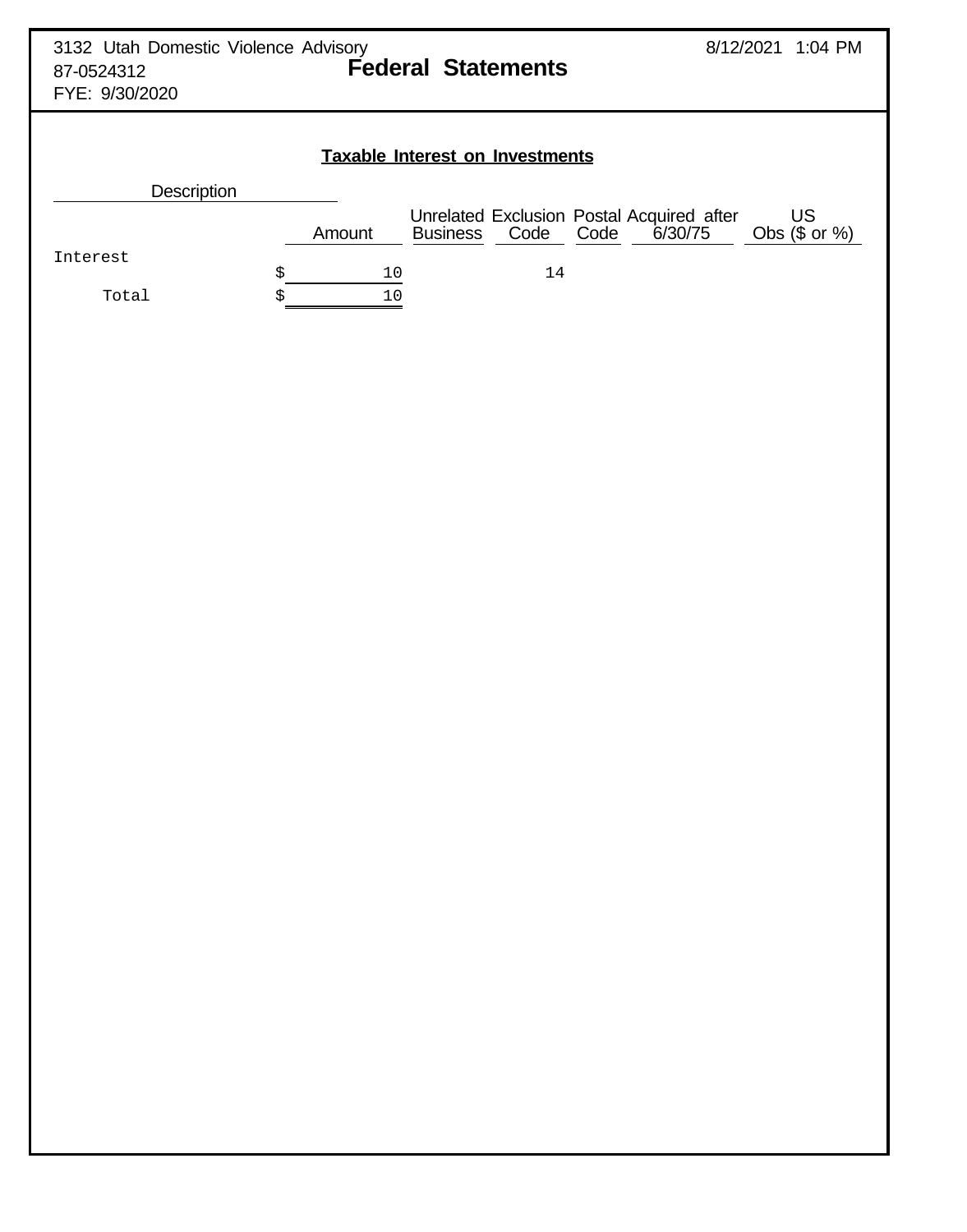3132 Utah Domestic Violence Advisory
87-0524312
FYE: 9/30/2020

# Federal Statements

8/12/2021 1:04 PM

## Taxable Interest on Investments

| Description | Amount | Unrelated Business | Exclusion Code | Postal Code | Acquired after 6/30/75 | US Obs ($ or %) |
|---|---|---|---|---|---|---|
| Interest | $ 10 | | 14 | | | |
| Total | $ 10 | | | | | |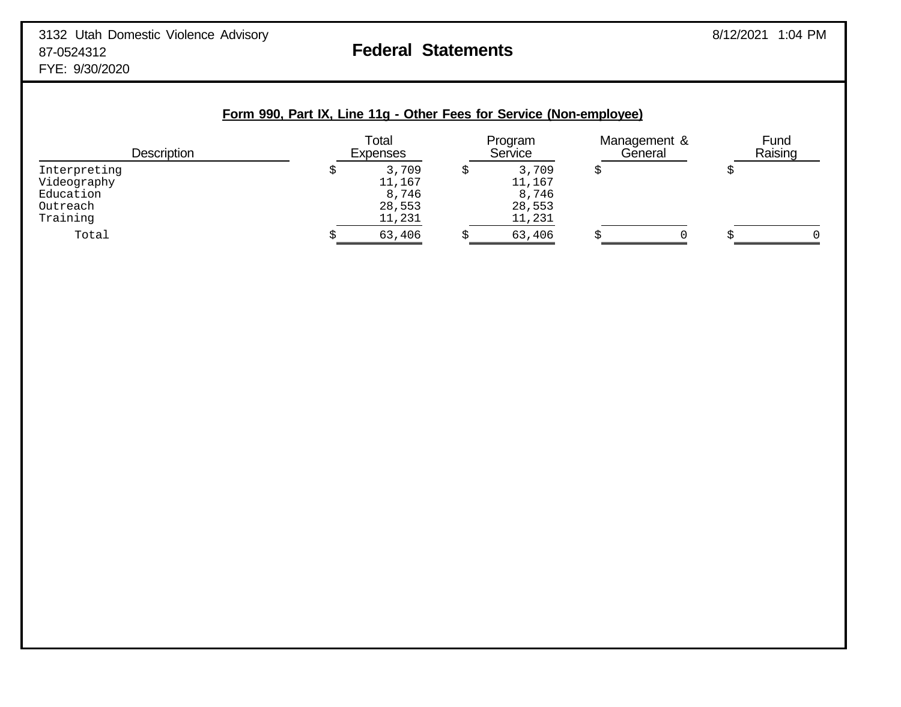3132 Utah Domestic Violence Advisory
87-0524312
FYE: 9/30/2020

8/12/2021 1:04 PM

# Federal Statements

## Form 990, Part IX, Line 11g - Other Fees for Service (Non-employee)

| Description | Total Expenses | Program Service | Management & General | Fund Raising |
|---|---|---|---|---|
| Interpreting | $ 3,709 | $ 3,709 | $ | $ |
| Videography | 11,167 | 11,167 | | |
| Education | 8,746 | 8,746 | | |
| Outreach | 28,553 | 28,553 | | |
| Training | 11,231 | 11,231 | | |
| Total | $ 63,406 | $ 63,406 | $ 0 | $ 0 |